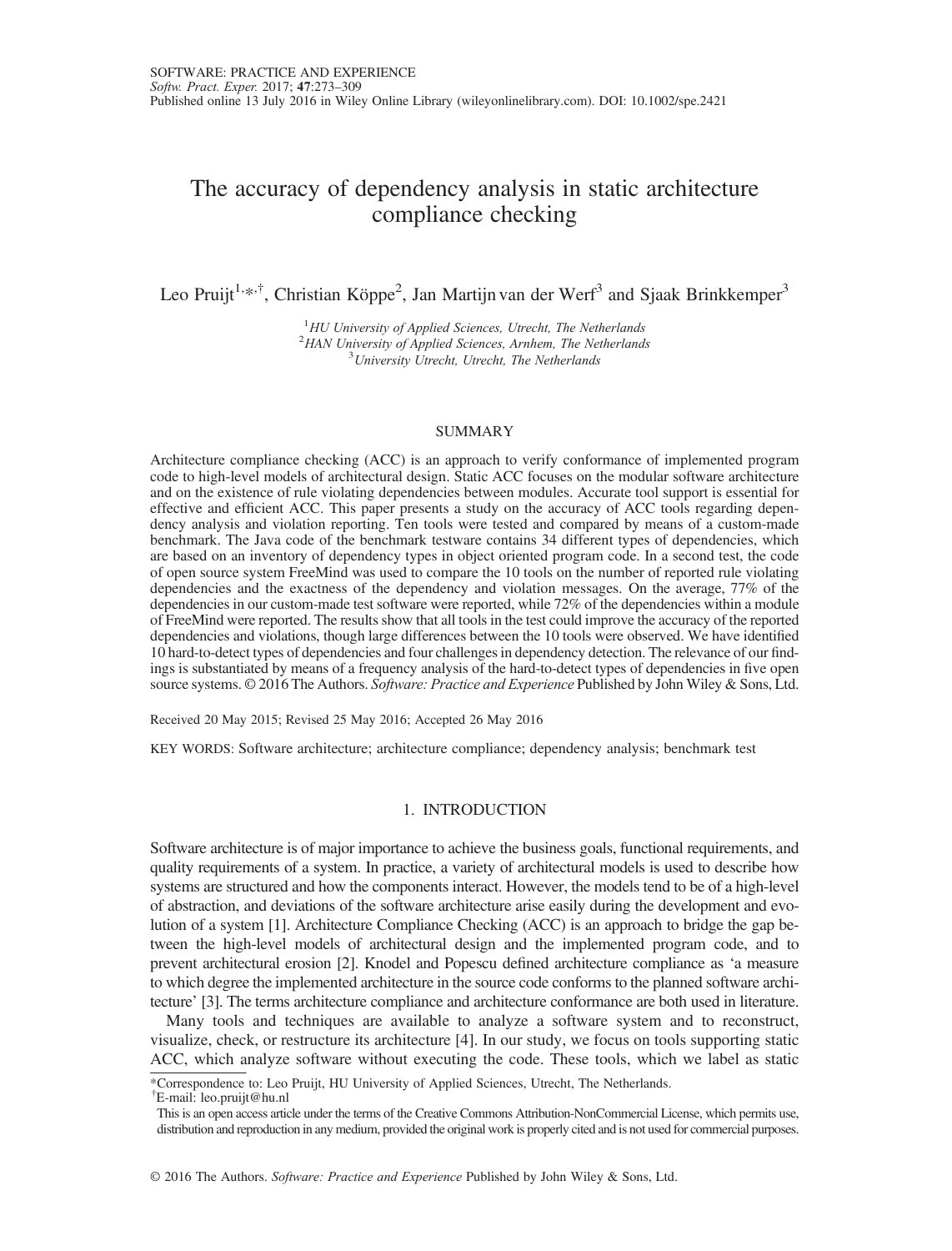# The accuracy of dependency analysis in static architecture compliance checking

Leo Pruijt[1,*,†], Christian Köppe[2], Jan Martijn van der Werf[3] and Sjaak Brinkkemper[3]

[1]*HU University of Applied Sciences, Utrecht, The Netherlands*
[2]*HAN University of Applied Sciences, Arnhem, The Netherlands*
[3]*University Utrecht, Utrecht, The Netherlands*

## SUMMARY

Architecture compliance checking (ACC) is an approach to verify conformance of implemented program code to high-level models of architectural design. Static ACC focuses on the modular software architecture and on the existence of rule violating dependencies between modules. Accurate tool support is essential for effective and efficient ACC. This paper presents a study on the accuracy of ACC tools regarding dependency analysis and violation reporting. Ten tools were tested and compared by means of a custom-made benchmark. The Java code of the benchmark testware contains 34 different types of dependencies, which are based on an inventory of dependency types in object oriented program code. In a second test, the code of open source system FreeMind was used to compare the 10 tools on the number of reported rule violating dependencies and the exactness of the dependency and violation messages. On the average, 77% of the dependencies in our custom-made test software were reported, while 72% of the dependencies within a module of FreeMind were reported. The results show that all tools in the test could improve the accuracy of the reported dependencies and violations, though large differences between the 10 tools were observed. We have identified 10 hard-to-detect types of dependencies and four challenges in dependency detection. The relevance of our findings is substantiated by means of a frequency analysis of the hard-to-detect types of dependencies in five open source systems. © 2016 The Authors. *Software: Practice and Experience* Published by John Wiley & Sons, Ltd.

Received 20 May 2015; Revised 25 May 2016; Accepted 26 May 2016

KEY WORDS: Software architecture; architecture compliance; dependency analysis; benchmark test

## 1. INTRODUCTION

Software architecture is of major importance to achieve the business goals, functional requirements, and quality requirements of a system. In practice, a variety of architectural models is used to describe how systems are structured and how the components interact. However, the models tend to be of a high-level of abstraction, and deviations of the software architecture arise easily during the development and evolution of a system [1]. Architecture Compliance Checking (ACC) is an approach to bridge the gap between the high-level models of architectural design and the implemented program code, and to prevent architectural erosion [2]. Knodel and Popescu defined architecture compliance as 'a measure to which degree the implemented architecture in the source code conforms to the planned software architecture' [3]. The terms architecture compliance and architecture conformance are both used in literature.

Many tools and techniques are available to analyze a software system and to reconstruct, visualize, check, or restructure its architecture [4]. In our study, we focus on tools supporting static ACC, which analyze software without executing the code. These tools, which we label as static

*Correspondence to: Leo Pruijt, HU University of Applied Sciences, Utrecht, The Netherlands.
†E-mail: leo.pruijt@hu.nl

This is an open access article under the terms of the Creative Commons Attribution-NonCommercial License, which permits use, distribution and reproduction in any medium, provided the original work is properly cited and is not used for commercial purposes.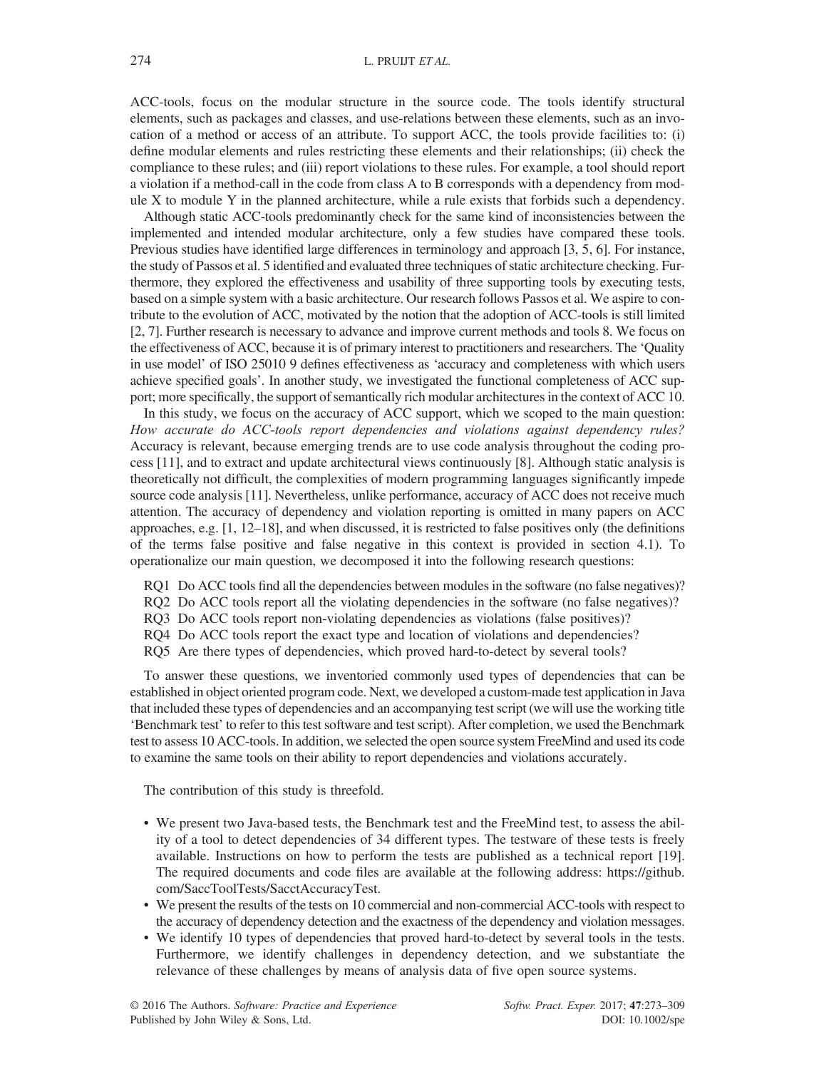ACC-tools, focus on the modular structure in the source code. The tools identify structural elements, such as packages and classes, and use-relations between these elements, such as an invocation of a method or access of an attribute. To support ACC, the tools provide facilities to: (i) define modular elements and rules restricting these elements and their relationships; (ii) check the compliance to these rules; and (iii) report violations to these rules. For example, a tool should report a violation if a method-call in the code from class A to B corresponds with a dependency from module X to module Y in the planned architecture, while a rule exists that forbids such a dependency.

Although static ACC-tools predominantly check for the same kind of inconsistencies between the implemented and intended modular architecture, only a few studies have compared these tools. Previous studies have identified large differences in terminology and approach [3, 5, 6]. For instance, the study of Passos et al. 5 identified and evaluated three techniques of static architecture checking. Furthermore, they explored the effectiveness and usability of three supporting tools by executing tests, based on a simple system with a basic architecture. Our research follows Passos et al. We aspire to contribute to the evolution of ACC, motivated by the notion that the adoption of ACC-tools is still limited [2, 7]. Further research is necessary to advance and improve current methods and tools 8. We focus on the effectiveness of ACC, because it is of primary interest to practitioners and researchers. The 'Quality in use model' of ISO 25010 9 defines effectiveness as 'accuracy and completeness with which users achieve specified goals'. In another study, we investigated the functional completeness of ACC support; more specifically, the support of semantically rich modular architectures in the context of ACC 10.

In this study, we focus on the accuracy of ACC support, which we scoped to the main question: *How accurate do ACC-tools report dependencies and violations against dependency rules?* Accuracy is relevant, because emerging trends are to use code analysis throughout the coding process [11], and to extract and update architectural views continuously [8]. Although static analysis is theoretically not difficult, the complexities of modern programming languages significantly impede source code analysis [11]. Nevertheless, unlike performance, accuracy of ACC does not receive much attention. The accuracy of dependency and violation reporting is omitted in many papers on ACC approaches, e.g. [1, 12–18], and when discussed, it is restricted to false positives only (the definitions of the terms false positive and false negative in this context is provided in section 4.1). To operationalize our main question, we decomposed it into the following research questions:

- RQ1 Do ACC tools find all the dependencies between modules in the software (no false negatives)?
- RQ2 Do ACC tools report all the violating dependencies in the software (no false negatives)?
- RQ3 Do ACC tools report non-violating dependencies as violations (false positives)?
- RQ4 Do ACC tools report the exact type and location of violations and dependencies?
- RQ5 Are there types of dependencies, which proved hard-to-detect by several tools?

To answer these questions, we inventoried commonly used types of dependencies that can be established in object oriented program code. Next, we developed a custom-made test application in Java that included these types of dependencies and an accompanying test script (we will use the working title 'Benchmark test' to refer to this test software and test script). After completion, we used the Benchmark test to assess 10 ACC-tools. In addition, we selected the open source system FreeMind and used its code to examine the same tools on their ability to report dependencies and violations accurately.

The contribution of this study is threefold.

- We present two Java-based tests, the Benchmark test and the FreeMind test, to assess the ability of a tool to detect dependencies of 34 different types. The testware of these tests is freely available. Instructions on how to perform the tests are published as a technical report [19]. The required documents and code files are available at the following address: https://github.com/SaccToolTests/SacctAccuracyTest.
- We present the results of the tests on 10 commercial and non-commercial ACC-tools with respect to the accuracy of dependency detection and the exactness of the dependency and violation messages.
- We identify 10 types of dependencies that proved hard-to-detect by several tools in the tests. Furthermore, we identify challenges in dependency detection, and we substantiate the relevance of these challenges by means of analysis data of five open source systems.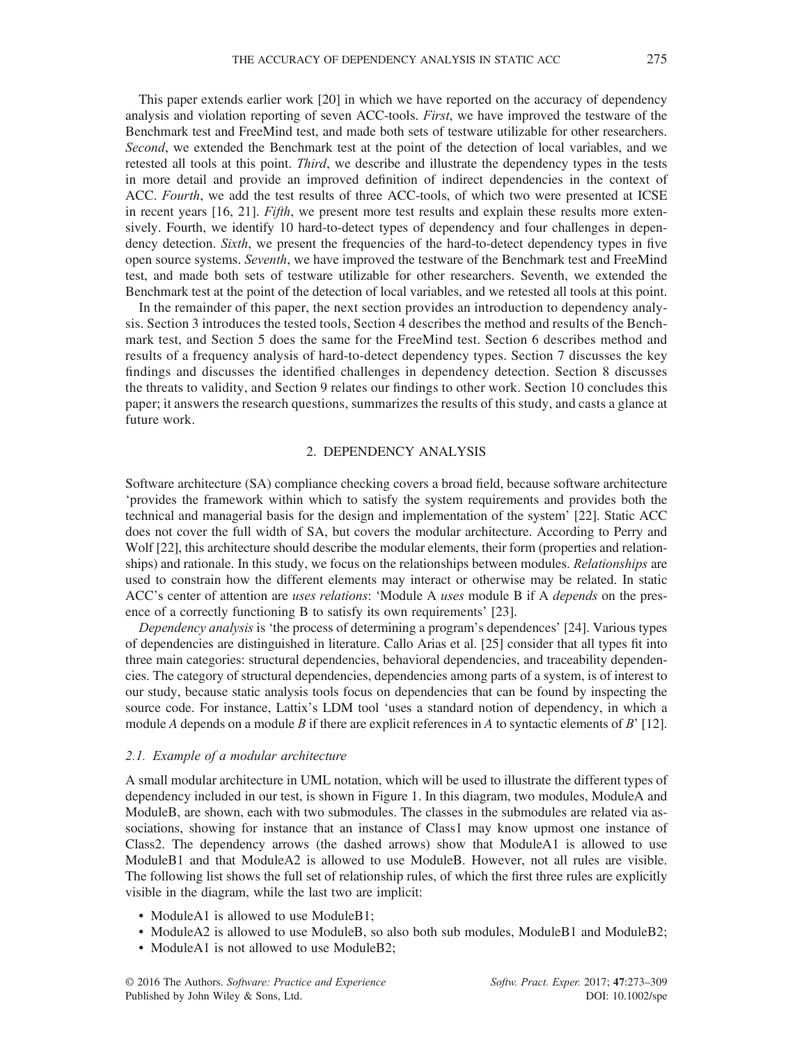This paper extends earlier work [20] in which we have reported on the accuracy of dependency analysis and violation reporting of seven ACC-tools. *First*, we have improved the testware of the Benchmark test and FreeMind test, and made both sets of testware utilizable for other researchers. *Second*, we extended the Benchmark test at the point of the detection of local variables, and we retested all tools at this point. *Third*, we describe and illustrate the dependency types in the tests in more detail and provide an improved definition of indirect dependencies in the context of ACC. *Fourth*, we add the test results of three ACC-tools, of which two were presented at ICSE in recent years [16, 21]. *Fifth*, we present more test results and explain these results more extensively. Fourth, we identify 10 hard-to-detect types of dependency and four challenges in dependency detection. *Sixth*, we present the frequencies of the hard-to-detect dependency types in five open source systems. *Seventh*, we have improved the testware of the Benchmark test and FreeMind test, and made both sets of testware utilizable for other researchers. Seventh, we extended the Benchmark test at the point of the detection of local variables, and we retested all tools at this point.

In the remainder of this paper, the next section provides an introduction to dependency analysis. Section 3 introduces the tested tools, Section 4 describes the method and results of the Benchmark test, and Section 5 does the same for the FreeMind test. Section 6 describes method and results of a frequency analysis of hard-to-detect dependency types. Section 7 discusses the key findings and discusses the identified challenges in dependency detection. Section 8 discusses the threats to validity, and Section 9 relates our findings to other work. Section 10 concludes this paper; it answers the research questions, summarizes the results of this study, and casts a glance at future work.

## 2. DEPENDENCY ANALYSIS

Software architecture (SA) compliance checking covers a broad field, because software architecture 'provides the framework within which to satisfy the system requirements and provides both the technical and managerial basis for the design and implementation of the system' [22]. Static ACC does not cover the full width of SA, but covers the modular architecture. According to Perry and Wolf [22], this architecture should describe the modular elements, their form (properties and relationships) and rationale. In this study, we focus on the relationships between modules. *Relationships* are used to constrain how the different elements may interact or otherwise may be related. In static ACC's center of attention are *uses relations*: 'Module A *uses* module B if A *depends* on the presence of a correctly functioning B to satisfy its own requirements' [23].

*Dependency analysis* is 'the process of determining a program's dependences' [24]. Various types of dependencies are distinguished in literature. Callo Arias et al. [25] consider that all types fit into three main categories: structural dependencies, behavioral dependencies, and traceability dependencies. The category of structural dependencies, dependencies among parts of a system, is of interest to our study, because static analysis tools focus on dependencies that can be found by inspecting the source code. For instance, Lattix's LDM tool 'uses a standard notion of dependency, in which a module *A* depends on a module *B* if there are explicit references in *A* to syntactic elements of *B*' [12].

### 2.1. Example of a modular architecture

A small modular architecture in UML notation, which will be used to illustrate the different types of dependency included in our test, is shown in Figure 1. In this diagram, two modules, ModuleA and ModuleB, are shown, each with two submodules. The classes in the submodules are related via associations, showing for instance that an instance of Class1 may know upmost one instance of Class2. The dependency arrows (the dashed arrows) show that ModuleA1 is allowed to use ModuleB1 and that ModuleA2 is allowed to use ModuleB. However, not all rules are visible. The following list shows the full set of relationship rules, of which the first three rules are explicitly visible in the diagram, while the last two are implicit:

- ModuleA1 is allowed to use ModuleB1;
- ModuleA2 is allowed to use ModuleB, so also both sub modules, ModuleB1 and ModuleB2;
- ModuleA1 is not allowed to use ModuleB2;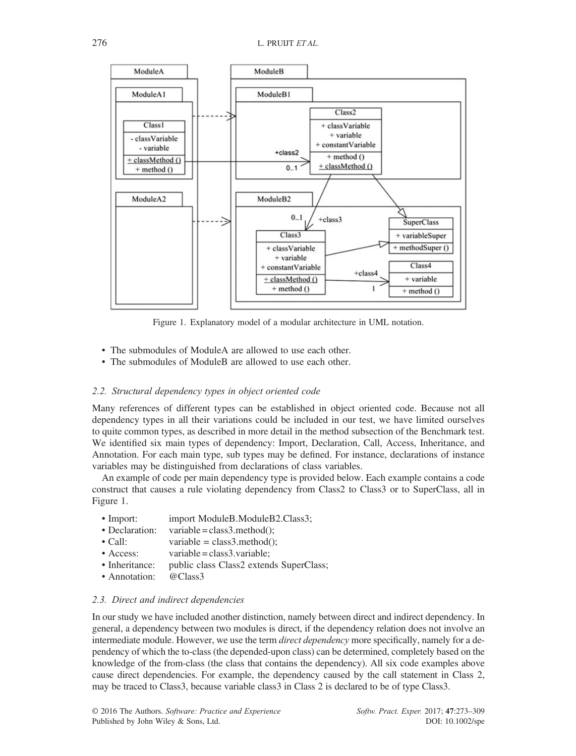Figure 1. Explanatory model of a modular architecture in UML notation.

- The submodules of ModuleA are allowed to use each other.
- The submodules of ModuleB are allowed to use each other.

### 2.2. Structural dependency types in object oriented code

Many references of different types can be established in object oriented code. Because not all dependency types in all their variations could be included in our test, we have limited ourselves to quite common types, as described in more detail in the method subsection of the Benchmark test. We identified six main types of dependency: Import, Declaration, Call, Access, Inheritance, and Annotation. For each main type, sub types may be defined. For instance, declarations of instance variables may be distinguished from declarations of class variables.

An example of code per main dependency type is provided below. Each example contains a code construct that causes a rule violating dependency from Class2 to Class3 or to SuperClass, all in Figure 1.

- Import: import ModuleB.ModuleB2.Class3;
- Declaration: variable = class3.method();
- Call: variable = class3.method();
- Access: variable = class3.variable;
- Inheritance: public class Class2 extends SuperClass;
- Annotation: @Class3

### 2.3. Direct and indirect dependencies

In our study we have included another distinction, namely between direct and indirect dependency. In general, a dependency between two modules is direct, if the dependency relation does not involve an intermediate module. However, we use the term *direct dependency* more specifically, namely for a dependency of which the to-class (the depended-upon class) can be determined, completely based on the knowledge of the from-class (the class that contains the dependency). All six code examples above cause direct dependencies. For example, the dependency caused by the call statement in Class 2, may be traced to Class3, because variable class3 in Class 2 is declared to be of type Class3.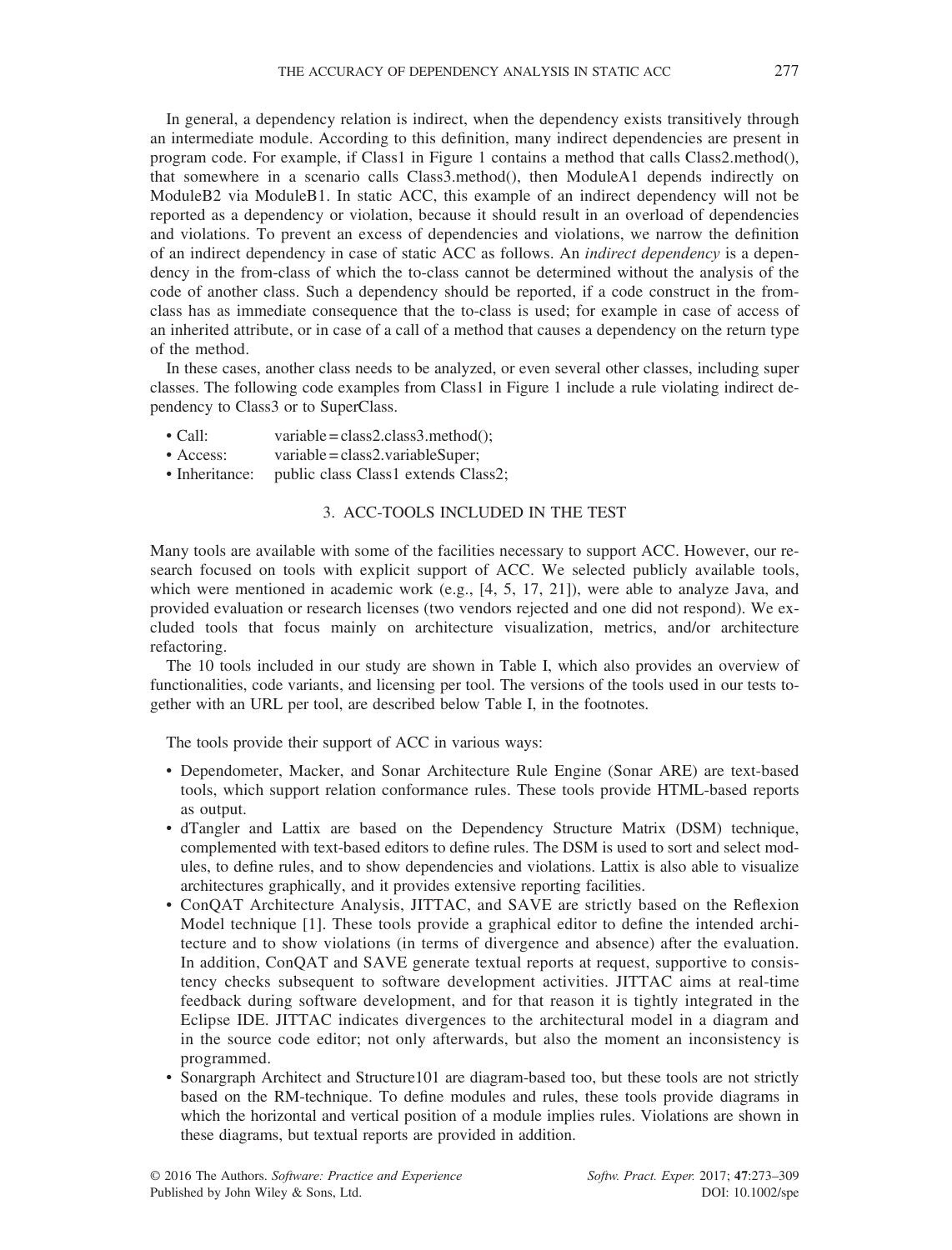In general, a dependency relation is indirect, when the dependency exists transitively through an intermediate module. According to this definition, many indirect dependencies are present in program code. For example, if Class1 in Figure 1 contains a method that calls Class2.method(), that somewhere in a scenario calls Class3.method(), then ModuleA1 depends indirectly on ModuleB2 via ModuleB1. In static ACC, this example of an indirect dependency will not be reported as a dependency or violation, because it should result in an overload of dependencies and violations. To prevent an excess of dependencies and violations, we narrow the definition of an indirect dependency in case of static ACC as follows. An *indirect dependency* is a dependency in the from-class of which the to-class cannot be determined without the analysis of the code of another class. Such a dependency should be reported, if a code construct in the from-class has as immediate consequence that the to-class is used; for example in case of access of an inherited attribute, or in case of a call of a method that causes a dependency on the return type of the method.

In these cases, another class needs to be analyzed, or even several other classes, including super classes. The following code examples from Class1 in Figure 1 include a rule violating indirect dependency to Class3 or to SuperClass.

- Call: variable = class2.class3.method();
- Access: variable = class2.variableSuper;
- Inheritance: public class Class1 extends Class2;

## 3. ACC-TOOLS INCLUDED IN THE TEST

Many tools are available with some of the facilities necessary to support ACC. However, our research focused on tools with explicit support of ACC. We selected publicly available tools, which were mentioned in academic work (e.g., [4, 5, 17, 21]), were able to analyze Java, and provided evaluation or research licenses (two vendors rejected and one did not respond). We excluded tools that focus mainly on architecture visualization, metrics, and/or architecture refactoring.

The 10 tools included in our study are shown in Table I, which also provides an overview of functionalities, code variants, and licensing per tool. The versions of the tools used in our tests together with an URL per tool, are described below Table I, in the footnotes.

The tools provide their support of ACC in various ways:

- Dependometer, Macker, and Sonar Architecture Rule Engine (Sonar ARE) are text-based tools, which support relation conformance rules. These tools provide HTML-based reports as output.
- dTangler and Lattix are based on the Dependency Structure Matrix (DSM) technique, complemented with text-based editors to define rules. The DSM is used to sort and select modules, to define rules, and to show dependencies and violations. Lattix is also able to visualize architectures graphically, and it provides extensive reporting facilities.
- ConQAT Architecture Analysis, JITTAC, and SAVE are strictly based on the Reflexion Model technique [1]. These tools provide a graphical editor to define the intended architecture and to show violations (in terms of divergence and absence) after the evaluation. In addition, ConQAT and SAVE generate textual reports at request, supportive to consistency checks subsequent to software development activities. JITTAC aims at real-time feedback during software development, and for that reason it is tightly integrated in the Eclipse IDE. JITTAC indicates divergences to the architectural model in a diagram and in the source code editor; not only afterwards, but also the moment an inconsistency is programmed.
- Sonargraph Architect and Structure101 are diagram-based too, but these tools are not strictly based on the RM-technique. To define modules and rules, these tools provide diagrams in which the horizontal and vertical position of a module implies rules. Violations are shown in these diagrams, but textual reports are provided in addition.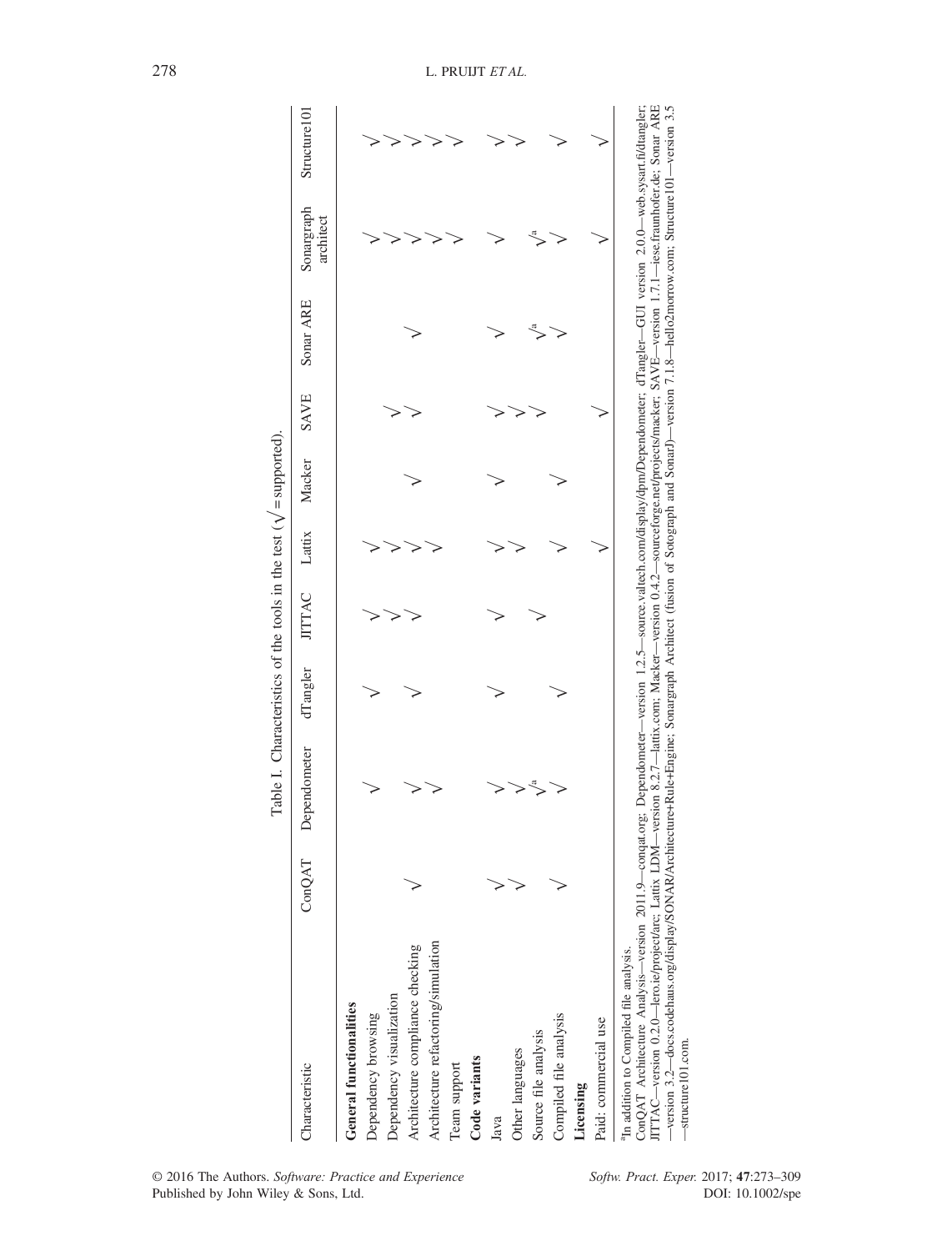Table I. Characteristics of the tools in the test (√ = supported).

| Characteristic | ConQAT | Dependometer | dTangler | JITTAC | Lattix | Macker | SAVE | Sonar ARE | Sonargraph architect | Structure101 |
|---|---|---|---|---|---|---|---|---|---|---|
| **General functionalities** | | | | | | | | | | |
| Dependency browsing | | √ | √ | √ | √ | | | | √ | √ |
| Dependency visualization | | | | √ | √ | | √ | | √ | √ |
| Architecture compliance checking | √ | √ | √ | √ | √ | √ | √ | √ | √ | √ |
| Architecture refactoring/simulation | | √ | | | √ | | | | √ | √ |
| Team support | | | | | | | | | √ | √ |
| **Code variants** | | | | | | | | | | |
| Java | √ | √ | √ | √ | √ | √ | √ | √ | √ | √ |
| Other languages | √ | √ | | | √ | | √ | | | √ |
| Source file analysis | | √[a] | | √ | | | √ | √[a] | √[a] | |
| Compiled file analysis | √ | √ | √ | | √ | √ | | √ | √ | √ |
| **Licensing** | | | | | | | | | | |
| Paid: commercial use | | | | | √ | | √ | | √ | √ |

[a]In addition to Compiled file analysis.

ConQAT Architecture Analysis—version 2011.9—conqat.org; Dependometer—version 1.2.5—source.valtech.com/display/dpm/Dependometer; dTangler—GUI version 2.0.0—web.sysart.fi/dtangler; JITTAC—version 0.2.0—lero.ie/project/arc; Lattix LDM—version 8.2.7—lattix.com; Macker—version 0.4.2—sourceforge.net/projects/macker; SAVE—version 1.7.1—iese.fraunhofer.de; Sonar ARE—version 3.2—docs.codehaus.org/display/SONAR/Architecture+Rule+Engine; Sonargraph Architect (fusion of Sotograph and SonarJ)—version 7.1.8—hello2morrow.com; Structure101—version 3.5—structure101.com.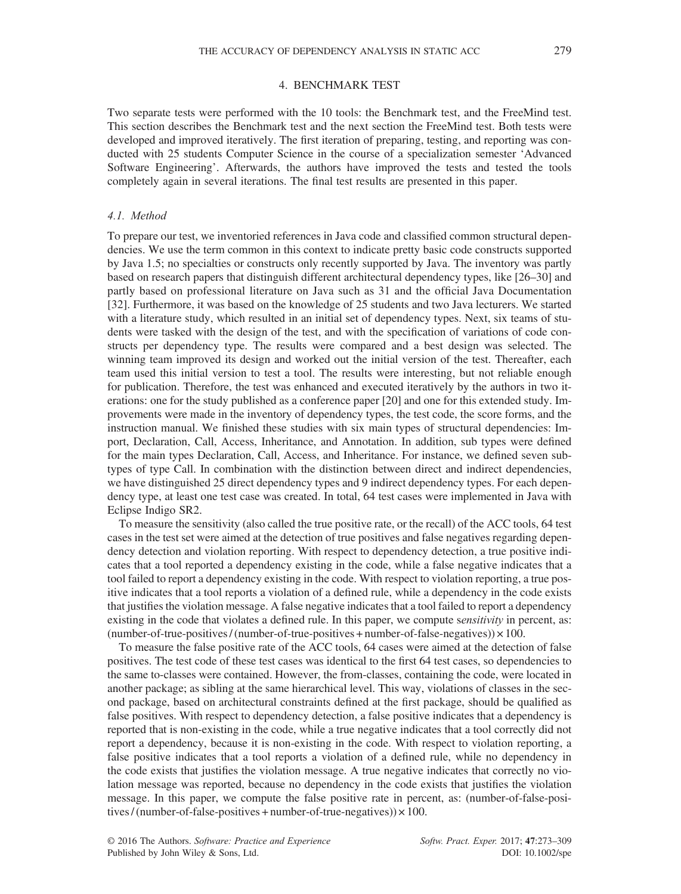## 4. BENCHMARK TEST

Two separate tests were performed with the 10 tools: the Benchmark test, and the FreeMind test. This section describes the Benchmark test and the next section the FreeMind test. Both tests were developed and improved iteratively. The first iteration of preparing, testing, and reporting was conducted with 25 students Computer Science in the course of a specialization semester 'Advanced Software Engineering'. Afterwards, the authors have improved the tests and tested the tools completely again in several iterations. The final test results are presented in this paper.

### 4.1. Method

To prepare our test, we inventoried references in Java code and classified common structural dependencies. We use the term common in this context to indicate pretty basic code constructs supported by Java 1.5; no specialties or constructs only recently supported by Java. The inventory was partly based on research papers that distinguish different architectural dependency types, like [26–30] and partly based on professional literature on Java such as 31 and the official Java Documentation [32]. Furthermore, it was based on the knowledge of 25 students and two Java lecturers. We started with a literature study, which resulted in an initial set of dependency types. Next, six teams of students were tasked with the design of the test, and with the specification of variations of code constructs per dependency type. The results were compared and a best design was selected. The winning team improved its design and worked out the initial version of the test. Thereafter, each team used this initial version to test a tool. The results were interesting, but not reliable enough for publication. Therefore, the test was enhanced and executed iteratively by the authors in two iterations: one for the study published as a conference paper [20] and one for this extended study. Improvements were made in the inventory of dependency types, the test code, the score forms, and the instruction manual. We finished these studies with six main types of structural dependencies: Import, Declaration, Call, Access, Inheritance, and Annotation. In addition, sub types were defined for the main types Declaration, Call, Access, and Inheritance. For instance, we defined seven subtypes of type Call. In combination with the distinction between direct and indirect dependencies, we have distinguished 25 direct dependency types and 9 indirect dependency types. For each dependency type, at least one test case was created. In total, 64 test cases were implemented in Java with Eclipse Indigo SR2.

To measure the sensitivity (also called the true positive rate, or the recall) of the ACC tools, 64 test cases in the test set were aimed at the detection of true positives and false negatives regarding dependency detection and violation reporting. With respect to dependency detection, a true positive indicates that a tool reported a dependency existing in the code, while a false negative indicates that a tool failed to report a dependency existing in the code. With respect to violation reporting, a true positive indicates that a tool reports a violation of a defined rule, while a dependency in the code exists that justifies the violation message. A false negative indicates that a tool failed to report a dependency existing in the code that violates a defined rule. In this paper, we compute s*ensitivity* in percent, as: (number-of-true-positives / (number-of-true-positives + number-of-false-negatives)) × 100.

To measure the false positive rate of the ACC tools, 64 cases were aimed at the detection of false positives. The test code of these test cases was identical to the first 64 test cases, so dependencies to the same to-classes were contained. However, the from-classes, containing the code, were located in another package; as sibling at the same hierarchical level. This way, violations of classes in the second package, based on architectural constraints defined at the first package, should be qualified as false positives. With respect to dependency detection, a false positive indicates that a dependency is reported that is non-existing in the code, while a true negative indicates that a tool correctly did not report a dependency, because it is non-existing in the code. With respect to violation reporting, a false positive indicates that a tool reports a violation of a defined rule, while no dependency in the code exists that justifies the violation message. A true negative indicates that correctly no violation message was reported, because no dependency in the code exists that justifies the violation message. In this paper, we compute the false positive rate in percent, as: (number-of-false-positives / (number-of-false-positives + number-of-true-negatives)) × 100.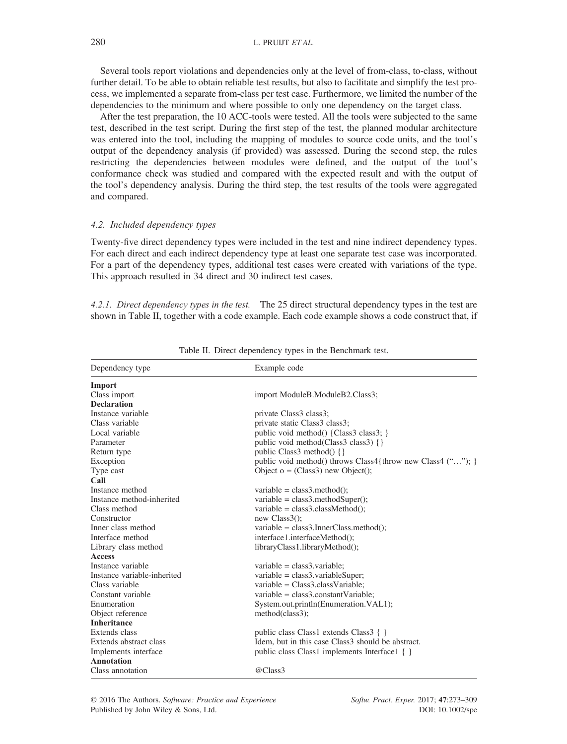Several tools report violations and dependencies only at the level of from-class, to-class, without further detail. To be able to obtain reliable test results, but also to facilitate and simplify the test process, we implemented a separate from-class per test case. Furthermore, we limited the number of the dependencies to the minimum and where possible to only one dependency on the target class.

After the test preparation, the 10 ACC-tools were tested. All the tools were subjected to the same test, described in the test script. During the first step of the test, the planned modular architecture was entered into the tool, including the mapping of modules to source code units, and the tool's output of the dependency analysis (if provided) was assessed. During the second step, the rules restricting the dependencies between modules were defined, and the output of the tool's conformance check was studied and compared with the expected result and with the output of the tool's dependency analysis. During the third step, the test results of the tools were aggregated and compared.

### *4.2. Included dependency types*

Twenty-five direct dependency types were included in the test and nine indirect dependency types. For each direct and each indirect dependency type at least one separate test case was incorporated. For a part of the dependency types, additional test cases were created with variations of the type. This approach resulted in 34 direct and 30 indirect test cases.

*4.2.1. Direct dependency types in the test.* The 25 direct structural dependency types in the test are shown in Table II, together with a code example. Each code example shows a code construct that, if

Table II. Direct dependency types in the Benchmark test.

| Dependency type | Example code |
|---|---|
| **Import** | |
| Class import | import ModuleB.ModuleB2.Class3; |
| **Declaration** | |
| Instance variable | private Class3 class3; |
| Class variable | private static Class3 class3; |
| Local variable | public void method() {Class3 class3; } |
| Parameter | public void method(Class3 class3) {} |
| Return type | public Class3 method() {} |
| Exception | public void method() throws Class4{throw new Class4 ("…"); } |
| Type cast | Object o = (Class3) new Object(); |
| **Call** | |
| Instance method | variable = class3.method(); |
| Instance method-inherited | variable = class3.methodSuper(); |
| Class method | variable = class3.classMethod(); |
| Constructor | new Class3(); |
| Inner class method | variable = class3.InnerClass.method(); |
| Interface method | interface1.interfaceMethod(); |
| Library class method | libraryClass1.libraryMethod(); |
| **Access** | |
| Instance variable | variable = class3.variable; |
| Instance variable-inherited | variable = class3.variableSuper; |
| Class variable | variable = Class3.classVariable; |
| Constant variable | variable = class3.constantVariable; |
| Enumeration | System.out.println(Enumeration.VAL1); |
| Object reference | method(class3); |
| **Inheritance** | |
| Extends class | public class Class1 extends Class3 { } |
| Extends abstract class | Idem, but in this case Class3 should be abstract. |
| Implements interface | public class Class1 implements Interface1 { } |
| **Annotation** | |
| Class annotation | @Class3 |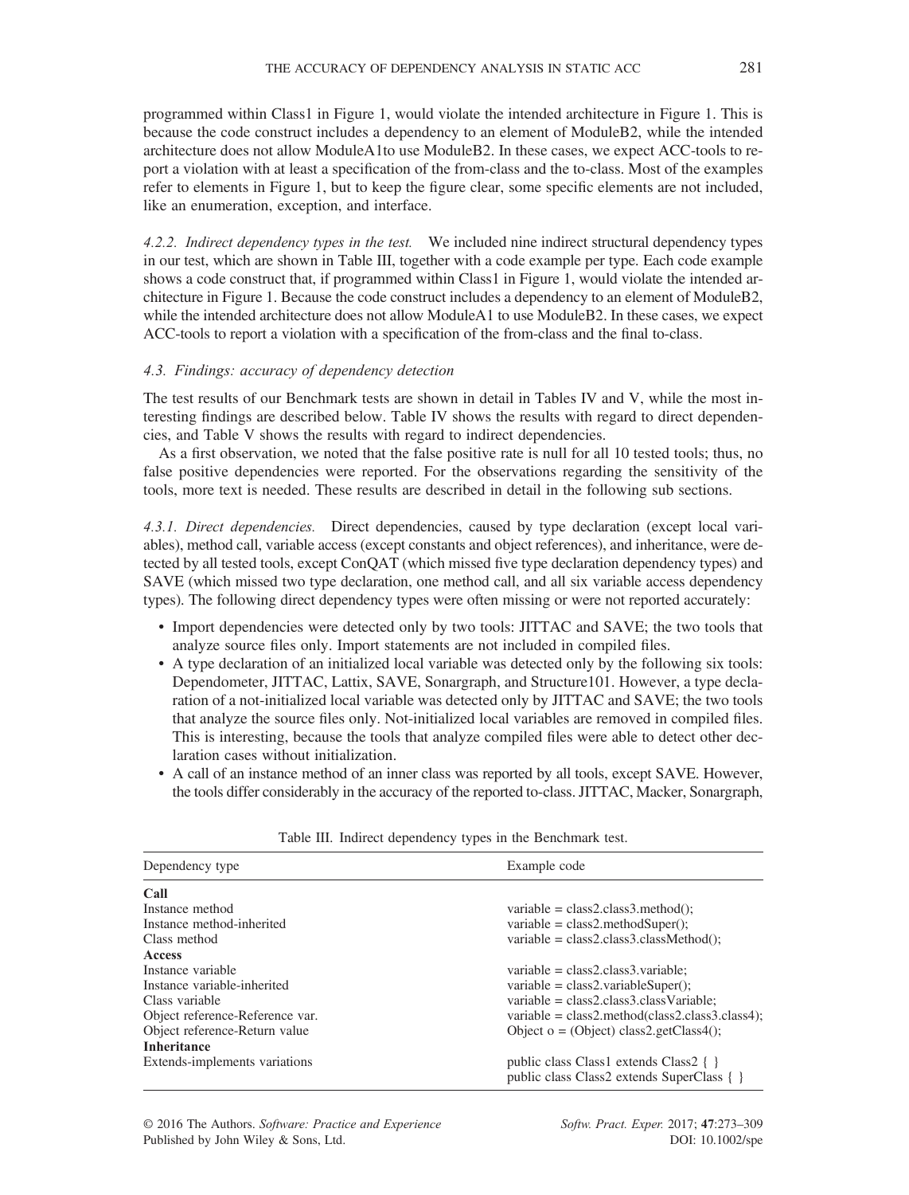programmed within Class1 in Figure 1, would violate the intended architecture in Figure 1. This is because the code construct includes a dependency to an element of ModuleB2, while the intended architecture does not allow ModuleA1to use ModuleB2. In these cases, we expect ACC-tools to report a violation with at least a specification of the from-class and the to-class. Most of the examples refer to elements in Figure 1, but to keep the figure clear, some specific elements are not included, like an enumeration, exception, and interface.

*4.2.2. Indirect dependency types in the test.* We included nine indirect structural dependency types in our test, which are shown in Table III, together with a code example per type. Each code example shows a code construct that, if programmed within Class1 in Figure 1, would violate the intended architecture in Figure 1. Because the code construct includes a dependency to an element of ModuleB2, while the intended architecture does not allow ModuleA1 to use ModuleB2. In these cases, we expect ACC-tools to report a violation with a specification of the from-class and the final to-class.

### 4.3. Findings: accuracy of dependency detection

The test results of our Benchmark tests are shown in detail in Tables IV and V, while the most interesting findings are described below. Table IV shows the results with regard to direct dependencies, and Table V shows the results with regard to indirect dependencies.

As a first observation, we noted that the false positive rate is null for all 10 tested tools; thus, no false positive dependencies were reported. For the observations regarding the sensitivity of the tools, more text is needed. These results are described in detail in the following sub sections.

*4.3.1. Direct dependencies.* Direct dependencies, caused by type declaration (except local variables), method call, variable access (except constants and object references), and inheritance, were detected by all tested tools, except ConQAT (which missed five type declaration dependency types) and SAVE (which missed two type declaration, one method call, and all six variable access dependency types). The following direct dependency types were often missing or were not reported accurately:

- Import dependencies were detected only by two tools: JITTAC and SAVE; the two tools that analyze source files only. Import statements are not included in compiled files.
- A type declaration of an initialized local variable was detected only by the following six tools: Dependometer, JITTAC, Lattix, SAVE, Sonargraph, and Structure101. However, a type declaration of a not-initialized local variable was detected only by JITTAC and SAVE; the two tools that analyze the source files only. Not-initialized local variables are removed in compiled files. This is interesting, because the tools that analyze compiled files were able to detect other declaration cases without initialization.
- A call of an instance method of an inner class was reported by all tools, except SAVE. However, the tools differ considerably in the accuracy of the reported to-class. JITTAC, Macker, Sonargraph,

Table III. Indirect dependency types in the Benchmark test.

| Dependency type | Example code |
|---|---|
| **Call** | |
| Instance method | `variable = class2.class3.method();` |
| Instance method-inherited | `variable = class2.methodSuper();` |
| Class method | `variable = class2.class3.classMethod();` |
| **Access** | |
| Instance variable | `variable = class2.class3.variable;` |
| Instance variable-inherited | `variable = class2.variableSuper();` |
| Class variable | `variable = class2.class3.classVariable;` |
| Object reference-Reference var. | `variable = class2.method(class2.class3.class4);` |
| Object reference-Return value | `Object o = (Object) class2.getClass4();` |
| **Inheritance** | |
| Extends-implements variations | `public class Class1 extends Class2 { }` `public class Class2 extends SuperClass { }` |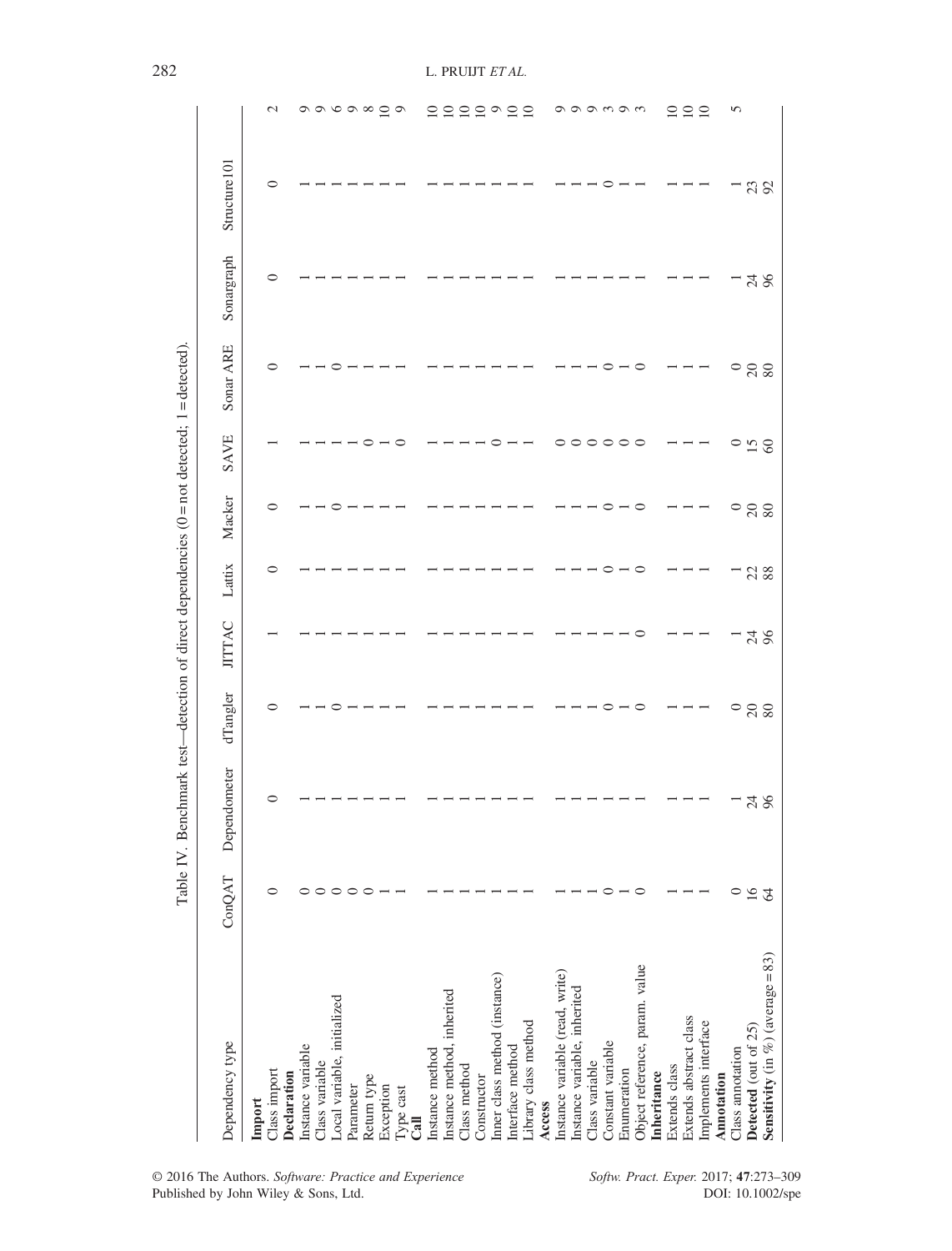Table IV. Benchmark test—detection of direct dependencies (0 = not detected; 1 = detected).

| Dependency type | ConQAT | Dependometer | dTangler | JITTAC | Lattix | Macker | SAVE | Sonar ARE | Sonargraph | Structure101 | |
|---|---|---|---|---|---|---|---|---|---|---|---|
| **Import** | | | | | | | | | | | |
| Class import | 0 | 0 | 0 | 1 | 0 | 0 | 1 | 0 | 0 | 0 | 2 |
| **Declaration** | | | | | | | | | | | |
| Instance variable | 0 | 1 | 1 | 1 | 1 | 1 | 1 | 1 | 1 | 1 | 9 |
| Class variable | 0 | 1 | 1 | 1 | 1 | 1 | 1 | 1 | 1 | 1 | 9 |
| Local variable, initialized | 0 | 1 | 0 | 1 | 1 | 0 | 1 | 0 | 1 | 1 | 6 |
| Parameter | 0 | 1 | 1 | 1 | 1 | 1 | 1 | 1 | 1 | 1 | 9 |
| Return type | 0 | 1 | 1 | 1 | 1 | 1 | 0 | 1 | 1 | 1 | 8 |
| Exception | 1 | 1 | 1 | 1 | 1 | 1 | 1 | 1 | 1 | 1 | 10 |
| Type cast | 1 | 1 | 1 | 1 | 1 | 1 | 0 | 1 | 1 | 1 | 9 |
| **Call** | | | | | | | | | | | |
| Instance method | 1 | 1 | 1 | 1 | 1 | 1 | 1 | 1 | 1 | 1 | 10 |
| Instance method, inherited | 1 | 1 | 1 | 1 | 1 | 1 | 1 | 1 | 1 | 1 | 10 |
| Class method | 1 | 1 | 1 | 1 | 1 | 1 | 1 | 1 | 1 | 1 | 10 |
| Constructor | 1 | 1 | 1 | 1 | 1 | 1 | 1 | 1 | 1 | 1 | 10 |
| Inner class method (instance) | 1 | 1 | 1 | 1 | 1 | 1 | 0 | 1 | 1 | 1 | 9 |
| Interface method | 1 | 1 | 1 | 1 | 1 | 1 | 1 | 1 | 1 | 1 | 10 |
| Library class method | 1 | 1 | 1 | 1 | 1 | 1 | 1 | 1 | 1 | 1 | 10 |
| **Access** | | | | | | | | | | | |
| Instance variable (read, write) | 1 | 1 | 1 | 1 | 1 | 1 | 0 | 1 | 1 | 1 | 9 |
| Instance variable, inherited | 1 | 1 | 1 | 1 | 1 | 1 | 0 | 1 | 1 | 1 | 9 |
| Class variable | 1 | 1 | 1 | 1 | 1 | 1 | 0 | 1 | 1 | 1 | 9 |
| Constant variable | 0 | 1 | 0 | 1 | 0 | 0 | 0 | 0 | 1 | 0 | 3 |
| Enumeration | 1 | 1 | 1 | 1 | 1 | 1 | 0 | 1 | 1 | 1 | 9 |
| Object reference, param. value | 0 | 1 | 0 | 0 | 0 | 0 | 0 | 0 | 1 | 1 | 3 |
| **Inheritance** | | | | | | | | | | | |
| Extends class | 1 | 1 | 1 | 1 | 1 | 1 | 1 | 1 | 1 | 1 | 10 |
| Extends abstract class | 1 | 1 | 1 | 1 | 1 | 1 | 1 | 1 | 1 | 1 | 10 |
| Implements interface | 1 | 1 | 1 | 1 | 1 | 1 | 1 | 1 | 1 | 1 | 10 |
| **Annotation** | | | | | | | | | | | |
| Class annotation | 0 | 1 | 0 | 1 | 1 | 0 | 0 | 0 | 1 | 1 | 5 |
| **Detected** (out of 25) | 16 | 24 | 20 | 24 | 22 | 20 | 15 | 20 | 24 | 23 | |
| **Sensitivity** (in %) (average = 83) | 64 | 96 | 80 | 96 | 88 | 80 | 60 | 80 | 96 | 92 | |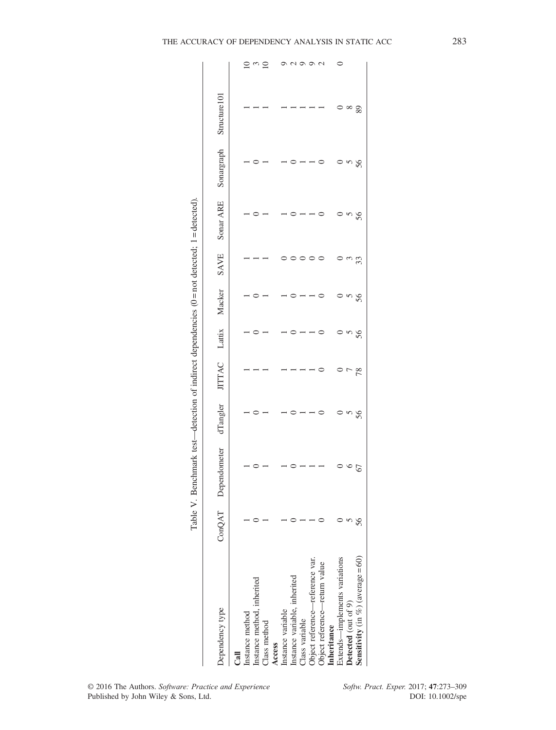Table V. Benchmark test—detection of indirect dependencies (0 = not detected; 1 = detected).

| Dependency type | ConQAT | Dependometer | dTangler | JITTAC | Lattix | Macker | SAVE | Sonar ARE | Sonargraph | Structure101 | |
|---|---|---|---|---|---|---|---|---|---|---|---|
| **Call** | | | | | | | | | | | |
| Instance method | 1 | 1 | 1 | 1 | 1 | 1 | 1 | 1 | 1 | 1 | 10 |
| Instance method, inherited | 0 | 0 | 0 | 1 | 0 | 0 | 1 | 0 | 0 | 1 | 3 |
| Class method | 1 | 1 | 1 | 1 | 1 | 1 | 1 | 1 | 1 | 1 | 10 |
| **Access** | | | | | | | | | | | |
| Instance variable | 1 | 1 | 1 | 1 | 1 | 1 | 0 | 1 | 1 | 1 | 9 |
| Instance variable, inherited | 0 | 0 | 0 | 1 | 0 | 0 | 0 | 0 | 0 | 1 | 2 |
| Class variable | 1 | 1 | 1 | 1 | 1 | 1 | 0 | 1 | 1 | 1 | 9 |
| Object reference—reference var. | 1 | 1 | 1 | 1 | 1 | 1 | 0 | 1 | 1 | 1 | 9 |
| Object reference—return value | 0 | 1 | 0 | 0 | 0 | 0 | 0 | 0 | 0 | 1 | 2 |
| **Inheritance** | | | | | | | | | | | |
| Extends—implements variations | 0 | 0 | 0 | 0 | 0 | 0 | 0 | 0 | 0 | 0 | 0 |
| **Detected** (out of 9) | 5 | 6 | 5 | 7 | 5 | 5 | 3 | 5 | 5 | 8 | |
| **Sensitivity** (in %) (average = 60) | 56 | 67 | 56 | 78 | 56 | 56 | 33 | 56 | 56 | 89 | |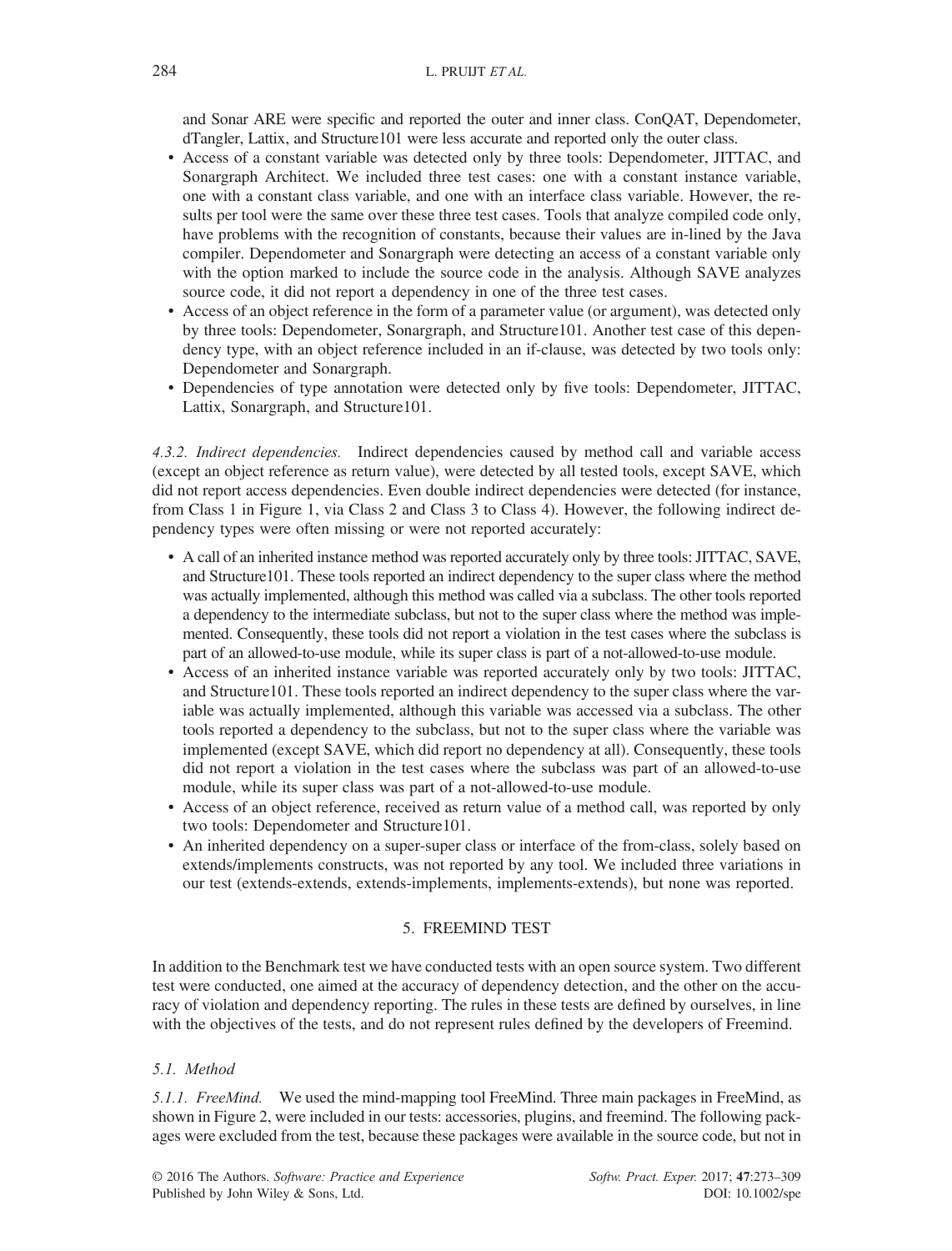and Sonar ARE were specific and reported the outer and inner class. ConQAT, Dependometer, dTangler, Lattix, and Structure101 were less accurate and reported only the outer class.

- Access of a constant variable was detected only by three tools: Dependometer, JITTAC, and Sonargraph Architect. We included three test cases: one with a constant instance variable, one with a constant class variable, and one with an interface class variable. However, the results per tool were the same over these three test cases. Tools that analyze compiled code only, have problems with the recognition of constants, because their values are in-lined by the Java compiler. Dependometer and Sonargraph were detecting an access of a constant variable only with the option marked to include the source code in the analysis. Although SAVE analyzes source code, it did not report a dependency in one of the three test cases.
- Access of an object reference in the form of a parameter value (or argument), was detected only by three tools: Dependometer, Sonargraph, and Structure101. Another test case of this dependency type, with an object reference included in an if-clause, was detected by two tools only: Dependometer and Sonargraph.
- Dependencies of type annotation were detected only by five tools: Dependometer, JITTAC, Lattix, Sonargraph, and Structure101.

*4.3.2. Indirect dependencies.* Indirect dependencies caused by method call and variable access (except an object reference as return value), were detected by all tested tools, except SAVE, which did not report access dependencies. Even double indirect dependencies were detected (for instance, from Class 1 in Figure 1, via Class 2 and Class 3 to Class 4). However, the following indirect dependency types were often missing or were not reported accurately:

- A call of an inherited instance method was reported accurately only by three tools: JITTAC, SAVE, and Structure101. These tools reported an indirect dependency to the super class where the method was actually implemented, although this method was called via a subclass. The other tools reported a dependency to the intermediate subclass, but not to the super class where the method was implemented. Consequently, these tools did not report a violation in the test cases where the subclass is part of an allowed-to-use module, while its super class is part of a not-allowed-to-use module.
- Access of an inherited instance variable was reported accurately only by two tools: JITTAC, and Structure101. These tools reported an indirect dependency to the super class where the variable was actually implemented, although this variable was accessed via a subclass. The other tools reported a dependency to the subclass, but not to the super class where the variable was implemented (except SAVE, which did report no dependency at all). Consequently, these tools did not report a violation in the test cases where the subclass was part of an allowed-to-use module, while its super class was part of a not-allowed-to-use module.
- Access of an object reference, received as return value of a method call, was reported by only two tools: Dependometer and Structure101.
- An inherited dependency on a super-super class or interface of the from-class, solely based on extends/implements constructs, was not reported by any tool. We included three variations in our test (extends-extends, extends-implements, implements-extends), but none was reported.

## 5. FREEMIND TEST

In addition to the Benchmark test we have conducted tests with an open source system. Two different test were conducted, one aimed at the accuracy of dependency detection, and the other on the accuracy of violation and dependency reporting. The rules in these tests are defined by ourselves, in line with the objectives of the tests, and do not represent rules defined by the developers of Freemind.

### 5.1. Method

*5.1.1. FreeMind.* We used the mind-mapping tool FreeMind. Three main packages in FreeMind, as shown in Figure 2, were included in our tests: accessories, plugins, and freemind. The following packages were excluded from the test, because these packages were available in the source code, but not in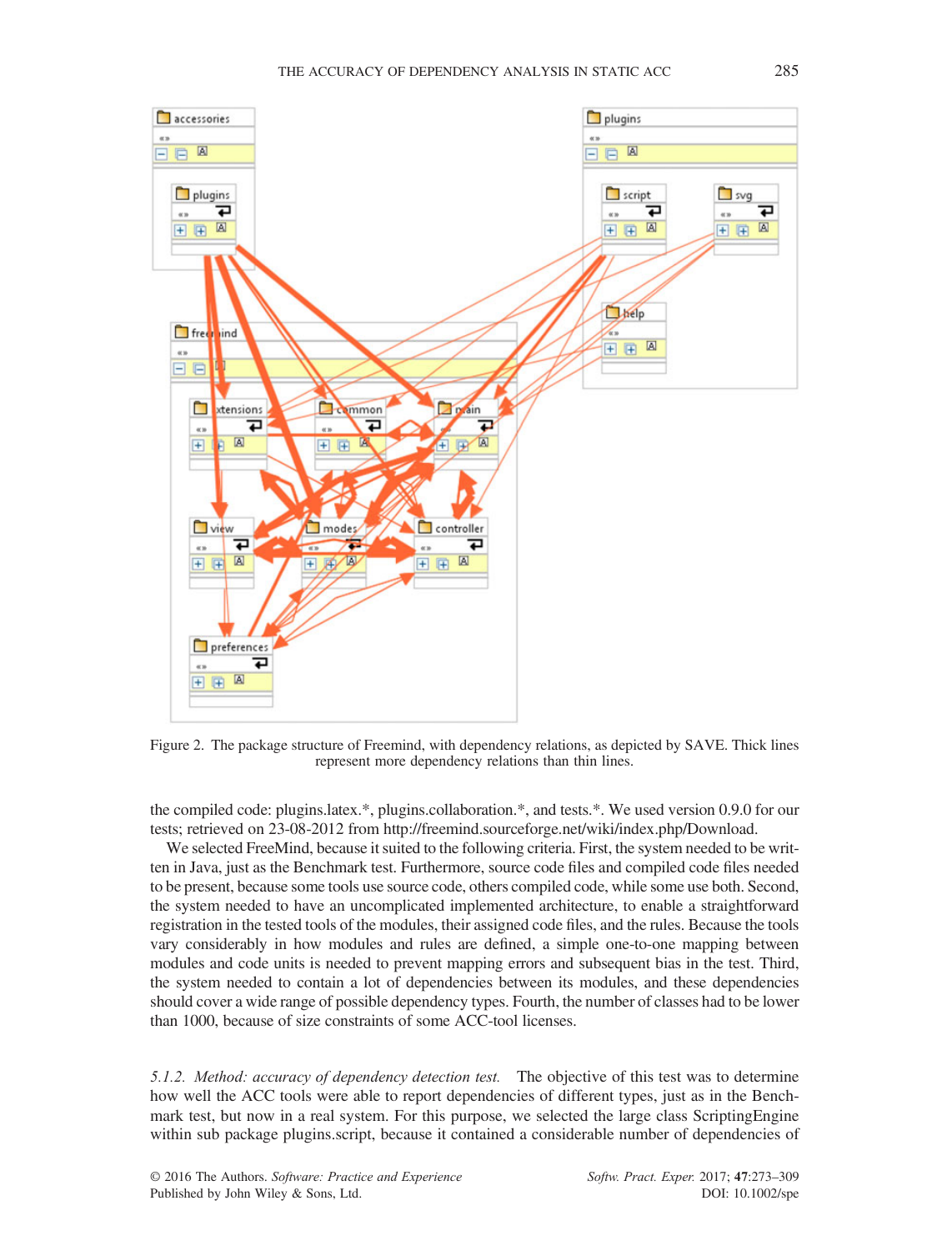Figure 2. The package structure of Freemind, with dependency relations, as depicted by SAVE. Thick lines represent more dependency relations than thin lines.

the compiled code: plugins.latex.*, plugins.collaboration.*, and tests.*. We used version 0.9.0 for our tests; retrieved on 23-08-2012 from http://freemind.sourceforge.net/wiki/index.php/Download.

We selected FreeMind, because it suited to the following criteria. First, the system needed to be written in Java, just as the Benchmark test. Furthermore, source code files and compiled code files needed to be present, because some tools use source code, others compiled code, while some use both. Second, the system needed to have an uncomplicated implemented architecture, to enable a straightforward registration in the tested tools of the modules, their assigned code files, and the rules. Because the tools vary considerably in how modules and rules are defined, a simple one-to-one mapping between modules and code units is needed to prevent mapping errors and subsequent bias in the test. Third, the system needed to contain a lot of dependencies between its modules, and these dependencies should cover a wide range of possible dependency types. Fourth, the number of classes had to be lower than 1000, because of size constraints of some ACC-tool licenses.

*5.1.2. Method: accuracy of dependency detection test.* The objective of this test was to determine how well the ACC tools were able to report dependencies of different types, just as in the Benchmark test, but now in a real system. For this purpose, we selected the large class ScriptingEngine within sub package plugins.script, because it contained a considerable number of dependencies of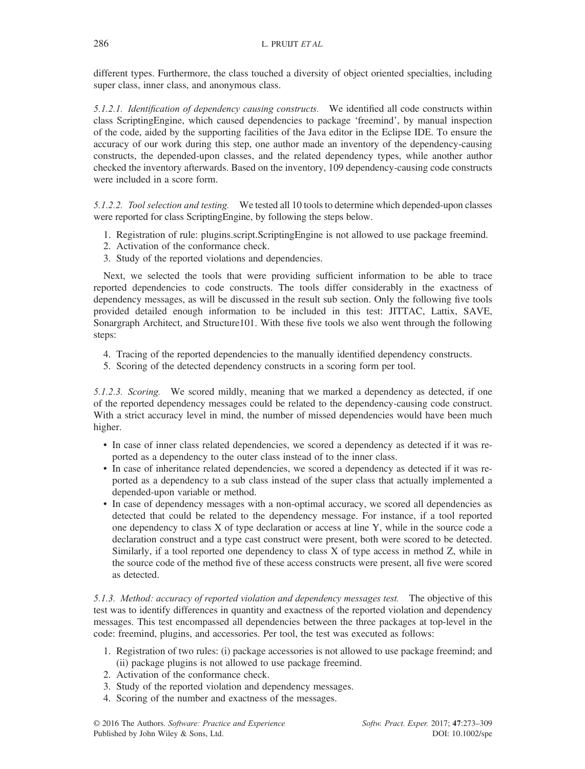different types. Furthermore, the class touched a diversity of object oriented specialties, including super class, inner class, and anonymous class.

*5.1.2.1. Identification of dependency causing constructs.* We identified all code constructs within class ScriptingEngine, which caused dependencies to package 'freemind', by manual inspection of the code, aided by the supporting facilities of the Java editor in the Eclipse IDE. To ensure the accuracy of our work during this step, one author made an inventory of the dependency-causing constructs, the depended-upon classes, and the related dependency types, while another author checked the inventory afterwards. Based on the inventory, 109 dependency-causing code constructs were included in a score form.

*5.1.2.2. Tool selection and testing.* We tested all 10 tools to determine which depended-upon classes were reported for class ScriptingEngine, by following the steps below.

1. Registration of rule: plugins.script.ScriptingEngine is not allowed to use package freemind.
2. Activation of the conformance check.
3. Study of the reported violations and dependencies.

Next, we selected the tools that were providing sufficient information to be able to trace reported dependencies to code constructs. The tools differ considerably in the exactness of dependency messages, as will be discussed in the result sub section. Only the following five tools provided detailed enough information to be included in this test: JITTAC, Lattix, SAVE, Sonargraph Architect, and Structure101. With these five tools we also went through the following steps:

4. Tracing of the reported dependencies to the manually identified dependency constructs.
5. Scoring of the detected dependency constructs in a scoring form per tool.

*5.1.2.3. Scoring.* We scored mildly, meaning that we marked a dependency as detected, if one of the reported dependency messages could be related to the dependency-causing code construct. With a strict accuracy level in mind, the number of missed dependencies would have been much higher.

- In case of inner class related dependencies, we scored a dependency as detected if it was reported as a dependency to the outer class instead of to the inner class.
- In case of inheritance related dependencies, we scored a dependency as detected if it was reported as a dependency to a sub class instead of the super class that actually implemented a depended-upon variable or method.
- In case of dependency messages with a non-optimal accuracy, we scored all dependencies as detected that could be related to the dependency message. For instance, if a tool reported one dependency to class X of type declaration or access at line Y, while in the source code a declaration construct and a type cast construct were present, both were scored to be detected. Similarly, if a tool reported one dependency to class X of type access in method Z, while in the source code of the method five of these access constructs were present, all five were scored as detected.

*5.1.3. Method: accuracy of reported violation and dependency messages test.* The objective of this test was to identify differences in quantity and exactness of the reported violation and dependency messages. This test encompassed all dependencies between the three packages at top-level in the code: freemind, plugins, and accessories. Per tool, the test was executed as follows:

1. Registration of two rules: (i) package accessories is not allowed to use package freemind; and (ii) package plugins is not allowed to use package freemind.
2. Activation of the conformance check.
3. Study of the reported violation and dependency messages.
4. Scoring of the number and exactness of the messages.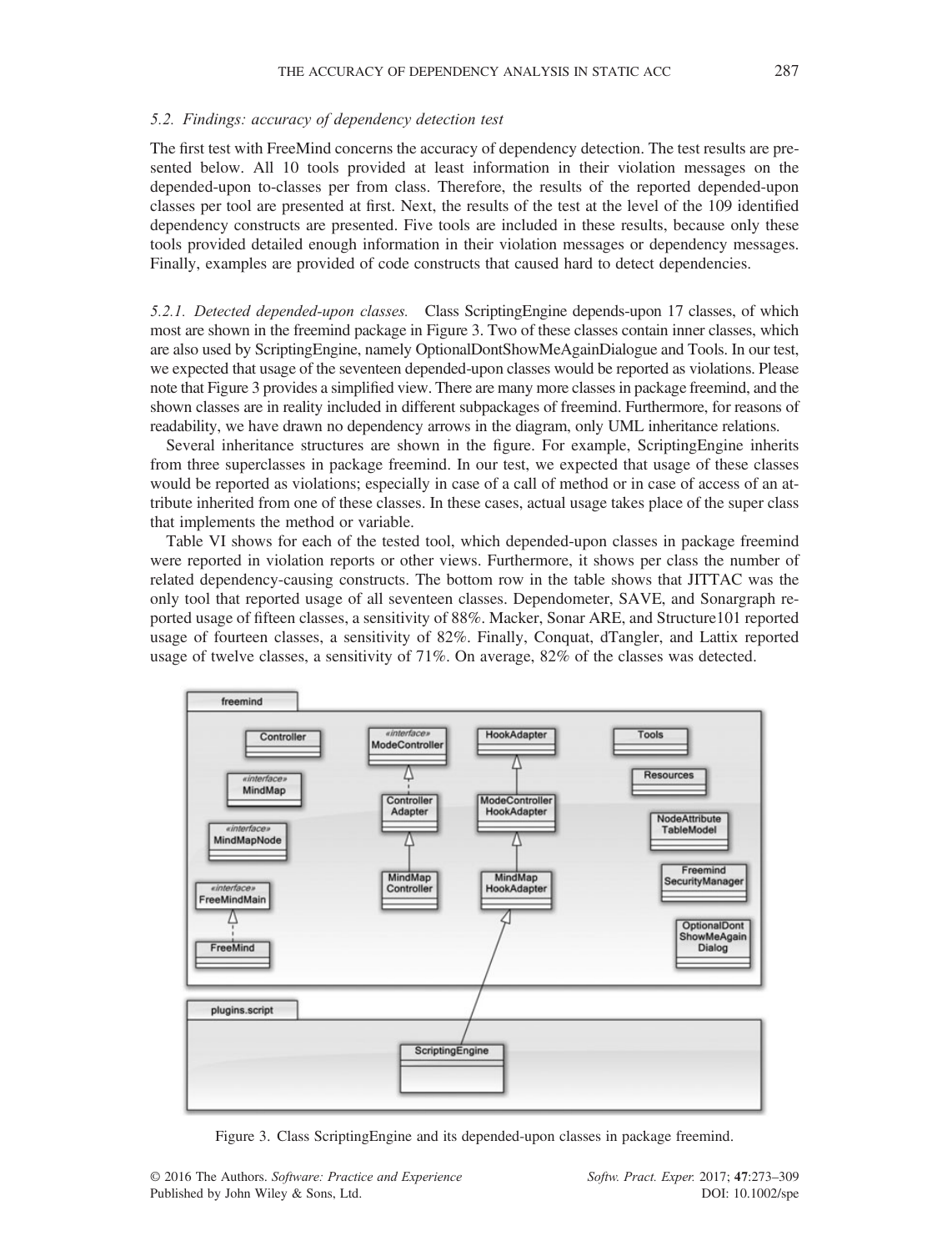### 5.2. Findings: accuracy of dependency detection test

The first test with FreeMind concerns the accuracy of dependency detection. The test results are presented below. All 10 tools provided at least information in their violation messages on the depended-upon to-classes per from class. Therefore, the results of the reported depended-upon classes per tool are presented at first. Next, the results of the test at the level of the 109 identified dependency constructs are presented. Five tools are included in these results, because only these tools provided detailed enough information in their violation messages or dependency messages. Finally, examples are provided of code constructs that caused hard to detect dependencies.

*5.2.1. Detected depended-upon classes.* Class ScriptingEngine depends-upon 17 classes, of which most are shown in the freemind package in Figure 3. Two of these classes contain inner classes, which are also used by ScriptingEngine, namely OptionalDontShowMeAgainDialogue and Tools. In our test, we expected that usage of the seventeen depended-upon classes would be reported as violations. Please note that Figure 3 provides a simplified view. There are many more classes in package freemind, and the shown classes are in reality included in different subpackages of freemind. Furthermore, for reasons of readability, we have drawn no dependency arrows in the diagram, only UML inheritance relations.

Several inheritance structures are shown in the figure. For example, ScriptingEngine inherits from three superclasses in package freemind. In our test, we expected that usage of these classes would be reported as violations; especially in case of a call of method or in case of access of an attribute inherited from one of these classes. In these cases, actual usage takes place of the super class that implements the method or variable.

Table VI shows for each of the tested tool, which depended-upon classes in package freemind were reported in violation reports or other views. Furthermore, it shows per class the number of related dependency-causing constructs. The bottom row in the table shows that JITTAC was the only tool that reported usage of all seventeen classes. Dependometer, SAVE, and Sonargraph reported usage of fifteen classes, a sensitivity of 88%. Macker, Sonar ARE, and Structure101 reported usage of fourteen classes, a sensitivity of 82%. Finally, Conquat, dTangler, and Lattix reported usage of twelve classes, a sensitivity of 71%. On average, 82% of the classes was detected.

Figure 3. Class ScriptingEngine and its depended-upon classes in package freemind.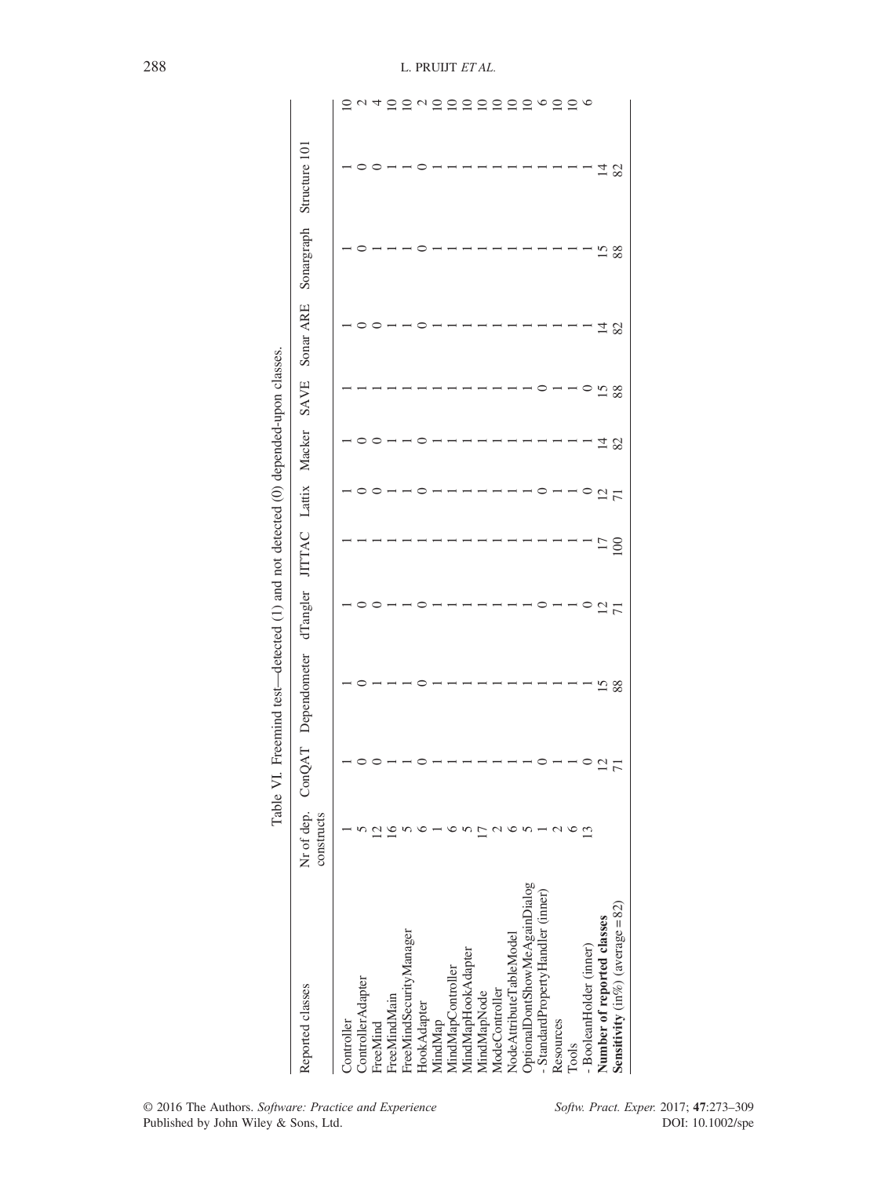Table VI. Freemind test—detected (1) and not detected (0) depended-upon classes.

| Reported classes | Nr of dep. constructs | ConQAT | Dependometer | dTangler | JITTAC | Lattix | Macker | SAVE | Sonar ARE | Sonargraph | Structure 101 | |
|---|---|---|---|---|---|---|---|---|---|---|---|---|
| Controller | 1 | 1 | 1 | 1 | 1 | 1 | 1 | 1 | 1 | 1 | 1 | 10 |
| ControllerAdapter | 5 | 0 | 0 | 0 | 1 | 0 | 0 | 1 | 0 | 0 | 0 | 2 |
| FreeMind | 12 | 0 | 1 | 0 | 1 | 0 | 0 | 1 | 0 | 1 | 0 | 4 |
| FreeMindMain | 16 | 1 | 1 | 1 | 1 | 1 | 1 | 1 | 1 | 1 | 1 | 10 |
| FreeMindSecurityManager | 5 | 1 | 1 | 1 | 1 | 1 | 1 | 1 | 1 | 1 | 1 | 10 |
| HookAdapter | 6 | 0 | 0 | 0 | 1 | 0 | 0 | 1 | 0 | 0 | 0 | 2 |
| MindMap | 1 | 1 | 1 | 1 | 1 | 1 | 1 | 1 | 1 | 1 | 1 | 10 |
| MindMapController | 6 | 1 | 1 | 1 | 1 | 1 | 1 | 1 | 1 | 1 | 1 | 10 |
| MindMapHookAdapter | 5 | 1 | 1 | 1 | 1 | 1 | 1 | 1 | 1 | 1 | 1 | 10 |
| MindMapNode | 17 | 1 | 1 | 1 | 1 | 1 | 1 | 1 | 1 | 1 | 1 | 10 |
| ModeController | 2 | 1 | 1 | 1 | 1 | 1 | 1 | 1 | 1 | 1 | 1 | 10 |
| NodeAttributeTableModel | 6 | 1 | 1 | 1 | 1 | 1 | 1 | 1 | 1 | 1 | 1 | 10 |
| OptionalDontShowMeAgainDialog | 5 | 1 | 1 | 1 | 1 | 1 | 1 | 1 | 1 | 1 | 1 | 10 |
| - StandardPropertyHandler (inner) | 1 | 0 | 1 | 0 | 1 | 0 | 1 | 0 | 1 | 1 | 1 | 6 |
| Resources | 2 | 1 | 1 | 1 | 1 | 1 | 1 | 1 | 1 | 1 | 1 | 10 |
| Tools | 6 | 1 | 1 | 1 | 1 | 1 | 1 | 1 | 1 | 1 | 1 | 10 |
| - BooleanHolder (inner) | 13 | 0 | 1 | 0 | 1 | 0 | 1 | 0 | 1 | 1 | 1 | 6 |
| **Number of reported classes** | | 12 | 15 | 12 | 17 | 12 | 14 | 15 | 14 | 15 | 14 | |
| **Sensitivity** (in%) (average = 82) | | 71 | 88 | 71 | 100 | 71 | 82 | 88 | 82 | 88 | 82 | |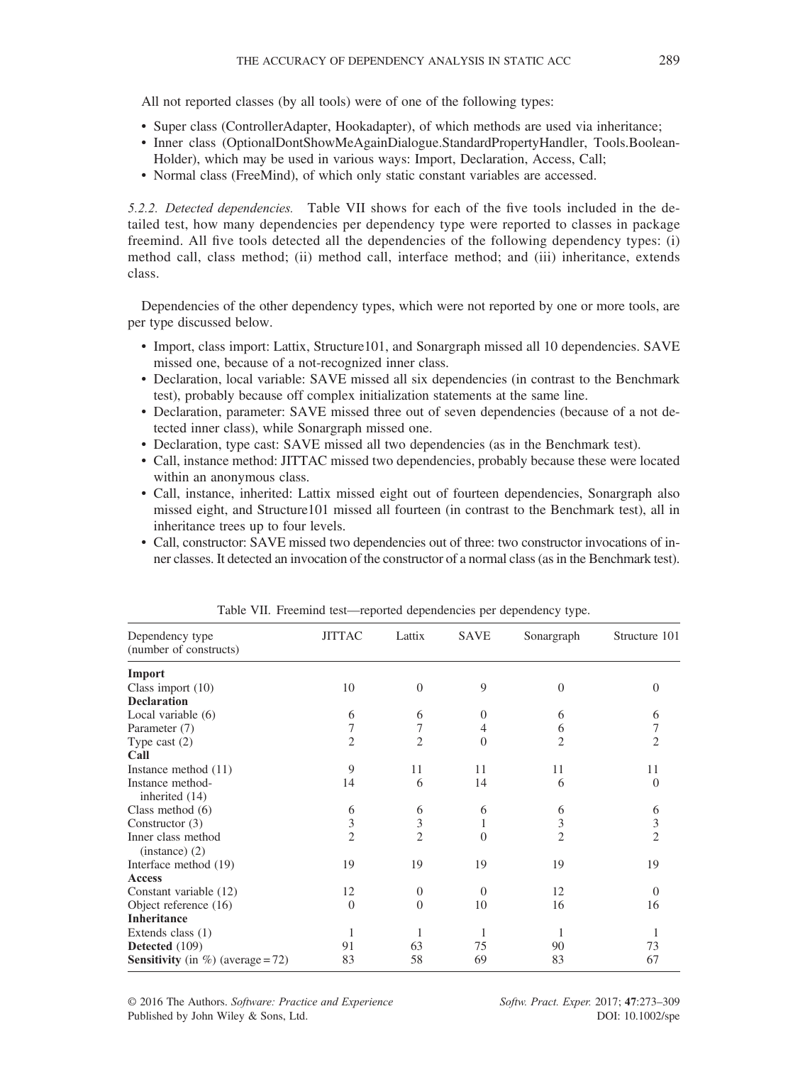All not reported classes (by all tools) were of one of the following types:

- Super class (ControllerAdapter, Hookadapter), of which methods are used via inheritance;
- Inner class (OptionalDontShowMeAgainDialogue.StandardPropertyHandler, Tools.BooleanHolder), which may be used in various ways: Import, Declaration, Access, Call;
- Normal class (FreeMind), of which only static constant variables are accessed.

*5.2.2. Detected dependencies.* Table VII shows for each of the five tools included in the detailed test, how many dependencies per dependency type were reported to classes in package freemind. All five tools detected all the dependencies of the following dependency types: (i) method call, class method; (ii) method call, interface method; and (iii) inheritance, extends class.

Dependencies of the other dependency types, which were not reported by one or more tools, are per type discussed below.

- Import, class import: Lattix, Structure101, and Sonargraph missed all 10 dependencies. SAVE missed one, because of a not-recognized inner class.
- Declaration, local variable: SAVE missed all six dependencies (in contrast to the Benchmark test), probably because off complex initialization statements at the same line.
- Declaration, parameter: SAVE missed three out of seven dependencies (because of a not detected inner class), while Sonargraph missed one.
- Declaration, type cast: SAVE missed all two dependencies (as in the Benchmark test).
- Call, instance method: JITTAC missed two dependencies, probably because these were located within an anonymous class.
- Call, instance, inherited: Lattix missed eight out of fourteen dependencies, Sonargraph also missed eight, and Structure101 missed all fourteen (in contrast to the Benchmark test), all in inheritance trees up to four levels.
- Call, constructor: SAVE missed two dependencies out of three: two constructor invocations of inner classes. It detected an invocation of the constructor of a normal class (as in the Benchmark test).

Table VII. Freemind test—reported dependencies per dependency type.

| Dependency type (number of constructs) | JITTAC | Lattix | SAVE | Sonargraph | Structure 101 |
|---|---|---|---|---|---|
| **Import** | | | | | |
| Class import (10) | 10 | 0 | 9 | 0 | 0 |
| **Declaration** | | | | | |
| Local variable (6) | 6 | 6 | 0 | 6 | 6 |
| Parameter (7) | 7 | 7 | 4 | 6 | 7 |
| Type cast (2) | 2 | 2 | 0 | 2 | 2 |
| **Call** | | | | | |
| Instance method (11) | 9 | 11 | 11 | 11 | 11 |
| Instance method-inherited (14) | 14 | 6 | 14 | 6 | 0 |
| Class method (6) | 6 | 6 | 6 | 6 | 6 |
| Constructor (3) | 3 | 3 | 1 | 3 | 3 |
| Inner class method (instance) (2) | 2 | 2 | 0 | 2 | 2 |
| Interface method (19) | 19 | 19 | 19 | 19 | 19 |
| **Access** | | | | | |
| Constant variable (12) | 12 | 0 | 0 | 12 | 0 |
| Object reference (16) | 0 | 0 | 10 | 16 | 16 |
| **Inheritance** | | | | | |
| Extends class (1) | 1 | 1 | 1 | 1 | 1 |
| **Detected** (109) | 91 | 63 | 75 | 90 | 73 |
| **Sensitivity** (in %) (average = 72) | 83 | 58 | 69 | 83 | 67 |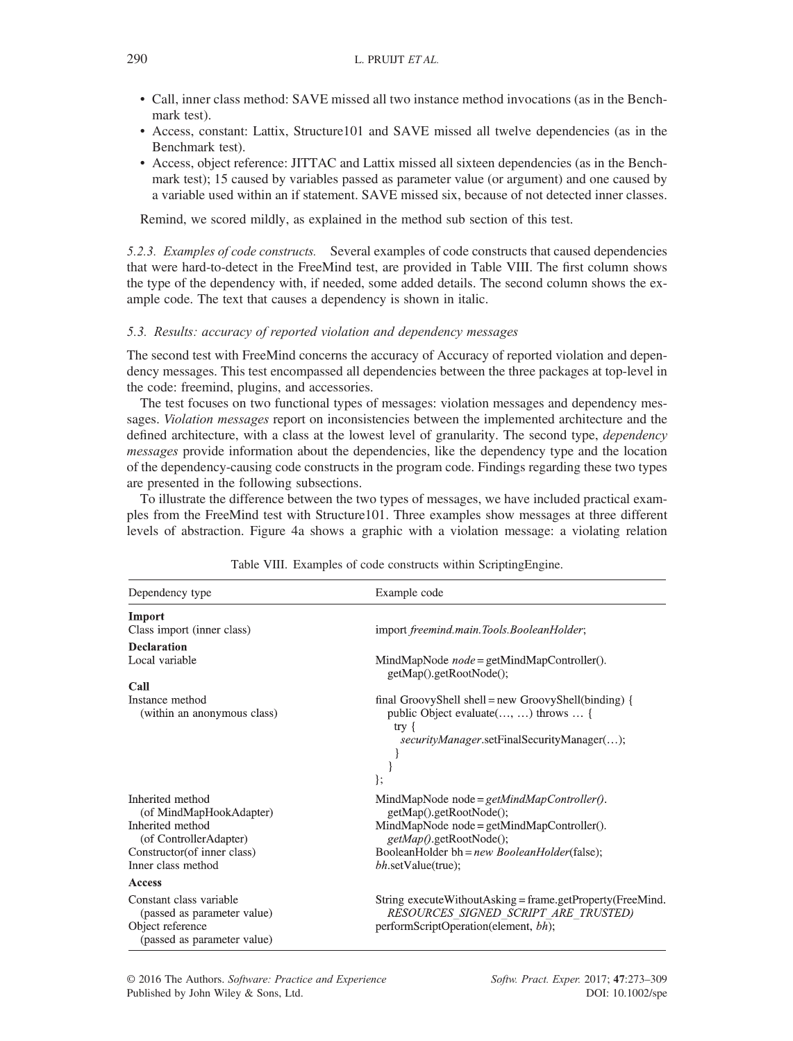- Call, inner class method: SAVE missed all two instance method invocations (as in the Benchmark test).
- Access, constant: Lattix, Structure101 and SAVE missed all twelve dependencies (as in the Benchmark test).
- Access, object reference: JITTAC and Lattix missed all sixteen dependencies (as in the Benchmark test); 15 caused by variables passed as parameter value (or argument) and one caused by a variable used within an if statement. SAVE missed six, because of not detected inner classes.

Remind, we scored mildly, as explained in the method sub section of this test.

*5.2.3. Examples of code constructs.* Several examples of code constructs that caused dependencies that were hard-to-detect in the FreeMind test, are provided in Table VIII. The first column shows the type of the dependency with, if needed, some added details. The second column shows the example code. The text that causes a dependency is shown in italic.

### 5.3. Results: accuracy of reported violation and dependency messages

The second test with FreeMind concerns the accuracy of Accuracy of reported violation and dependency messages. This test encompassed all dependencies between the three packages at top-level in the code: freemind, plugins, and accessories.

The test focuses on two functional types of messages: violation messages and dependency messages. *Violation messages* report on inconsistencies between the implemented architecture and the defined architecture, with a class at the lowest level of granularity. The second type, *dependency messages* provide information about the dependencies, like the dependency type and the location of the dependency-causing code constructs in the program code. Findings regarding these two types are presented in the following subsections.

To illustrate the difference between the two types of messages, we have included practical examples from the FreeMind test with Structure101. Three examples show messages at three different levels of abstraction. Figure 4a shows a graphic with a violation message: a violating relation

Table VIII. Examples of code constructs within ScriptingEngine.

| Dependency type | Example code |
|---|---|
| **Import** | |
| Class import (inner class) | import *freemind.main.Tools.BooleanHolder*; |
| **Declaration** | |
| Local variable | MindMapNode *node* = getMindMapController().getMap().getRootNode(); |
| **Call** | |
| Instance method (within an anonymous class) | final GroovyShell shell = new GroovyShell(binding) { public Object evaluate(…, …) throws … { try { *securityManager*.setFinalSecurityManager(…); } } }; |
| Inherited method (of MindMapHookAdapter) | MindMapNode node = *getMindMapController()*.getMap().getRootNode(); |
| Inherited method (of ControllerAdapter) | MindMapNode node = getMindMapController().*getMap()*.getRootNode(); |
| Constructor(of inner class) | BooleanHolder bh = *new BooleanHolder*(false); |
| Inner class method | *bh*.setValue(true); |
| **Access** | |
| Constant class variable (passed as parameter value) | String executeWithoutAsking = frame.getProperty(FreeMind.*RESOURCES_SIGNED_SCRIPT_ARE_TRUSTED)* |
| Object reference (passed as parameter value) | performScriptOperation(element, *bh*); |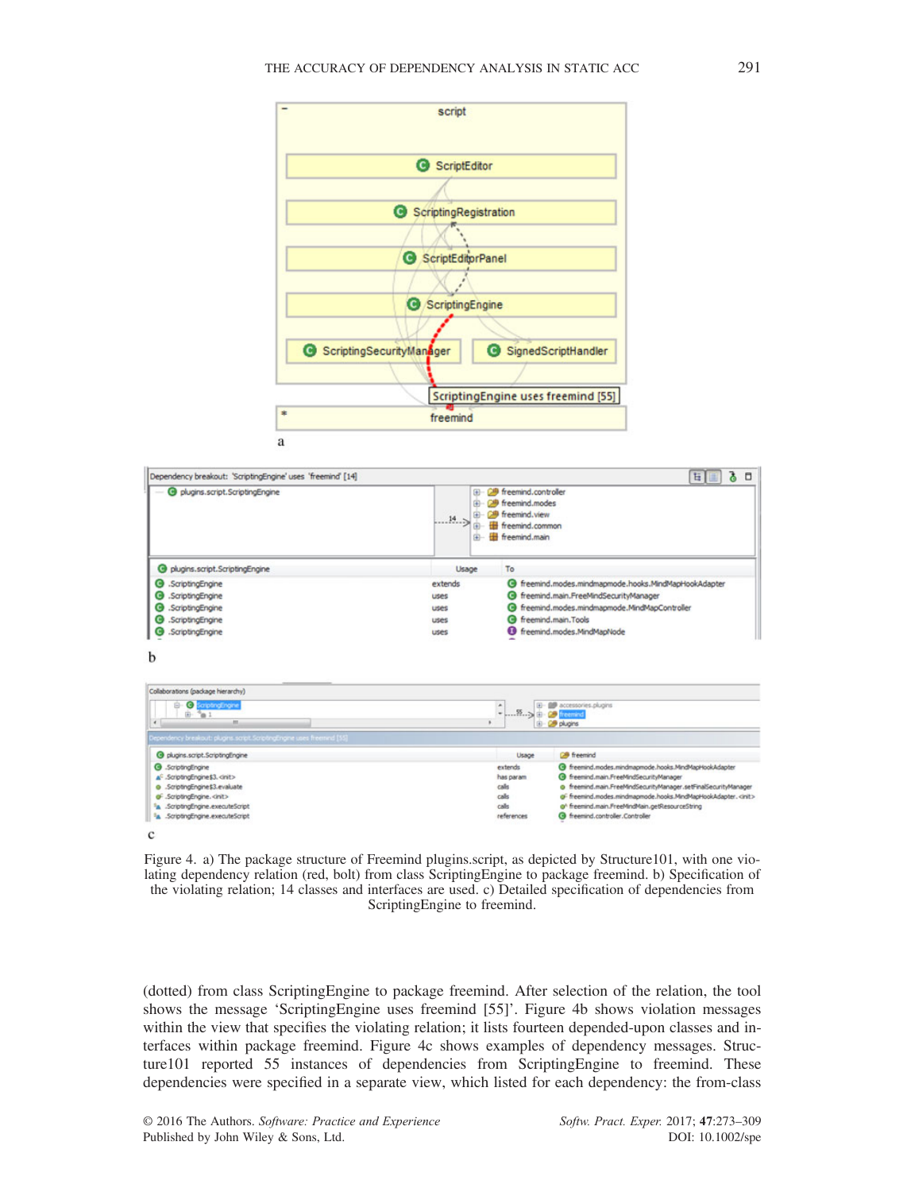Figure 4. a) The package structure of Freemind plugins.script, as depicted by Structure101, with one violating dependency relation (red, bolt) from class ScriptingEngine to package freemind. b) Specification of the violating relation; 14 classes and interfaces are used. c) Detailed specification of dependencies from ScriptingEngine to freemind.

(dotted) from class ScriptingEngine to package freemind. After selection of the relation, the tool shows the message 'ScriptingEngine uses freemind [55]'. Figure 4b shows violation messages within the view that specifies the violating relation; it lists fourteen depended-upon classes and interfaces within package freemind. Figure 4c shows examples of dependency messages. Structure101 reported 55 instances of dependencies from ScriptingEngine to freemind. These dependencies were specified in a separate view, which listed for each dependency: the from-class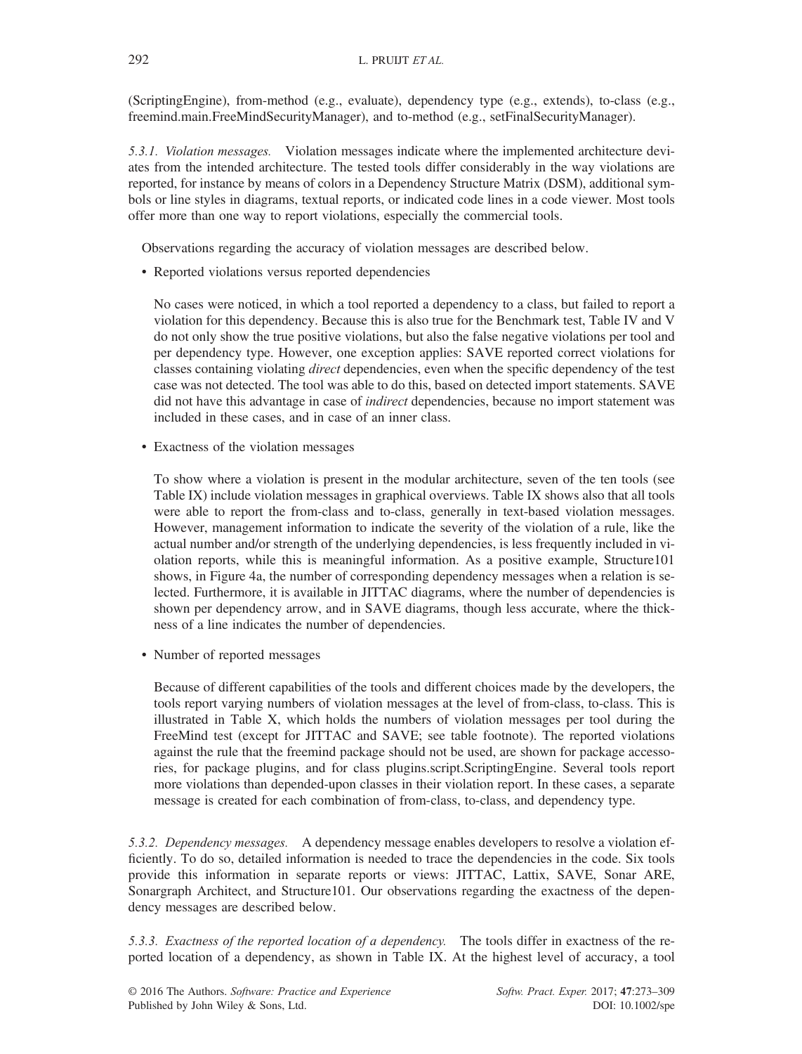(ScriptingEngine), from-method (e.g., evaluate), dependency type (e.g., extends), to-class (e.g., freemind.main.FreeMindSecurityManager), and to-method (e.g., setFinalSecurityManager).

*5.3.1. Violation messages.* Violation messages indicate where the implemented architecture deviates from the intended architecture. The tested tools differ considerably in the way violations are reported, for instance by means of colors in a Dependency Structure Matrix (DSM), additional symbols or line styles in diagrams, textual reports, or indicated code lines in a code viewer. Most tools offer more than one way to report violations, especially the commercial tools.

Observations regarding the accuracy of violation messages are described below.

- Reported violations versus reported dependencies

  No cases were noticed, in which a tool reported a dependency to a class, but failed to report a violation for this dependency. Because this is also true for the Benchmark test, Table IV and V do not only show the true positive violations, but also the false negative violations per tool and per dependency type. However, one exception applies: SAVE reported correct violations for classes containing violating *direct* dependencies, even when the specific dependency of the test case was not detected. The tool was able to do this, based on detected import statements. SAVE did not have this advantage in case of *indirect* dependencies, because no import statement was included in these cases, and in case of an inner class.

- Exactness of the violation messages

  To show where a violation is present in the modular architecture, seven of the ten tools (see Table IX) include violation messages in graphical overviews. Table IX shows also that all tools were able to report the from-class and to-class, generally in text-based violation messages. However, management information to indicate the severity of the violation of a rule, like the actual number and/or strength of the underlying dependencies, is less frequently included in violation reports, while this is meaningful information. As a positive example, Structure101 shows, in Figure 4a, the number of corresponding dependency messages when a relation is selected. Furthermore, it is available in JITTAC diagrams, where the number of dependencies is shown per dependency arrow, and in SAVE diagrams, though less accurate, where the thickness of a line indicates the number of dependencies.

- Number of reported messages

  Because of different capabilities of the tools and different choices made by the developers, the tools report varying numbers of violation messages at the level of from-class, to-class. This is illustrated in Table X, which holds the numbers of violation messages per tool during the FreeMind test (except for JITTAC and SAVE; see table footnote). The reported violations against the rule that the freemind package should not be used, are shown for package accessories, for package plugins, and for class plugins.script.ScriptingEngine. Several tools report more violations than depended-upon classes in their violation report. In these cases, a separate message is created for each combination of from-class, to-class, and dependency type.

*5.3.2. Dependency messages.* A dependency message enables developers to resolve a violation efficiently. To do so, detailed information is needed to trace the dependencies in the code. Six tools provide this information in separate reports or views: JITTAC, Lattix, SAVE, Sonar ARE, Sonargraph Architect, and Structure101. Our observations regarding the exactness of the dependency messages are described below.

*5.3.3. Exactness of the reported location of a dependency.* The tools differ in exactness of the reported location of a dependency, as shown in Table IX. At the highest level of accuracy, a tool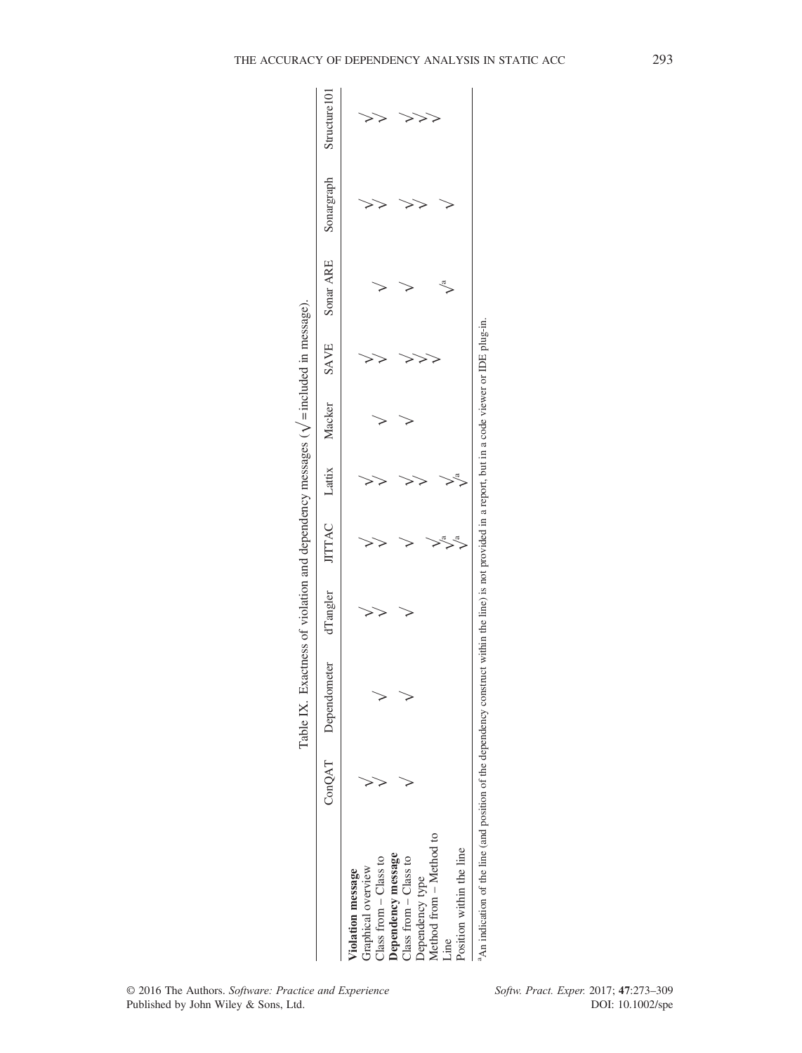Table IX. Exactness of violation and dependency messages (√ = included in message).

| | ConQAT | Dependometer | dTangler | JITTAC | Lattix | Macker | SAVE | Sonar ARE | Sonargraph | Structure101 |
|---|---|---|---|---|---|---|---|---|---|---|
| **Violation message** | | | | | | | | | | |
| Graphical overview | √ | | √ | √ | √ | | √ | | √ | √ |
| Class from – Class to | √ | √ | √ | √ | √ | √ | √ | √ | √ | √ |
| **Dependency message** | | | | | | | | | | |
| Class from – Class to | √ | √ | √ | √ | √ | √ | √ | √ | √ | √ |
| Dependency type | | | | | √ | | √ | | √ | √ |
| Method from – Method to | | | | √ | √ | | √ | | | √ |
| Line | | | | √[a] | √[a] | | | √[a] | √ | |
| Position within the line | | | | √[a] | | | | | | |

[a]An indication of the line (and position of the dependency construct within the line) is not provided in a report, but in a code viewer or IDE plug-in.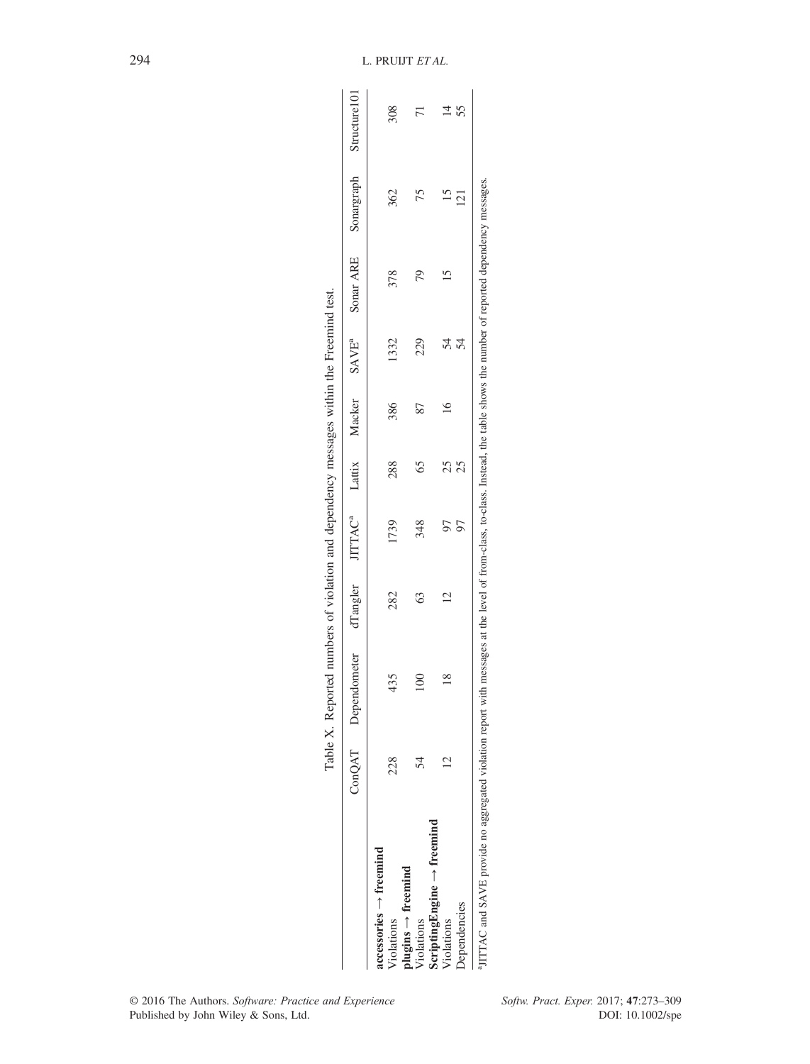Table X. Reported numbers of violation and dependency messages within the Freemind test.

| | ConQAT | Dependometer | dTangler | JITTAC[a] | Lattix | Macker | SAVE[a] | Sonar ARE | Sonargraph | Structure101 |
|---|---|---|---|---|---|---|---|---|---|---|
| **accessories → freemind** | | | | | | | | | | |
| Violations | 228 | 435 | 282 | 1739 | 288 | 386 | 1332 | 378 | 362 | 308 |
| **plugins → freemind** | | | | | | | | | | |
| Violations | 54 | 100 | 63 | 348 | 65 | 87 | 229 | 79 | 75 | 71 |
| **ScriptingEngine → freemind** | | | | | | | | | | |
| Violations | 12 | 18 | 12 | 97 | 25 | 16 | 54 | 15 | 15 | 14 |
| Dependencies | | | | 97 | 25 | | 54 | | 121 | 55 |

[a]JITTAC and SAVE provide no aggregated violation report with messages at the level of from-class, to-class. Instead, the table shows the number of reported dependency messages.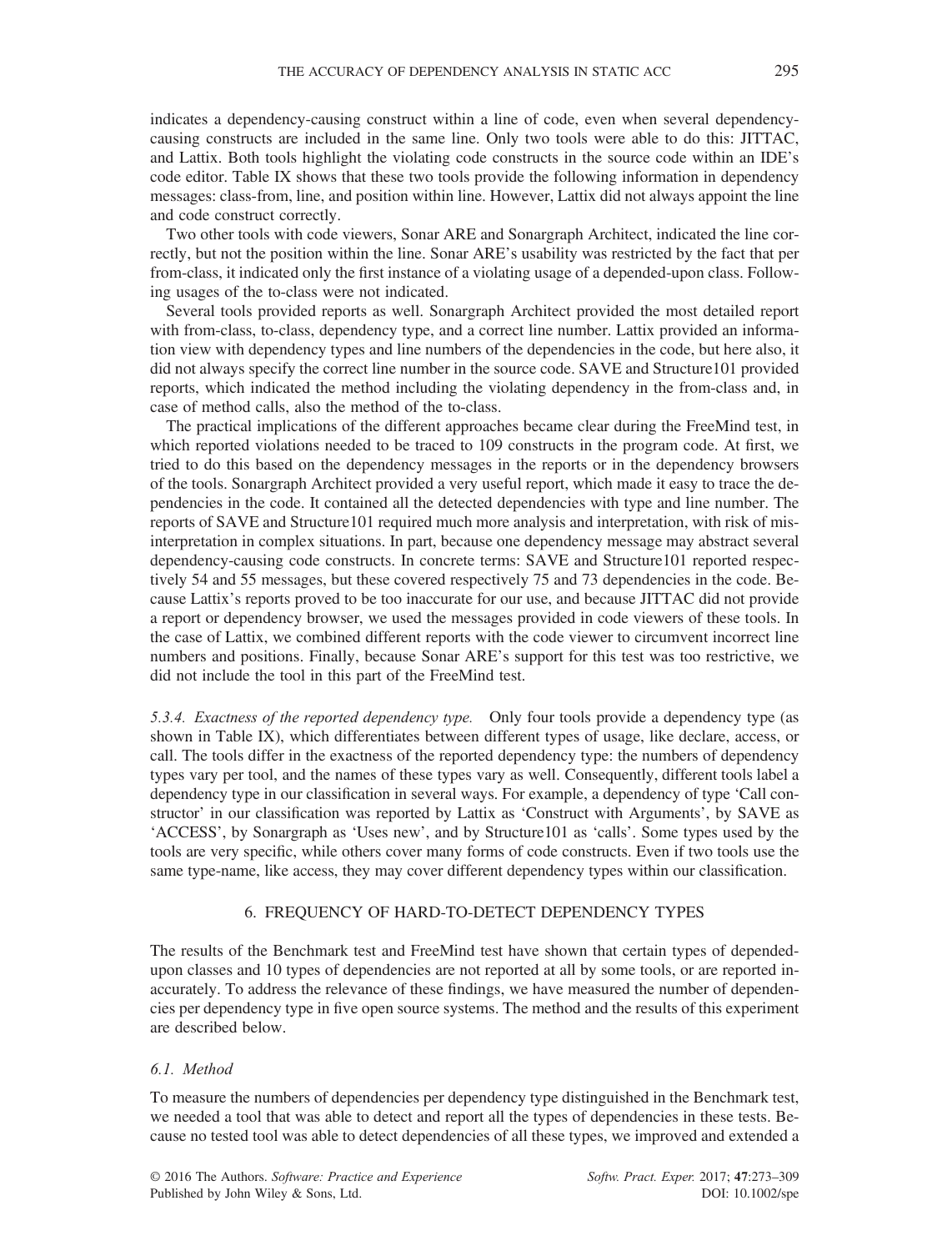indicates a dependency-causing construct within a line of code, even when several dependency-causing constructs are included in the same line. Only two tools were able to do this: JITTAC, and Lattix. Both tools highlight the violating code constructs in the source code within an IDE's code editor. Table IX shows that these two tools provide the following information in dependency messages: class-from, line, and position within line. However, Lattix did not always appoint the line and code construct correctly.

Two other tools with code viewers, Sonar ARE and Sonargraph Architect, indicated the line correctly, but not the position within the line. Sonar ARE's usability was restricted by the fact that per from-class, it indicated only the first instance of a violating usage of a depended-upon class. Following usages of the to-class were not indicated.

Several tools provided reports as well. Sonargraph Architect provided the most detailed report with from-class, to-class, dependency type, and a correct line number. Lattix provided an information view with dependency types and line numbers of the dependencies in the code, but here also, it did not always specify the correct line number in the source code. SAVE and Structure101 provided reports, which indicated the method including the violating dependency in the from-class and, in case of method calls, also the method of the to-class.

The practical implications of the different approaches became clear during the FreeMind test, in which reported violations needed to be traced to 109 constructs in the program code. At first, we tried to do this based on the dependency messages in the reports or in the dependency browsers of the tools. Sonargraph Architect provided a very useful report, which made it easy to trace the dependencies in the code. It contained all the detected dependencies with type and line number. The reports of SAVE and Structure101 required much more analysis and interpretation, with risk of misinterpretation in complex situations. In part, because one dependency message may abstract several dependency-causing code constructs. In concrete terms: SAVE and Structure101 reported respectively 54 and 55 messages, but these covered respectively 75 and 73 dependencies in the code. Because Lattix's reports proved to be too inaccurate for our use, and because JITTAC did not provide a report or dependency browser, we used the messages provided in code viewers of these tools. In the case of Lattix, we combined different reports with the code viewer to circumvent incorrect line numbers and positions. Finally, because Sonar ARE's support for this test was too restrictive, we did not include the tool in this part of the FreeMind test.

*5.3.4. Exactness of the reported dependency type.* Only four tools provide a dependency type (as shown in Table IX), which differentiates between different types of usage, like declare, access, or call. The tools differ in the exactness of the reported dependency type: the numbers of dependency types vary per tool, and the names of these types vary as well. Consequently, different tools label a dependency type in our classification in several ways. For example, a dependency of type 'Call constructor' in our classification was reported by Lattix as 'Construct with Arguments', by SAVE as 'ACCESS', by Sonargraph as 'Uses new', and by Structure101 as 'calls'. Some types used by the tools are very specific, while others cover many forms of code constructs. Even if two tools use the same type-name, like access, they may cover different dependency types within our classification.

## 6. FREQUENCY OF HARD-TO-DETECT DEPENDENCY TYPES

The results of the Benchmark test and FreeMind test have shown that certain types of depended-upon classes and 10 types of dependencies are not reported at all by some tools, or are reported inaccurately. To address the relevance of these findings, we have measured the number of dependencies per dependency type in five open source systems. The method and the results of this experiment are described below.

### *6.1. Method*

To measure the numbers of dependencies per dependency type distinguished in the Benchmark test, we needed a tool that was able to detect and report all the types of dependencies in these tests. Because no tested tool was able to detect dependencies of all these types, we improved and extended a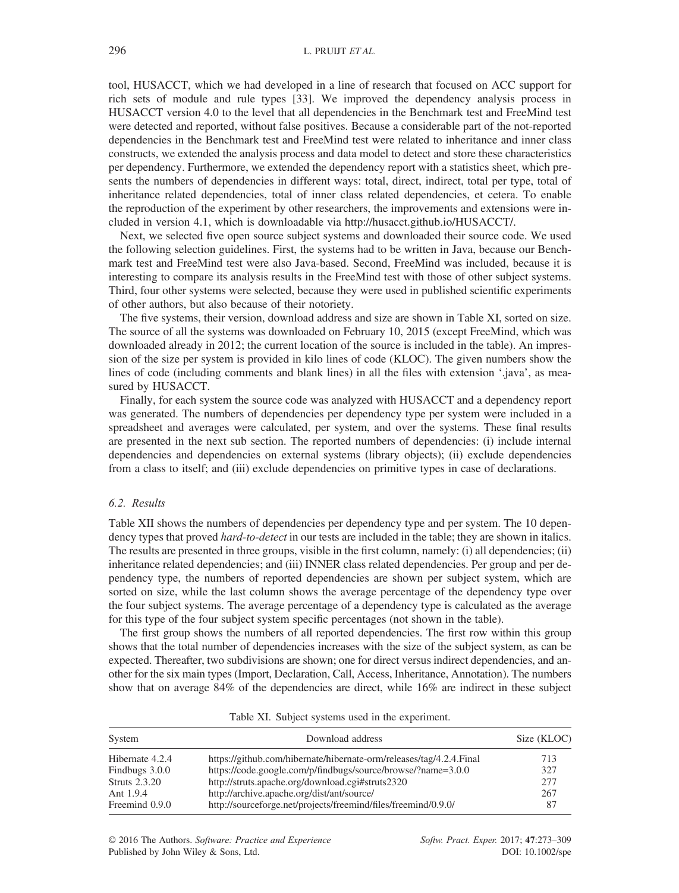tool, HUSACCT, which we had developed in a line of research that focused on ACC support for rich sets of module and rule types [33]. We improved the dependency analysis process in HUSACCT version 4.0 to the level that all dependencies in the Benchmark test and FreeMind test were detected and reported, without false positives. Because a considerable part of the not-reported dependencies in the Benchmark test and FreeMind test were related to inheritance and inner class constructs, we extended the analysis process and data model to detect and store these characteristics per dependency. Furthermore, we extended the dependency report with a statistics sheet, which presents the numbers of dependencies in different ways: total, direct, indirect, total per type, total of inheritance related dependencies, total of inner class related dependencies, et cetera. To enable the reproduction of the experiment by other researchers, the improvements and extensions were included in version 4.1, which is downloadable via http://husacct.github.io/HUSACCT/.

Next, we selected five open source subject systems and downloaded their source code. We used the following selection guidelines. First, the systems had to be written in Java, because our Benchmark test and FreeMind test were also Java-based. Second, FreeMind was included, because it is interesting to compare its analysis results in the FreeMind test with those of other subject systems. Third, four other systems were selected, because they were used in published scientific experiments of other authors, but also because of their notoriety.

The five systems, their version, download address and size are shown in Table XI, sorted on size. The source of all the systems was downloaded on February 10, 2015 (except FreeMind, which was downloaded already in 2012; the current location of the source is included in the table). An impression of the size per system is provided in kilo lines of code (KLOC). The given numbers show the lines of code (including comments and blank lines) in all the files with extension '.java', as measured by HUSACCT.

Finally, for each system the source code was analyzed with HUSACCT and a dependency report was generated. The numbers of dependencies per dependency type per system were included in a spreadsheet and averages were calculated, per system, and over the systems. These final results are presented in the next sub section. The reported numbers of dependencies: (i) include internal dependencies and dependencies on external systems (library objects); (ii) exclude dependencies from a class to itself; and (iii) exclude dependencies on primitive types in case of declarations.

### 6.2. Results

Table XII shows the numbers of dependencies per dependency type and per system. The 10 dependency types that proved *hard-to-detect* in our tests are included in the table; they are shown in italics. The results are presented in three groups, visible in the first column, namely: (i) all dependencies; (ii) inheritance related dependencies; and (iii) INNER class related dependencies. Per group and per dependency type, the numbers of reported dependencies are shown per subject system, which are sorted on size, while the last column shows the average percentage of the dependency type over the four subject systems. The average percentage of a dependency type is calculated as the average for this type of the four subject system specific percentages (not shown in the table).

The first group shows the numbers of all reported dependencies. The first row within this group shows that the total number of dependencies increases with the size of the subject system, as can be expected. Thereafter, two subdivisions are shown; one for direct versus indirect dependencies, and another for the six main types (Import, Declaration, Call, Access, Inheritance, Annotation). The numbers show that on average 84% of the dependencies are direct, while 16% are indirect in these subject

Table XI. Subject systems used in the experiment.

| System | Download address | Size (KLOC) |
|---|---|---|
| Hibernate 4.2.4 | https://github.com/hibernate/hibernate-orm/releases/tag/4.2.4.Final | 713 |
| Findbugs 3.0.0 | https://code.google.com/p/findbugs/source/browse/?name=3.0.0 | 327 |
| Struts 2.3.20 | http://struts.apache.org/download.cgi#struts2320 | 277 |
| Ant 1.9.4 | http://archive.apache.org/dist/ant/source/ | 267 |
| Freemind 0.9.0 | http://sourceforge.net/projects/freemind/files/freemind/0.9.0/ | 87 |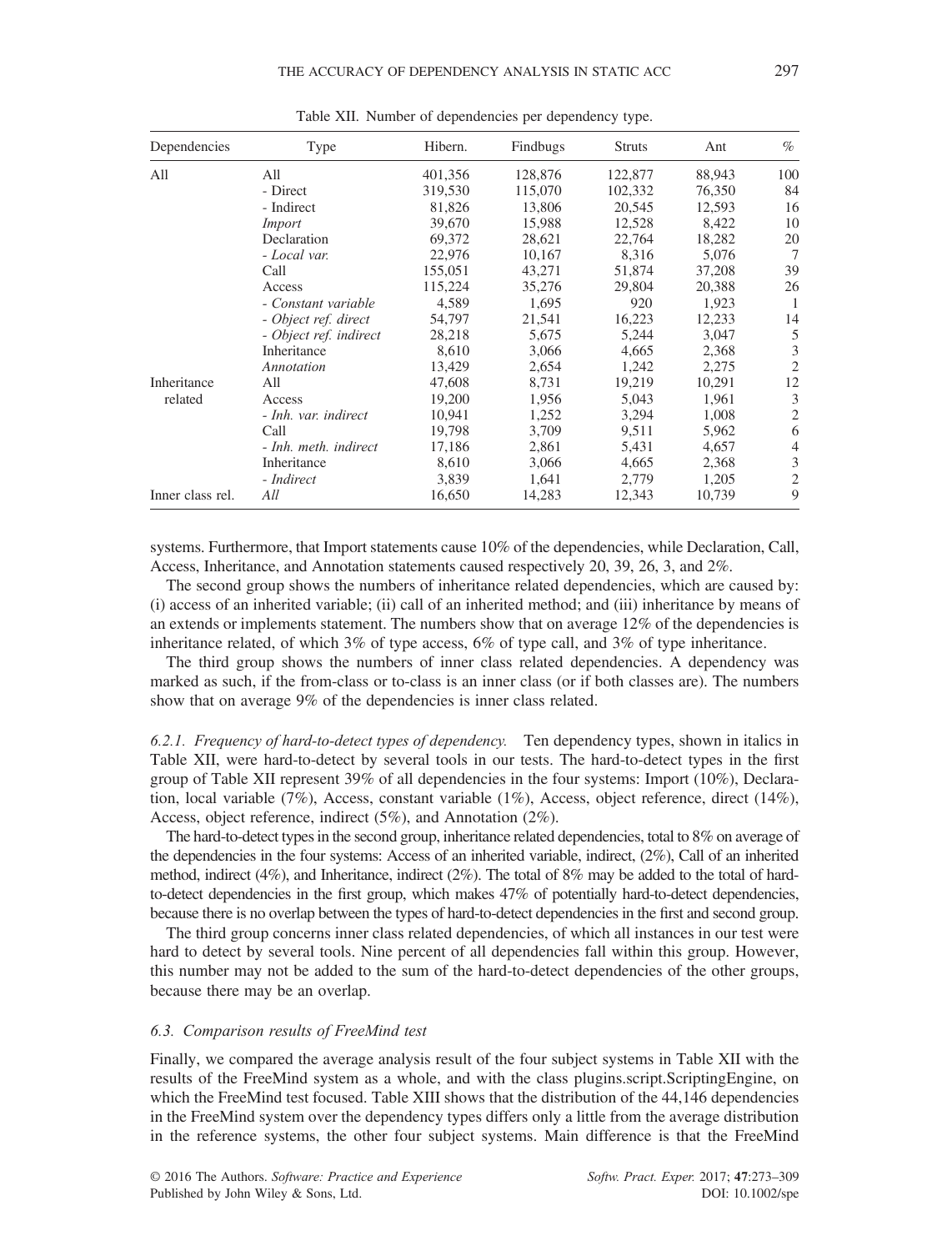Table XII. Number of dependencies per dependency type.

| Dependencies | Type | Hibern. | Findbugs | Struts | Ant | % |
|---|---|---|---|---|---|---|
| All | All | 401,356 | 128,876 | 122,877 | 88,943 | 100 |
| | - Direct | 319,530 | 115,070 | 102,332 | 76,350 | 84 |
| | - Indirect | 81,826 | 13,806 | 20,545 | 12,593 | 16 |
| | *Import* | 39,670 | 15,988 | 12,528 | 8,422 | 10 |
| | Declaration | 69,372 | 28,621 | 22,764 | 18,282 | 20 |
| | *- Local var.* | 22,976 | 10,167 | 8,316 | 5,076 | 7 |
| | Call | 155,051 | 43,271 | 51,874 | 37,208 | 39 |
| | Access | 115,224 | 35,276 | 29,804 | 20,388 | 26 |
| | *- Constant variable* | 4,589 | 1,695 | 920 | 1,923 | 1 |
| | *- Object ref. direct* | 54,797 | 21,541 | 16,223 | 12,233 | 14 |
| | *- Object ref. indirect* | 28,218 | 5,675 | 5,244 | 3,047 | 5 |
| | Inheritance | 8,610 | 3,066 | 4,665 | 2,368 | 3 |
| | *Annotation* | 13,429 | 2,654 | 1,242 | 2,275 | 2 |
| Inheritance related | All | 47,608 | 8,731 | 19,219 | 10,291 | 12 |
| | Access | 19,200 | 1,956 | 5,043 | 1,961 | 3 |
| | *- Inh. var. indirect* | 10,941 | 1,252 | 3,294 | 1,008 | 2 |
| | Call | 19,798 | 3,709 | 9,511 | 5,962 | 6 |
| | *- Inh. meth. indirect* | 17,186 | 2,861 | 5,431 | 4,657 | 4 |
| | Inheritance | 8,610 | 3,066 | 4,665 | 2,368 | 3 |
| | *- Indirect* | 3,839 | 1,641 | 2,779 | 1,205 | 2 |
| Inner class rel. | *All* | 16,650 | 14,283 | 12,343 | 10,739 | 9 |

systems. Furthermore, that Import statements cause 10% of the dependencies, while Declaration, Call, Access, Inheritance, and Annotation statements caused respectively 20, 39, 26, 3, and 2%.

The second group shows the numbers of inheritance related dependencies, which are caused by: (i) access of an inherited variable; (ii) call of an inherited method; and (iii) inheritance by means of an extends or implements statement. The numbers show that on average 12% of the dependencies is inheritance related, of which 3% of type access, 6% of type call, and 3% of type inheritance.

The third group shows the numbers of inner class related dependencies. A dependency was marked as such, if the from-class or to-class is an inner class (or if both classes are). The numbers show that on average 9% of the dependencies is inner class related.

*6.2.1. Frequency of hard-to-detect types of dependency.* Ten dependency types, shown in italics in Table XII, were hard-to-detect by several tools in our tests. The hard-to-detect types in the first group of Table XII represent 39% of all dependencies in the four systems: Import (10%), Declaration, local variable (7%), Access, constant variable (1%), Access, object reference, direct (14%), Access, object reference, indirect (5%), and Annotation (2%).

The hard-to-detect types in the second group, inheritance related dependencies, total to 8% on average of the dependencies in the four systems: Access of an inherited variable, indirect, (2%), Call of an inherited method, indirect (4%), and Inheritance, indirect (2%). The total of 8% may be added to the total of hard-to-detect dependencies in the first group, which makes 47% of potentially hard-to-detect dependencies, because there is no overlap between the types of hard-to-detect dependencies in the first and second group.

The third group concerns inner class related dependencies, of which all instances in our test were hard to detect by several tools. Nine percent of all dependencies fall within this group. However, this number may not be added to the sum of the hard-to-detect dependencies of the other groups, because there may be an overlap.

### *6.3. Comparison results of FreeMind test*

Finally, we compared the average analysis result of the four subject systems in Table XII with the results of the FreeMind system as a whole, and with the class plugins.script.ScriptingEngine, on which the FreeMind test focused. Table XIII shows that the distribution of the 44,146 dependencies in the FreeMind system over the dependency types differs only a little from the average distribution in the reference systems, the other four subject systems. Main difference is that the FreeMind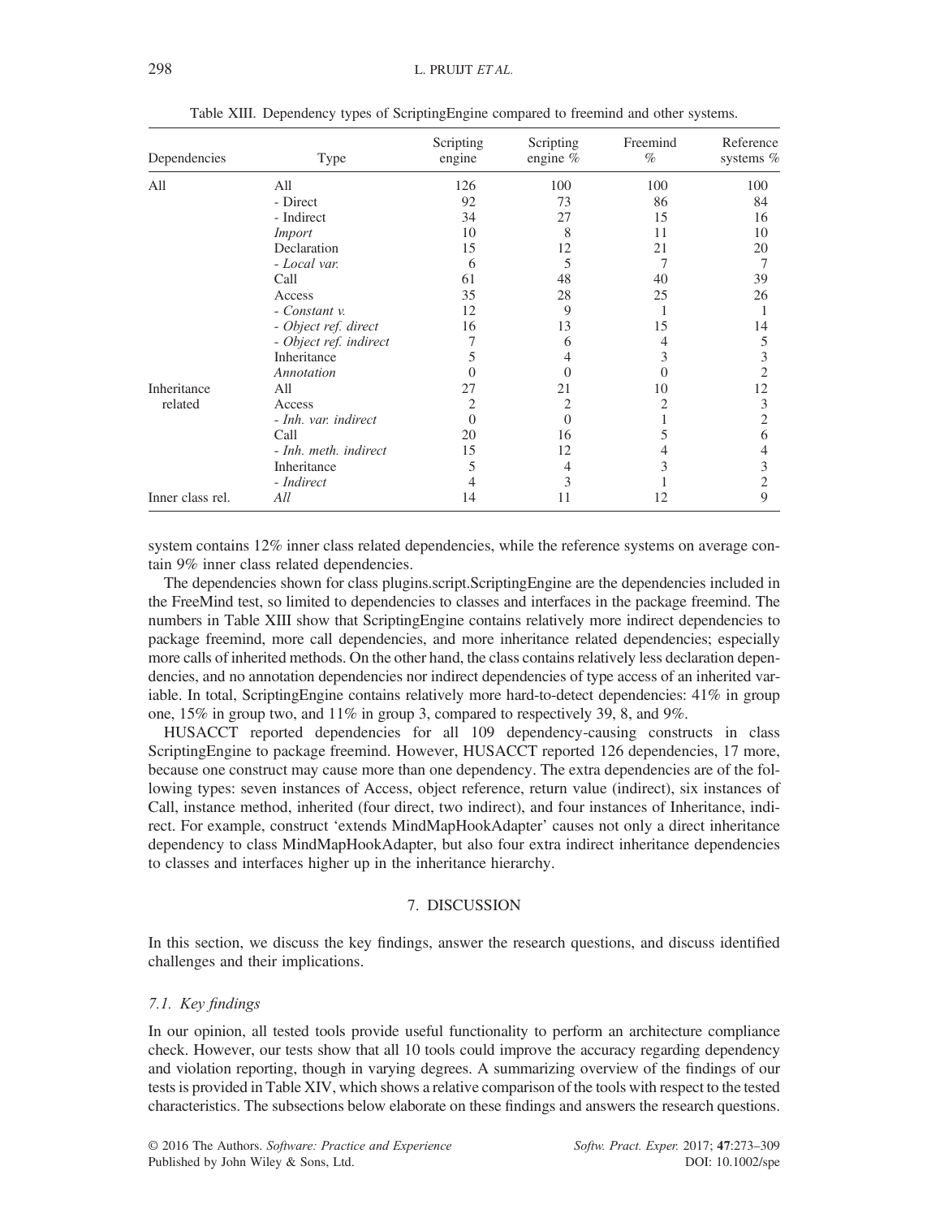Table XIII. Dependency types of ScriptingEngine compared to freemind and other systems.

| Dependencies | Type | Scripting engine | Scripting engine % | Freemind % | Reference systems % |
|---|---|---|---|---|---|
| All | All | 126 | 100 | 100 | 100 |
| | - Direct | 92 | 73 | 86 | 84 |
| | - Indirect | 34 | 27 | 15 | 16 |
| | *Import* | 10 | 8 | 11 | 10 |
| | Declaration | 15 | 12 | 21 | 20 |
| | *- Local var.* | 6 | 5 | 7 | 7 |
| | Call | 61 | 48 | 40 | 39 |
| | Access | 35 | 28 | 25 | 26 |
| | *- Constant v.* | 12 | 9 | 1 | 1 |
| | *- Object ref. direct* | 16 | 13 | 15 | 14 |
| | *- Object ref. indirect* | 7 | 6 | 4 | 5 |
| | Inheritance | 5 | 4 | 3 | 3 |
| | *Annotation* | 0 | 0 | 0 | 2 |
| Inheritance related | All | 27 | 21 | 10 | 12 |
| | Access | 2 | 2 | 2 | 3 |
| | *- Inh. var. indirect* | 0 | 0 | 1 | 2 |
| | Call | 20 | 16 | 5 | 6 |
| | *- Inh. meth. indirect* | 15 | 12 | 4 | 4 |
| | Inheritance | 5 | 4 | 3 | 3 |
| | *- Indirect* | 4 | 3 | 1 | 2 |
| Inner class rel. | *All* | 14 | 11 | 12 | 9 |

system contains 12% inner class related dependencies, while the reference systems on average contain 9% inner class related dependencies.

The dependencies shown for class plugins.script.ScriptingEngine are the dependencies included in the FreeMind test, so limited to dependencies to classes and interfaces in the package freemind. The numbers in Table XIII show that ScriptingEngine contains relatively more indirect dependencies to package freemind, more call dependencies, and more inheritance related dependencies; especially more calls of inherited methods. On the other hand, the class contains relatively less declaration dependencies, and no annotation dependencies nor indirect dependencies of type access of an inherited variable. In total, ScriptingEngine contains relatively more hard-to-detect dependencies: 41% in group one, 15% in group two, and 11% in group 3, compared to respectively 39, 8, and 9%.

HUSACCT reported dependencies for all 109 dependency-causing constructs in class ScriptingEngine to package freemind. However, HUSACCT reported 126 dependencies, 17 more, because one construct may cause more than one dependency. The extra dependencies are of the following types: seven instances of Access, object reference, return value (indirect), six instances of Call, instance method, inherited (four direct, two indirect), and four instances of Inheritance, indirect. For example, construct 'extends MindMapHookAdapter' causes not only a direct inheritance dependency to class MindMapHookAdapter, but also four extra indirect inheritance dependencies to classes and interfaces higher up in the inheritance hierarchy.

## 7. DISCUSSION

In this section, we discuss the key findings, answer the research questions, and discuss identified challenges and their implications.

### *7.1. Key findings*

In our opinion, all tested tools provide useful functionality to perform an architecture compliance check. However, our tests show that all 10 tools could improve the accuracy regarding dependency and violation reporting, though in varying degrees. A summarizing overview of the findings of our tests is provided in Table XIV, which shows a relative comparison of the tools with respect to the tested characteristics. The subsections below elaborate on these findings and answers the research questions.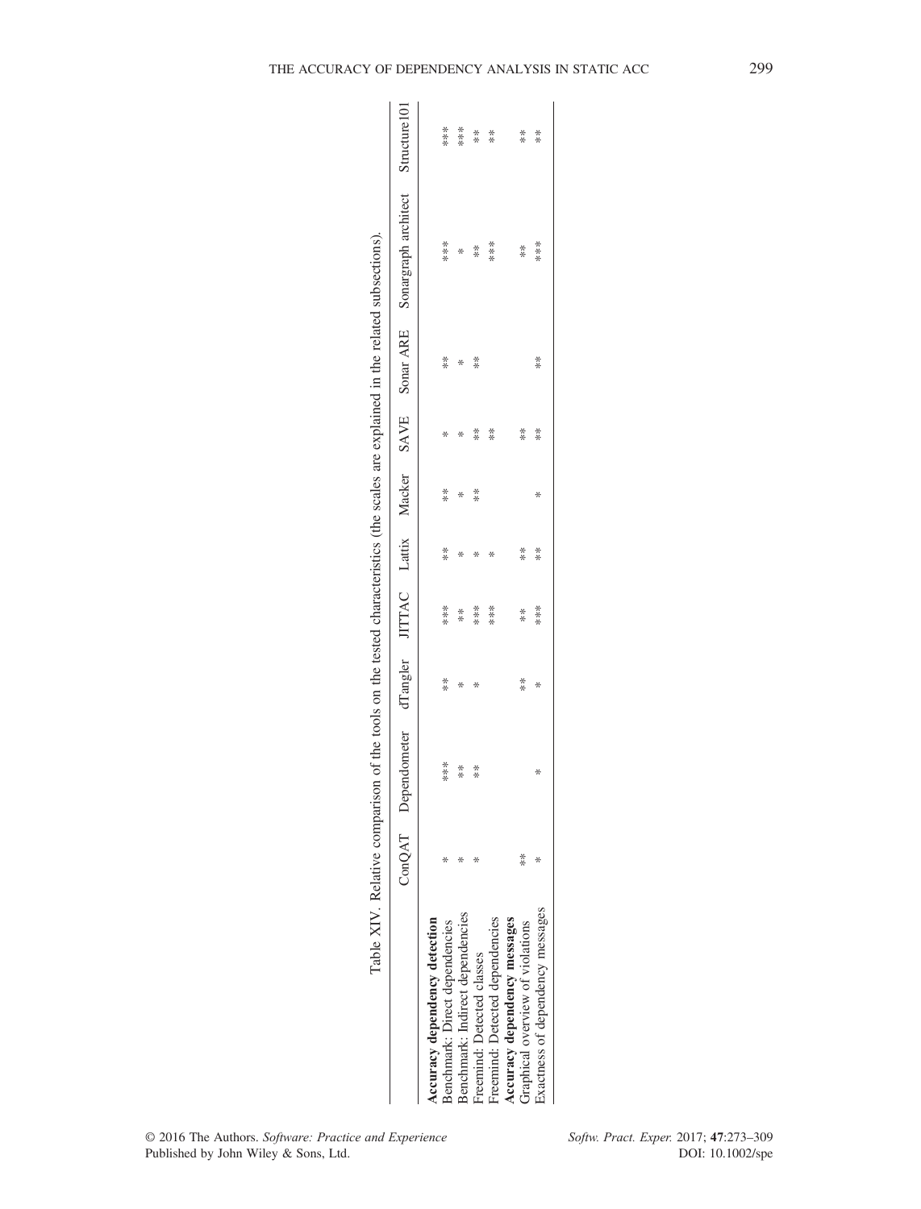Table XIV. Relative comparison of the tools on the tested characteristics (the scales are explained in the related subsections).

| | ConQAT | Dependometer | dTangler | JITTAC | Lattix | Macker | SAVE | Sonar ARE | Sonargraph architect | Structure101 |
|---|---|---|---|---|---|---|---|---|---|---|
| **Accuracy dependency detection** | | | | | | | | | | |
| Benchmark: Direct dependencies | * | *** | ** | *** | ** | ** | * | ** | *** | *** |
| Benchmark: Indirect dependencies | * | ** | * | ** | * | * | * | * | * | *** |
| Freemind: Detected classes | * | ** | * | *** | * | ** | ** | ** | ** | ** |
| Freemind: Detected dependencies | | | | *** | * | | ** | | *** | ** |
| **Accuracy dependency messages** | | | | | | | | | | |
| Graphical overview of violations | ** | | ** | ** | ** | | ** | | ** | ** |
| Exactness of dependency messages | * | * | * | *** | ** | * | ** | ** | *** | ** |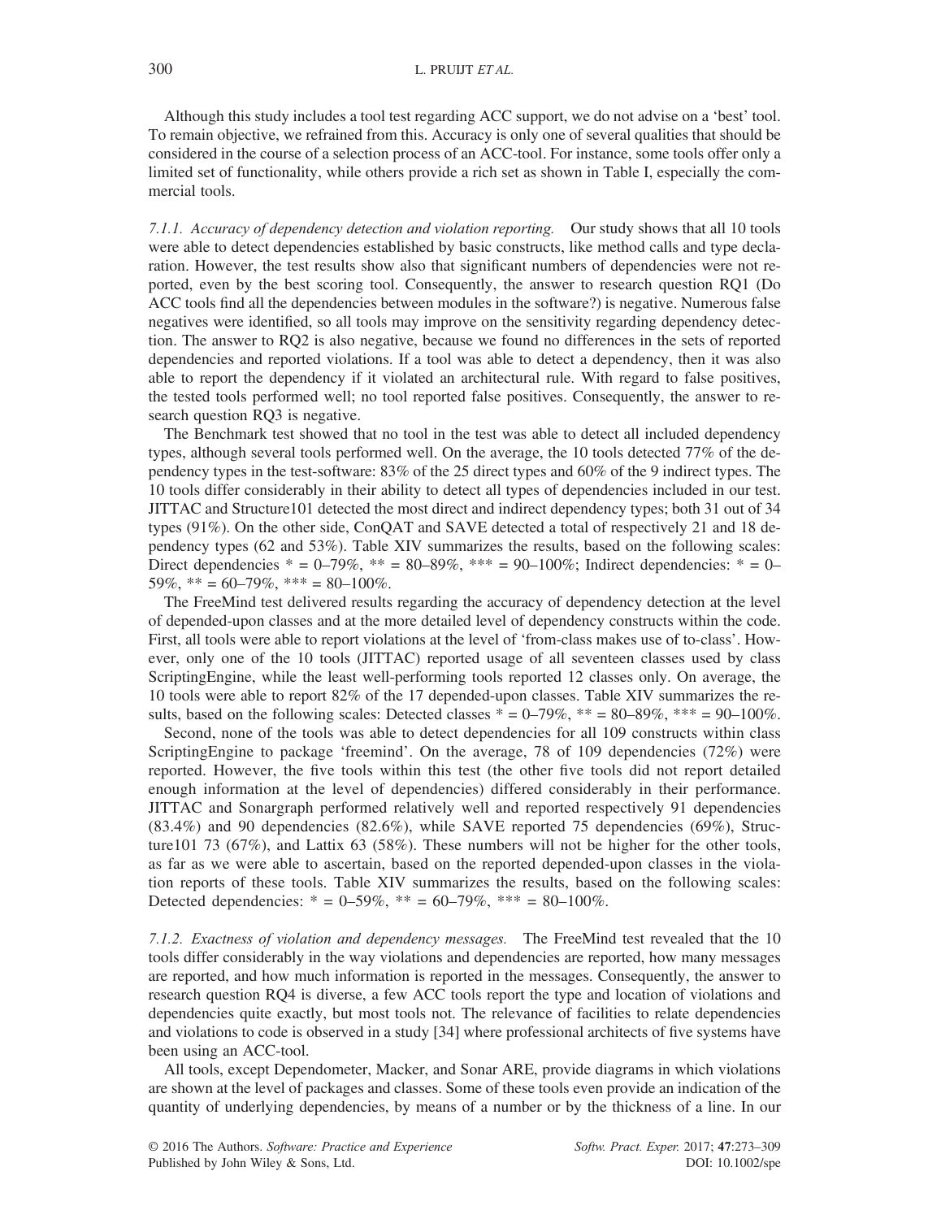Although this study includes a tool test regarding ACC support, we do not advise on a 'best' tool. To remain objective, we refrained from this. Accuracy is only one of several qualities that should be considered in the course of a selection process of an ACC-tool. For instance, some tools offer only a limited set of functionality, while others provide a rich set as shown in Table I, especially the commercial tools.

*7.1.1. Accuracy of dependency detection and violation reporting.* Our study shows that all 10 tools were able to detect dependencies established by basic constructs, like method calls and type declaration. However, the test results show also that significant numbers of dependencies were not reported, even by the best scoring tool. Consequently, the answer to research question RQ1 (Do ACC tools find all the dependencies between modules in the software?) is negative. Numerous false negatives were identified, so all tools may improve on the sensitivity regarding dependency detection. The answer to RQ2 is also negative, because we found no differences in the sets of reported dependencies and reported violations. If a tool was able to detect a dependency, then it was also able to report the dependency if it violated an architectural rule. With regard to false positives, the tested tools performed well; no tool reported false positives. Consequently, the answer to research question RQ3 is negative.

The Benchmark test showed that no tool in the test was able to detect all included dependency types, although several tools performed well. On the average, the 10 tools detected 77% of the dependency types in the test-software: 83% of the 25 direct types and 60% of the 9 indirect types. The 10 tools differ considerably in their ability to detect all types of dependencies included in our test. JITTAC and Structure101 detected the most direct and indirect dependency types; both 31 out of 34 types (91%). On the other side, ConQAT and SAVE detected a total of respectively 21 and 18 dependency types (62 and 53%). Table XIV summarizes the results, based on the following scales: Direct dependencies * = 0–79%, ** = 80–89%, *** = 90–100%; Indirect dependencies: * = 0–59%, ** = 60–79%, *** = 80–100%.

The FreeMind test delivered results regarding the accuracy of dependency detection at the level of depended-upon classes and at the more detailed level of dependency constructs within the code. First, all tools were able to report violations at the level of 'from-class makes use of to-class'. However, only one of the 10 tools (JITTAC) reported usage of all seventeen classes used by class ScriptingEngine, while the least well-performing tools reported 12 classes only. On average, the 10 tools were able to report 82% of the 17 depended-upon classes. Table XIV summarizes the results, based on the following scales: Detected classes * = 0–79%, ** = 80–89%, *** = 90–100%.

Second, none of the tools was able to detect dependencies for all 109 constructs within class ScriptingEngine to package 'freemind'. On the average, 78 of 109 dependencies (72%) were reported. However, the five tools within this test (the other five tools did not report detailed enough information at the level of dependencies) differed considerably in their performance. JITTAC and Sonargraph performed relatively well and reported respectively 91 dependencies (83.4%) and 90 dependencies (82.6%), while SAVE reported 75 dependencies (69%), Structure101 73 (67%), and Lattix 63 (58%). These numbers will not be higher for the other tools, as far as we were able to ascertain, based on the reported depended-upon classes in the violation reports of these tools. Table XIV summarizes the results, based on the following scales: Detected dependencies: * = 0–59%, ** = 60–79%, *** = 80–100%.

*7.1.2. Exactness of violation and dependency messages.* The FreeMind test revealed that the 10 tools differ considerably in the way violations and dependencies are reported, how many messages are reported, and how much information is reported in the messages. Consequently, the answer to research question RQ4 is diverse, a few ACC tools report the type and location of violations and dependencies quite exactly, but most tools not. The relevance of facilities to relate dependencies and violations to code is observed in a study [34] where professional architects of five systems have been using an ACC-tool.

All tools, except Dependometer, Macker, and Sonar ARE, provide diagrams in which violations are shown at the level of packages and classes. Some of these tools even provide an indication of the quantity of underlying dependencies, by means of a number or by the thickness of a line. In our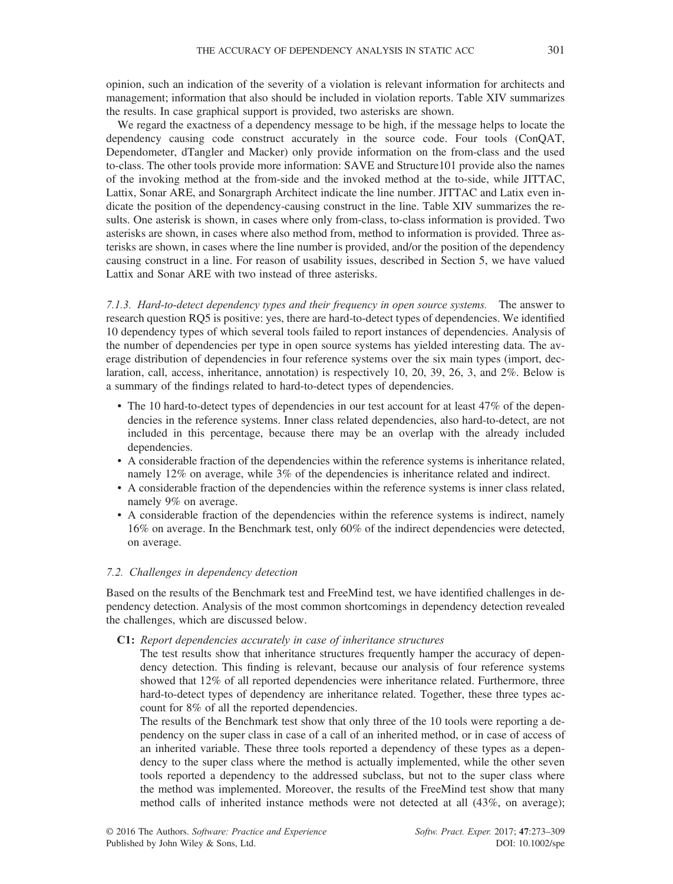opinion, such an indication of the severity of a violation is relevant information for architects and management; information that also should be included in violation reports. Table XIV summarizes the results. In case graphical support is provided, two asterisks are shown.

We regard the exactness of a dependency message to be high, if the message helps to locate the dependency causing code construct accurately in the source code. Four tools (ConQAT, Dependometer, dTangler and Macker) only provide information on the from-class and the used to-class. The other tools provide more information: SAVE and Structure101 provide also the names of the invoking method at the from-side and the invoked method at the to-side, while JITTAC, Lattix, Sonar ARE, and Sonargraph Architect indicate the line number. JITTAC and Latix even indicate the position of the dependency-causing construct in the line. Table XIV summarizes the results. One asterisk is shown, in cases where only from-class, to-class information is provided. Two asterisks are shown, in cases where also method from, method to information is provided. Three asterisks are shown, in cases where the line number is provided, and/or the position of the dependency causing construct in a line. For reason of usability issues, described in Section 5, we have valued Lattix and Sonar ARE with two instead of three asterisks.

*7.1.3. Hard-to-detect dependency types and their frequency in open source systems.* The answer to research question RQ5 is positive: yes, there are hard-to-detect types of dependencies. We identified 10 dependency types of which several tools failed to report instances of dependencies. Analysis of the number of dependencies per type in open source systems has yielded interesting data. The average distribution of dependencies in four reference systems over the six main types (import, declaration, call, access, inheritance, annotation) is respectively 10, 20, 39, 26, 3, and 2%. Below is a summary of the findings related to hard-to-detect types of dependencies.

- The 10 hard-to-detect types of dependencies in our test account for at least 47% of the dependencies in the reference systems. Inner class related dependencies, also hard-to-detect, are not included in this percentage, because there may be an overlap with the already included dependencies.
- A considerable fraction of the dependencies within the reference systems is inheritance related, namely 12% on average, while 3% of the dependencies is inheritance related and indirect.
- A considerable fraction of the dependencies within the reference systems is inner class related, namely 9% on average.
- A considerable fraction of the dependencies within the reference systems is indirect, namely 16% on average. In the Benchmark test, only 60% of the indirect dependencies were detected, on average.

### 7.2. Challenges in dependency detection

Based on the results of the Benchmark test and FreeMind test, we have identified challenges in dependency detection. Analysis of the most common shortcomings in dependency detection revealed the challenges, which are discussed below.

**C1:** *Report dependencies accurately in case of inheritance structures*

The test results show that inheritance structures frequently hamper the accuracy of dependency detection. This finding is relevant, because our analysis of four reference systems showed that 12% of all reported dependencies were inheritance related. Furthermore, three hard-to-detect types of dependency are inheritance related. Together, these three types account for 8% of all the reported dependencies.

The results of the Benchmark test show that only three of the 10 tools were reporting a dependency on the super class in case of a call of an inherited method, or in case of access of an inherited variable. These three tools reported a dependency of these types as a dependency to the super class where the method is actually implemented, while the other seven tools reported a dependency to the addressed subclass, but not to the super class where the method was implemented. Moreover, the results of the FreeMind test show that many method calls of inherited instance methods were not detected at all (43%, on average);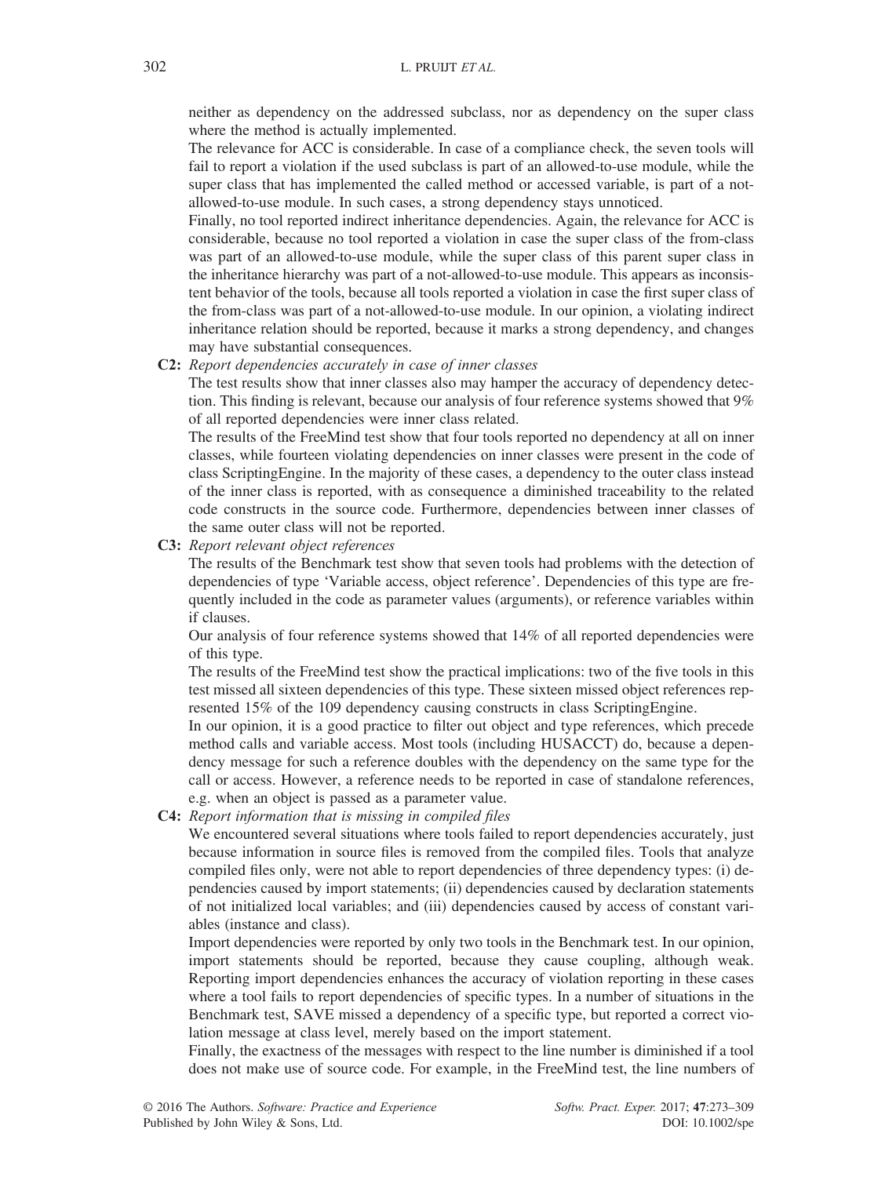neither as dependency on the addressed subclass, nor as dependency on the super class where the method is actually implemented.

The relevance for ACC is considerable. In case of a compliance check, the seven tools will fail to report a violation if the used subclass is part of an allowed-to-use module, while the super class that has implemented the called method or accessed variable, is part of a not-allowed-to-use module. In such cases, a strong dependency stays unnoticed.

Finally, no tool reported indirect inheritance dependencies. Again, the relevance for ACC is considerable, because no tool reported a violation in case the super class of the from-class was part of an allowed-to-use module, while the super class of this parent super class in the inheritance hierarchy was part of a not-allowed-to-use module. This appears as inconsistent behavior of the tools, because all tools reported a violation in case the first super class of the from-class was part of a not-allowed-to-use module. In our opinion, a violating indirect inheritance relation should be reported, because it marks a strong dependency, and changes may have substantial consequences.

**C2:** *Report dependencies accurately in case of inner classes*

The test results show that inner classes also may hamper the accuracy of dependency detection. This finding is relevant, because our analysis of four reference systems showed that 9% of all reported dependencies were inner class related.

The results of the FreeMind test show that four tools reported no dependency at all on inner classes, while fourteen violating dependencies on inner classes were present in the code of class ScriptingEngine. In the majority of these cases, a dependency to the outer class instead of the inner class is reported, with as consequence a diminished traceability to the related code constructs in the source code. Furthermore, dependencies between inner classes of the same outer class will not be reported.

**C3:** *Report relevant object references*

The results of the Benchmark test show that seven tools had problems with the detection of dependencies of type 'Variable access, object reference'. Dependencies of this type are frequently included in the code as parameter values (arguments), or reference variables within if clauses.

Our analysis of four reference systems showed that 14% of all reported dependencies were of this type.

The results of the FreeMind test show the practical implications: two of the five tools in this test missed all sixteen dependencies of this type. These sixteen missed object references represented 15% of the 109 dependency causing constructs in class ScriptingEngine.

In our opinion, it is a good practice to filter out object and type references, which precede method calls and variable access. Most tools (including HUSACCT) do, because a dependency message for such a reference doubles with the dependency on the same type for the call or access. However, a reference needs to be reported in case of standalone references, e.g. when an object is passed as a parameter value.

**C4:** *Report information that is missing in compiled files*

We encountered several situations where tools failed to report dependencies accurately, just because information in source files is removed from the compiled files. Tools that analyze compiled files only, were not able to report dependencies of three dependency types: (i) dependencies caused by import statements; (ii) dependencies caused by declaration statements of not initialized local variables; and (iii) dependencies caused by access of constant variables (instance and class).

Import dependencies were reported by only two tools in the Benchmark test. In our opinion, import statements should be reported, because they cause coupling, although weak. Reporting import dependencies enhances the accuracy of violation reporting in these cases where a tool fails to report dependencies of specific types. In a number of situations in the Benchmark test, SAVE missed a dependency of a specific type, but reported a correct violation message at class level, merely based on the import statement.

Finally, the exactness of the messages with respect to the line number is diminished if a tool does not make use of source code. For example, in the FreeMind test, the line numbers of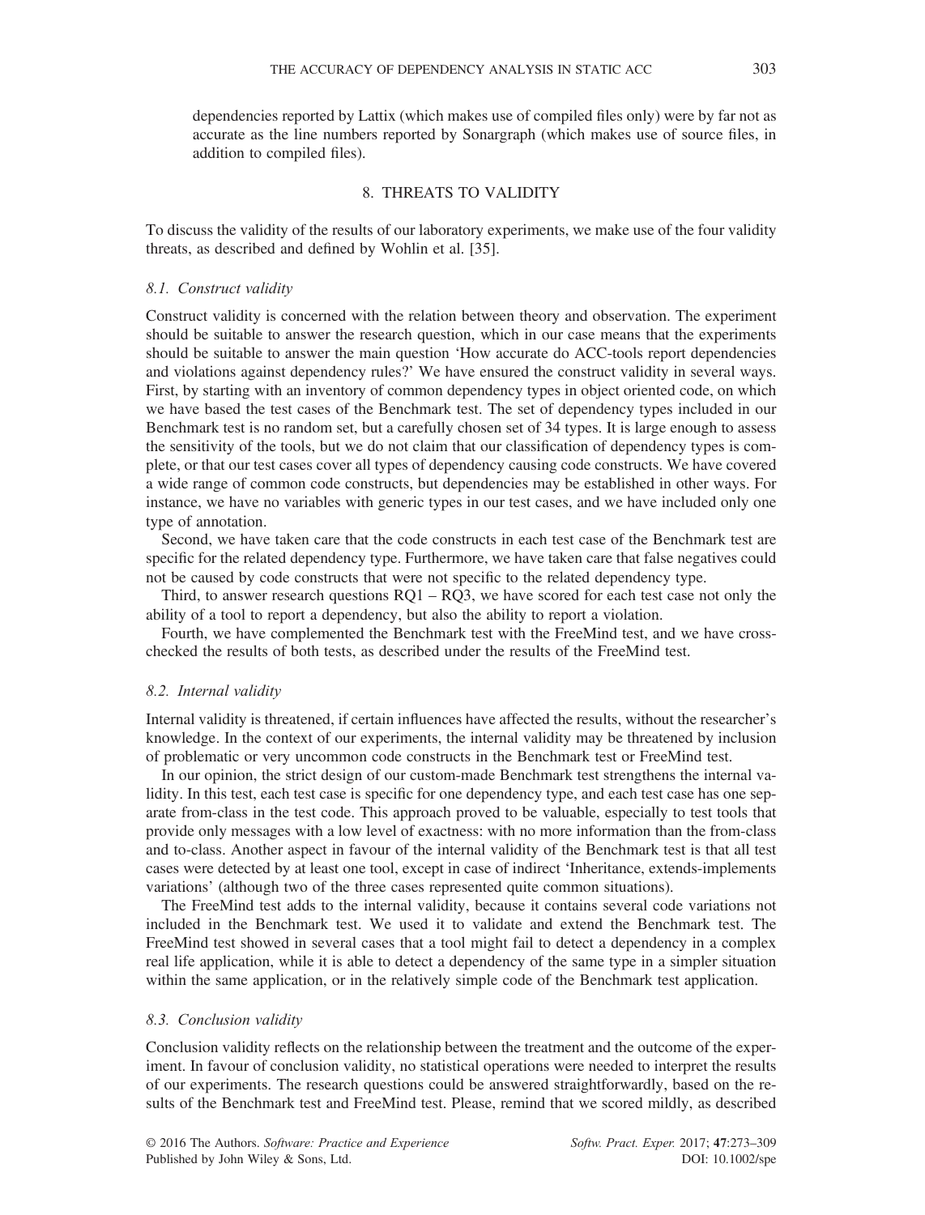dependencies reported by Lattix (which makes use of compiled files only) were by far not as accurate as the line numbers reported by Sonargraph (which makes use of source files, in addition to compiled files).

## 8. THREATS TO VALIDITY

To discuss the validity of the results of our laboratory experiments, we make use of the four validity threats, as described and defined by Wohlin et al. [35].

### *8.1. Construct validity*

Construct validity is concerned with the relation between theory and observation. The experiment should be suitable to answer the research question, which in our case means that the experiments should be suitable to answer the main question 'How accurate do ACC-tools report dependencies and violations against dependency rules?' We have ensured the construct validity in several ways. First, by starting with an inventory of common dependency types in object oriented code, on which we have based the test cases of the Benchmark test. The set of dependency types included in our Benchmark test is no random set, but a carefully chosen set of 34 types. It is large enough to assess the sensitivity of the tools, but we do not claim that our classification of dependency types is complete, or that our test cases cover all types of dependency causing code constructs. We have covered a wide range of common code constructs, but dependencies may be established in other ways. For instance, we have no variables with generic types in our test cases, and we have included only one type of annotation.

Second, we have taken care that the code constructs in each test case of the Benchmark test are specific for the related dependency type. Furthermore, we have taken care that false negatives could not be caused by code constructs that were not specific to the related dependency type.

Third, to answer research questions RQ1 – RQ3, we have scored for each test case not only the ability of a tool to report a dependency, but also the ability to report a violation.

Fourth, we have complemented the Benchmark test with the FreeMind test, and we have cross-checked the results of both tests, as described under the results of the FreeMind test.

### *8.2. Internal validity*

Internal validity is threatened, if certain influences have affected the results, without the researcher's knowledge. In the context of our experiments, the internal validity may be threatened by inclusion of problematic or very uncommon code constructs in the Benchmark test or FreeMind test.

In our opinion, the strict design of our custom-made Benchmark test strengthens the internal validity. In this test, each test case is specific for one dependency type, and each test case has one separate from-class in the test code. This approach proved to be valuable, especially to test tools that provide only messages with a low level of exactness: with no more information than the from-class and to-class. Another aspect in favour of the internal validity of the Benchmark test is that all test cases were detected by at least one tool, except in case of indirect 'Inheritance, extends-implements variations' (although two of the three cases represented quite common situations).

The FreeMind test adds to the internal validity, because it contains several code variations not included in the Benchmark test. We used it to validate and extend the Benchmark test. The FreeMind test showed in several cases that a tool might fail to detect a dependency in a complex real life application, while it is able to detect a dependency of the same type in a simpler situation within the same application, or in the relatively simple code of the Benchmark test application.

### *8.3. Conclusion validity*

Conclusion validity reflects on the relationship between the treatment and the outcome of the experiment. In favour of conclusion validity, no statistical operations were needed to interpret the results of our experiments. The research questions could be answered straightforwardly, based on the results of the Benchmark test and FreeMind test. Please, remind that we scored mildly, as described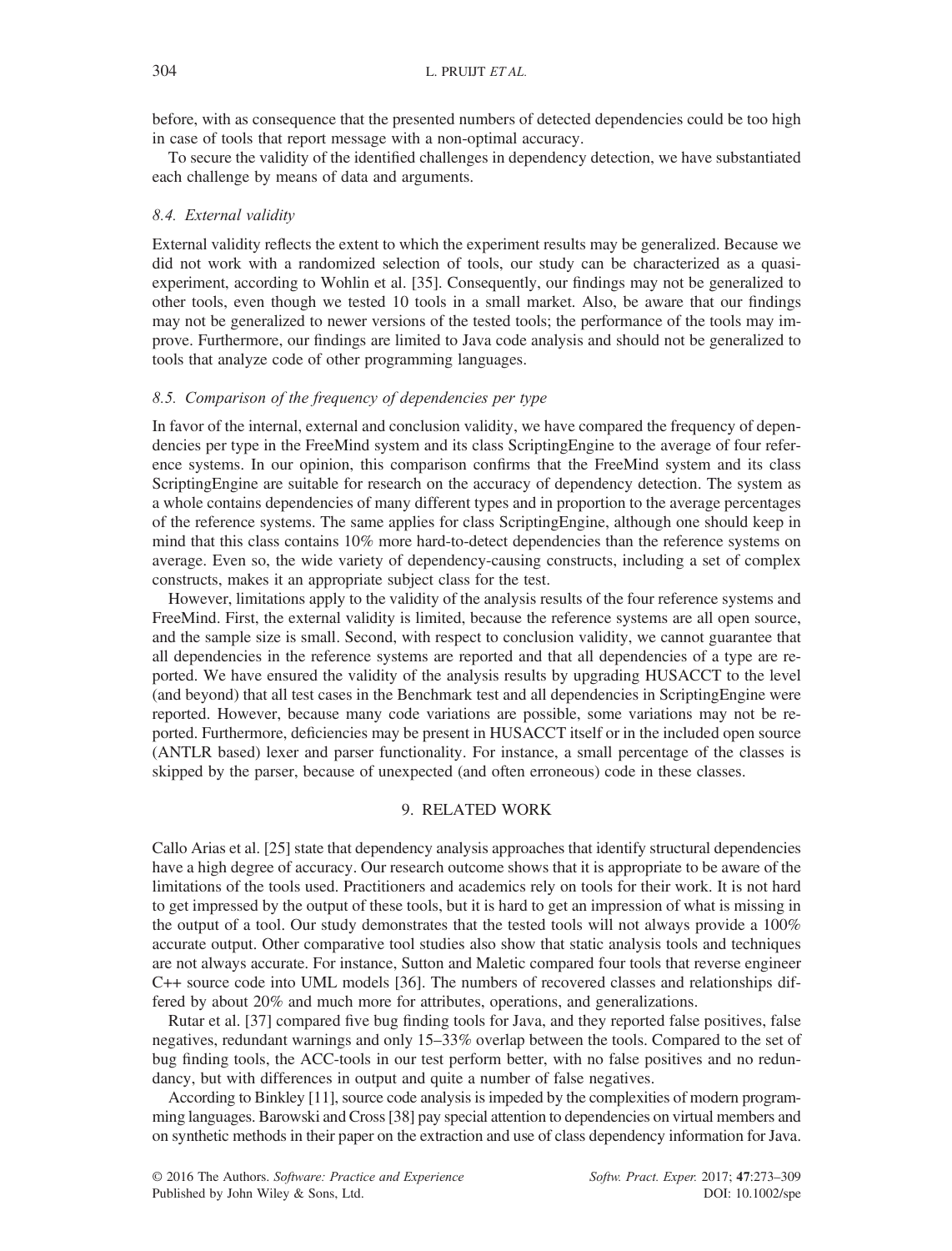before, with as consequence that the presented numbers of detected dependencies could be too high in case of tools that report message with a non-optimal accuracy.

To secure the validity of the identified challenges in dependency detection, we have substantiated each challenge by means of data and arguments.

### 8.4. External validity

External validity reflects the extent to which the experiment results may be generalized. Because we did not work with a randomized selection of tools, our study can be characterized as a quasi-experiment, according to Wohlin et al. [35]. Consequently, our findings may not be generalized to other tools, even though we tested 10 tools in a small market. Also, be aware that our findings may not be generalized to newer versions of the tested tools; the performance of the tools may improve. Furthermore, our findings are limited to Java code analysis and should not be generalized to tools that analyze code of other programming languages.

### 8.5. Comparison of the frequency of dependencies per type

In favor of the internal, external and conclusion validity, we have compared the frequency of dependencies per type in the FreeMind system and its class ScriptingEngine to the average of four reference systems. In our opinion, this comparison confirms that the FreeMind system and its class ScriptingEngine are suitable for research on the accuracy of dependency detection. The system as a whole contains dependencies of many different types and in proportion to the average percentages of the reference systems. The same applies for class ScriptingEngine, although one should keep in mind that this class contains 10% more hard-to-detect dependencies than the reference systems on average. Even so, the wide variety of dependency-causing constructs, including a set of complex constructs, makes it an appropriate subject class for the test.

However, limitations apply to the validity of the analysis results of the four reference systems and FreeMind. First, the external validity is limited, because the reference systems are all open source, and the sample size is small. Second, with respect to conclusion validity, we cannot guarantee that all dependencies in the reference systems are reported and that all dependencies of a type are reported. We have ensured the validity of the analysis results by upgrading HUSACCT to the level (and beyond) that all test cases in the Benchmark test and all dependencies in ScriptingEngine were reported. However, because many code variations are possible, some variations may not be reported. Furthermore, deficiencies may be present in HUSACCT itself or in the included open source (ANTLR based) lexer and parser functionality. For instance, a small percentage of the classes is skipped by the parser, because of unexpected (and often erroneous) code in these classes.

## 9. RELATED WORK

Callo Arias et al. [25] state that dependency analysis approaches that identify structural dependencies have a high degree of accuracy. Our research outcome shows that it is appropriate to be aware of the limitations of the tools used. Practitioners and academics rely on tools for their work. It is not hard to get impressed by the output of these tools, but it is hard to get an impression of what is missing in the output of a tool. Our study demonstrates that the tested tools will not always provide a 100% accurate output. Other comparative tool studies also show that static analysis tools and techniques are not always accurate. For instance, Sutton and Maletic compared four tools that reverse engineer C++ source code into UML models [36]. The numbers of recovered classes and relationships differed by about 20% and much more for attributes, operations, and generalizations.

Rutar et al. [37] compared five bug finding tools for Java, and they reported false positives, false negatives, redundant warnings and only 15–33% overlap between the tools. Compared to the set of bug finding tools, the ACC-tools in our test perform better, with no false positives and no redundancy, but with differences in output and quite a number of false negatives.

According to Binkley [11], source code analysis is impeded by the complexities of modern programming languages. Barowski and Cross [38] pay special attention to dependencies on virtual members and on synthetic methods in their paper on the extraction and use of class dependency information for Java.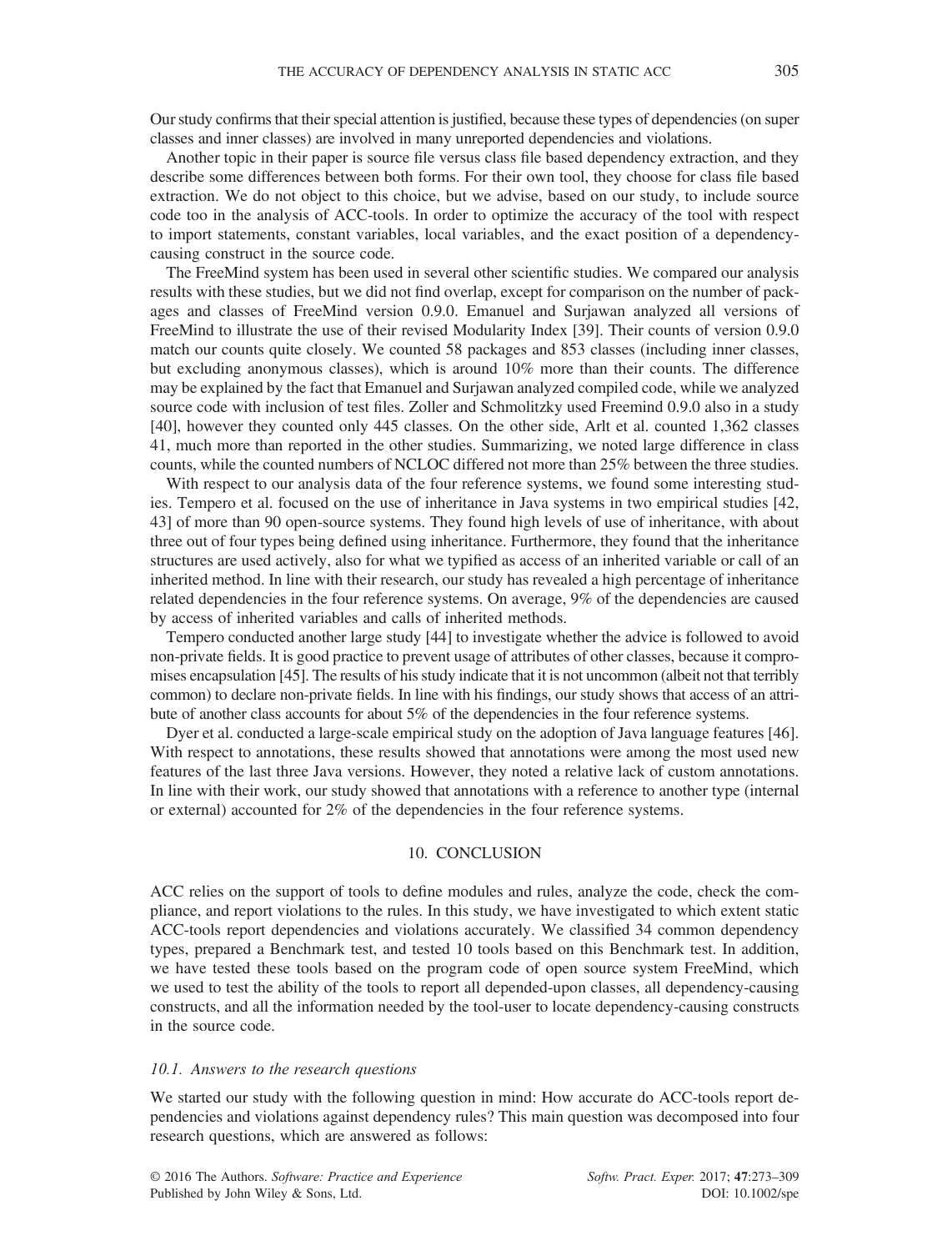Our study confirms that their special attention is justified, because these types of dependencies (on super classes and inner classes) are involved in many unreported dependencies and violations.

Another topic in their paper is source file versus class file based dependency extraction, and they describe some differences between both forms. For their own tool, they choose for class file based extraction. We do not object to this choice, but we advise, based on our study, to include source code too in the analysis of ACC-tools. In order to optimize the accuracy of the tool with respect to import statements, constant variables, local variables, and the exact position of a dependency-causing construct in the source code.

The FreeMind system has been used in several other scientific studies. We compared our analysis results with these studies, but we did not find overlap, except for comparison on the number of packages and classes of FreeMind version 0.9.0. Emanuel and Surjawan analyzed all versions of FreeMind to illustrate the use of their revised Modularity Index [39]. Their counts of version 0.9.0 match our counts quite closely. We counted 58 packages and 853 classes (including inner classes, but excluding anonymous classes), which is around 10% more than their counts. The difference may be explained by the fact that Emanuel and Surjawan analyzed compiled code, while we analyzed source code with inclusion of test files. Zoller and Schmolitzky used Freemind 0.9.0 also in a study [40], however they counted only 445 classes. On the other side, Arlt et al. counted 1,362 classes 41, much more than reported in the other studies. Summarizing, we noted large difference in class counts, while the counted numbers of NCLOC differed not more than 25% between the three studies.

With respect to our analysis data of the four reference systems, we found some interesting studies. Tempero et al. focused on the use of inheritance in Java systems in two empirical studies [42, 43] of more than 90 open-source systems. They found high levels of use of inheritance, with about three out of four types being defined using inheritance. Furthermore, they found that the inheritance structures are used actively, also for what we typified as access of an inherited variable or call of an inherited method. In line with their research, our study has revealed a high percentage of inheritance related dependencies in the four reference systems. On average, 9% of the dependencies are caused by access of inherited variables and calls of inherited methods.

Tempero conducted another large study [44] to investigate whether the advice is followed to avoid non-private fields. It is good practice to prevent usage of attributes of other classes, because it compromises encapsulation [45]. The results of his study indicate that it is not uncommon (albeit not that terribly common) to declare non-private fields. In line with his findings, our study shows that access of an attribute of another class accounts for about 5% of the dependencies in the four reference systems.

Dyer et al. conducted a large-scale empirical study on the adoption of Java language features [46]. With respect to annotations, these results showed that annotations were among the most used new features of the last three Java versions. However, they noted a relative lack of custom annotations. In line with their work, our study showed that annotations with a reference to another type (internal or external) accounted for 2% of the dependencies in the four reference systems.

## 10. CONCLUSION

ACC relies on the support of tools to define modules and rules, analyze the code, check the compliance, and report violations to the rules. In this study, we have investigated to which extent static ACC-tools report dependencies and violations accurately. We classified 34 common dependency types, prepared a Benchmark test, and tested 10 tools based on this Benchmark test. In addition, we have tested these tools based on the program code of open source system FreeMind, which we used to test the ability of the tools to report all depended-upon classes, all dependency-causing constructs, and all the information needed by the tool-user to locate dependency-causing constructs in the source code.

### *10.1. Answers to the research questions*

We started our study with the following question in mind: How accurate do ACC-tools report dependencies and violations against dependency rules? This main question was decomposed into four research questions, which are answered as follows: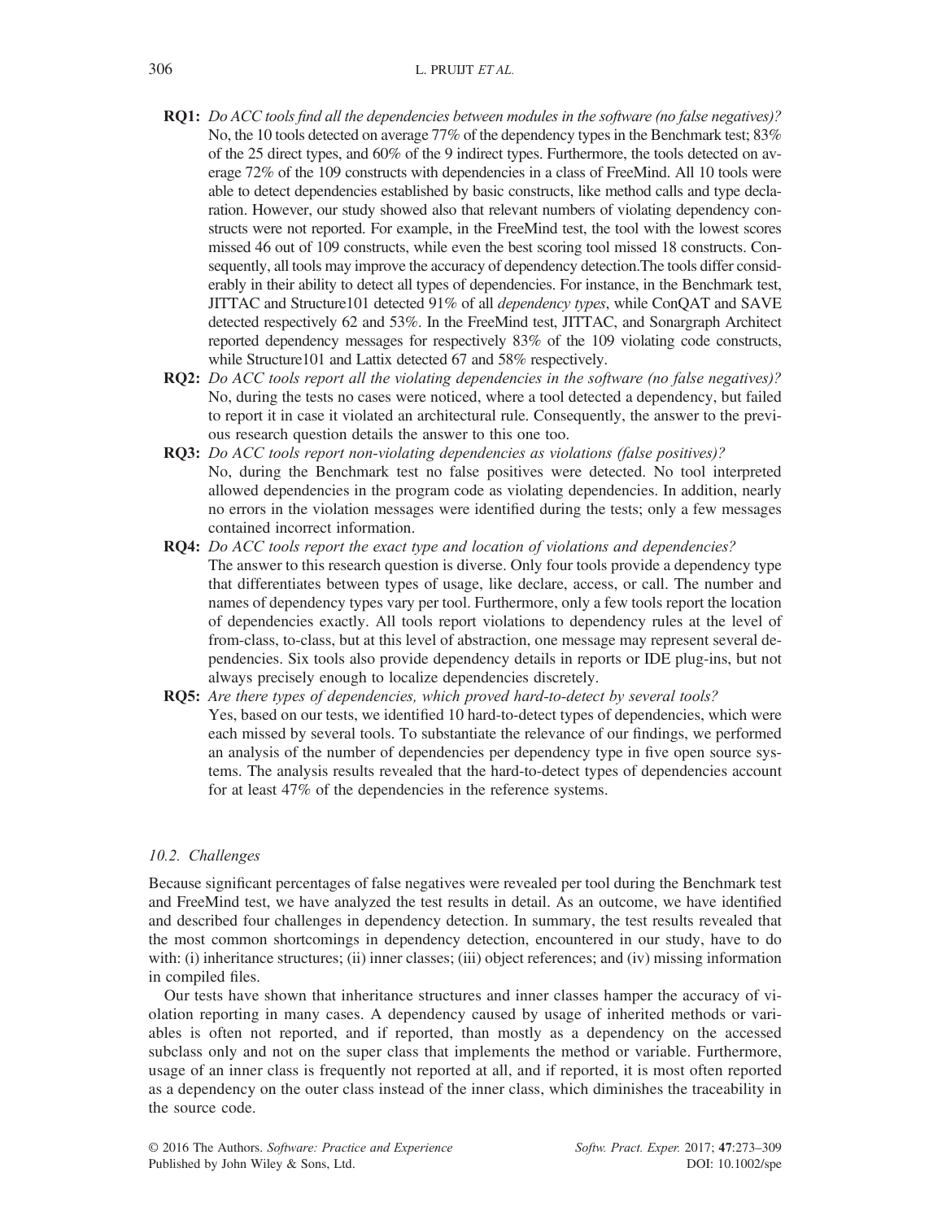**RQ1:** *Do ACC tools find all the dependencies between modules in the software (no false negatives)?*
No, the 10 tools detected on average 77% of the dependency types in the Benchmark test; 83% of the 25 direct types, and 60% of the 9 indirect types. Furthermore, the tools detected on average 72% of the 109 constructs with dependencies in a class of FreeMind. All 10 tools were able to detect dependencies established by basic constructs, like method calls and type declaration. However, our study showed also that relevant numbers of violating dependency constructs were not reported. For example, in the FreeMind test, the tool with the lowest scores missed 46 out of 109 constructs, while even the best scoring tool missed 18 constructs. Consequently, all tools may improve the accuracy of dependency detection.The tools differ considerably in their ability to detect all types of dependencies. For instance, in the Benchmark test, JITTAC and Structure101 detected 91% of all *dependency types*, while ConQAT and SAVE detected respectively 62 and 53%. In the FreeMind test, JITTAC, and Sonargraph Architect reported dependency messages for respectively 83% of the 109 violating code constructs, while Structure101 and Lattix detected 67 and 58% respectively.

**RQ2:** *Do ACC tools report all the violating dependencies in the software (no false negatives)?*
No, during the tests no cases were noticed, where a tool detected a dependency, but failed to report it in case it violated an architectural rule. Consequently, the answer to the previous research question details the answer to this one too.

**RQ3:** *Do ACC tools report non-violating dependencies as violations (false positives)?*
No, during the Benchmark test no false positives were detected. No tool interpreted allowed dependencies in the program code as violating dependencies. In addition, nearly no errors in the violation messages were identified during the tests; only a few messages contained incorrect information.

**RQ4:** *Do ACC tools report the exact type and location of violations and dependencies?*
The answer to this research question is diverse. Only four tools provide a dependency type that differentiates between types of usage, like declare, access, or call. The number and names of dependency types vary per tool. Furthermore, only a few tools report the location of dependencies exactly. All tools report violations to dependency rules at the level of from-class, to-class, but at this level of abstraction, one message may represent several dependencies. Six tools also provide dependency details in reports or IDE plug-ins, but not always precisely enough to localize dependencies discretely.

**RQ5:** *Are there types of dependencies, which proved hard-to-detect by several tools?*
Yes, based on our tests, we identified 10 hard-to-detect types of dependencies, which were each missed by several tools. To substantiate the relevance of our findings, we performed an analysis of the number of dependencies per dependency type in five open source systems. The analysis results revealed that the hard-to-detect types of dependencies account for at least 47% of the dependencies in the reference systems.

### *10.2. Challenges*

Because significant percentages of false negatives were revealed per tool during the Benchmark test and FreeMind test, we have analyzed the test results in detail. As an outcome, we have identified and described four challenges in dependency detection. In summary, the test results revealed that the most common shortcomings in dependency detection, encountered in our study, have to do with: (i) inheritance structures; (ii) inner classes; (iii) object references; and (iv) missing information in compiled files.

Our tests have shown that inheritance structures and inner classes hamper the accuracy of violation reporting in many cases. A dependency caused by usage of inherited methods or variables is often not reported, and if reported, than mostly as a dependency on the accessed subclass only and not on the super class that implements the method or variable. Furthermore, usage of an inner class is frequently not reported at all, and if reported, it is most often reported as a dependency on the outer class instead of the inner class, which diminishes the traceability in the source code.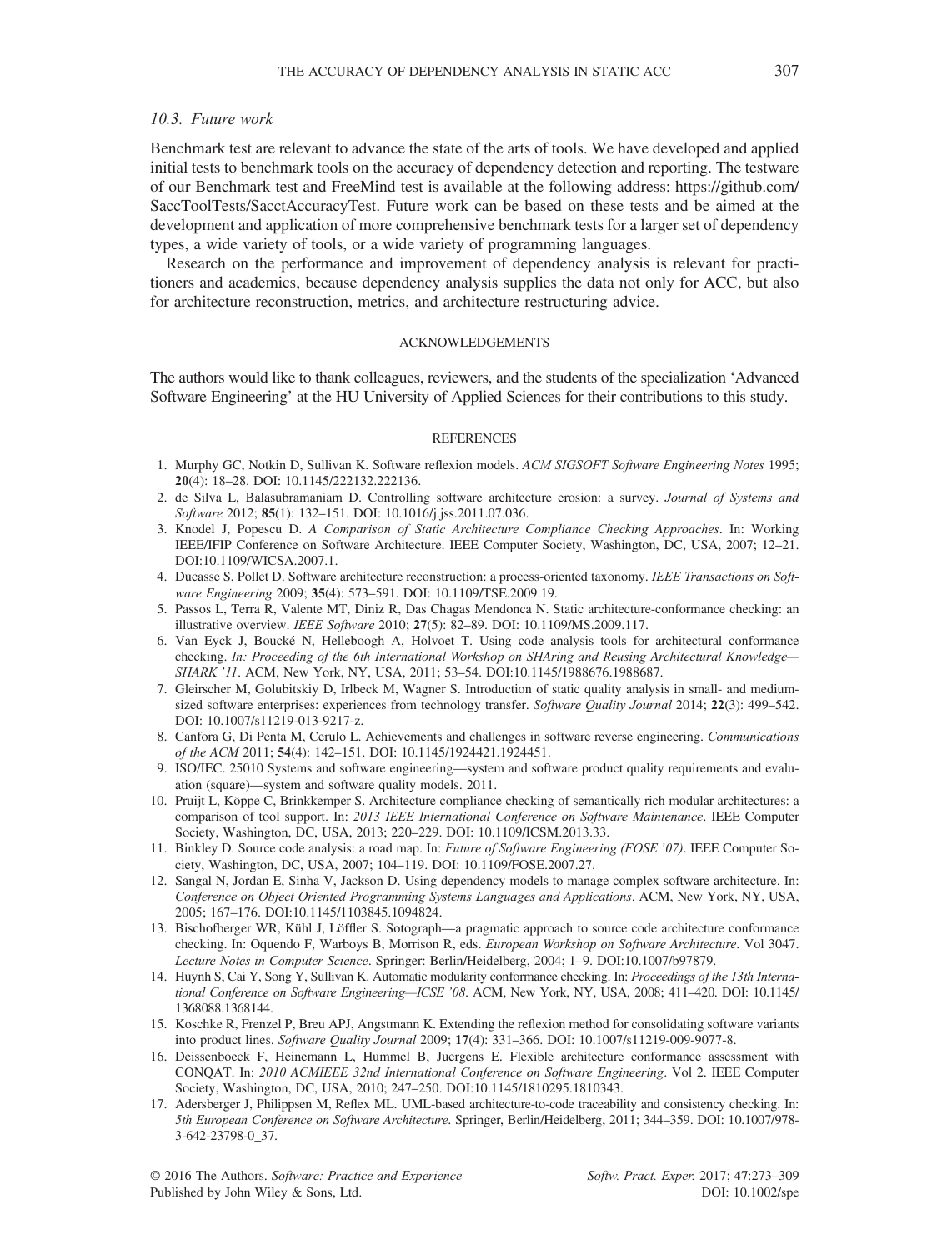### 10.3. Future work

Benchmark test are relevant to advance the state of the arts of tools. We have developed and applied initial tests to benchmark tools on the accuracy of dependency detection and reporting. The testware of our Benchmark test and FreeMind test is available at the following address: https://github.com/SaccToolTests/SacctAccuracyTest. Future work can be based on these tests and be aimed at the development and application of more comprehensive benchmark tests for a larger set of dependency types, a wide variety of tools, or a wide variety of programming languages.

Research on the performance and improvement of dependency analysis is relevant for practitioners and academics, because dependency analysis supplies the data not only for ACC, but also for architecture reconstruction, metrics, and architecture restructuring advice.

## ACKNOWLEDGEMENTS

The authors would like to thank colleagues, reviewers, and the students of the specialization 'Advanced Software Engineering' at the HU University of Applied Sciences for their contributions to this study.

## REFERENCES

1. Murphy GC, Notkin D, Sullivan K. Software reflexion models. *ACM SIGSOFT Software Engineering Notes* 1995; **20**(4): 18–28. DOI: 10.1145/222132.222136.
2. de Silva L, Balasubramaniam D. Controlling software architecture erosion: a survey. *Journal of Systems and Software* 2012; **85**(1): 132–151. DOI: 10.1016/j.jss.2011.07.036.
3. Knodel J, Popescu D. *A Comparison of Static Architecture Compliance Checking Approaches*. In: Working IEEE/IFIP Conference on Software Architecture. IEEE Computer Society, Washington, DC, USA, 2007; 12–21. DOI:10.1109/WICSA.2007.1.
4. Ducasse S, Pollet D. Software architecture reconstruction: a process-oriented taxonomy. *IEEE Transactions on Software Engineering* 2009; **35**(4): 573–591. DOI: 10.1109/TSE.2009.19.
5. Passos L, Terra R, Valente MT, Diniz R, Das Chagas Mendonca N. Static architecture-conformance checking: an illustrative overview. *IEEE Software* 2010; **27**(5): 82–89. DOI: 10.1109/MS.2009.117.
6. Van Eyck J, Boucké N, Helleboogh A, Holvoet T. Using code analysis tools for architectural conformance checking. *In: Proceeding of the 6th International Workshop on SHAring and Reusing Architectural Knowledge—SHARK '11*. ACM, New York, NY, USA, 2011; 53–54. DOI:10.1145/1988676.1988687.
7. Gleirscher M, Golubitskiy D, Irlbeck M, Wagner S. Introduction of static quality analysis in small- and medium-sized software enterprises: experiences from technology transfer. *Software Quality Journal* 2014; **22**(3): 499–542. DOI: 10.1007/s11219-013-9217-z.
8. Canfora G, Di Penta M, Cerulo L. Achievements and challenges in software reverse engineering. *Communications of the ACM* 2011; **54**(4): 142–151. DOI: 10.1145/1924421.1924451.
9. ISO/IEC. 25010 Systems and software engineering—system and software product quality requirements and evaluation (square)—system and software quality models. 2011.
10. Pruijt L, Köppe C, Brinkkemper S. Architecture compliance checking of semantically rich modular architectures: a comparison of tool support. In: *2013 IEEE International Conference on Software Maintenance*. IEEE Computer Society, Washington, DC, USA, 2013; 220–229. DOI: 10.1109/ICSM.2013.33.
11. Binkley D. Source code analysis: a road map. In: *Future of Software Engineering (FOSE '07)*. IEEE Computer Society, Washington, DC, USA, 2007; 104–119. DOI: 10.1109/FOSE.2007.27.
12. Sangal N, Jordan E, Sinha V, Jackson D. Using dependency models to manage complex software architecture. In: *Conference on Object Oriented Programming Systems Languages and Applications*. ACM, New York, NY, USA, 2005; 167–176. DOI:10.1145/1103845.1094824.
13. Bischofberger WR, Kühl J, Löffler S. Sotograph—a pragmatic approach to source code architecture conformance checking. In: Oquendo F, Warboys B, Morrison R, eds. *European Workshop on Software Architecture*. Vol 3047. *Lecture Notes in Computer Science*. Springer: Berlin/Heidelberg, 2004; 1–9. DOI:10.1007/b97879.
14. Huynh S, Cai Y, Song Y, Sullivan K. Automatic modularity conformance checking. In: *Proceedings of the 13th International Conference on Software Engineering—ICSE '08*. ACM, New York, NY, USA, 2008; 411–420. DOI: 10.1145/1368088.1368144.
15. Koschke R, Frenzel P, Breu APJ, Angstmann K. Extending the reflexion method for consolidating software variants into product lines. *Software Quality Journal* 2009; **17**(4): 331–366. DOI: 10.1007/s11219-009-9077-8.
16. Deissenboeck F, Heinemann L, Hummel B, Juergens E. Flexible architecture conformance assessment with CONQAT. In: *2010 ACMIEEE 32nd International Conference on Software Engineering*. Vol 2. IEEE Computer Society, Washington, DC, USA, 2010; 247–250. DOI:10.1145/1810295.1810343.
17. Adersberger J, Philippsen M, Reflex ML. UML-based architecture-to-code traceability and consistency checking. In: *5th European Conference on Software Architecture*. Springer, Berlin/Heidelberg, 2011; 344–359. DOI: 10.1007/978-3-642-23798-0_37.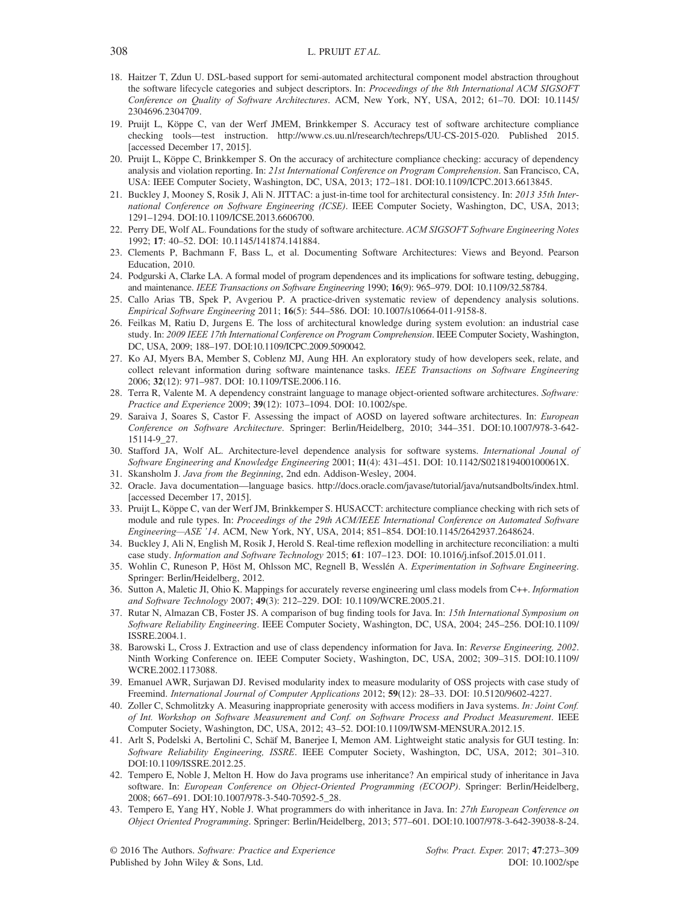18. Haitzer T, Zdun U. DSL-based support for semi-automated architectural component model abstraction throughout the software lifecycle categories and subject descriptors. In: *Proceedings of the 8th International ACM SIGSOFT Conference on Quality of Software Architectures*. ACM, New York, NY, USA, 2012; 61–70. DOI: 10.1145/2304696.2304709.
19. Pruijt L, Köppe C, van der Werf JMEM, Brinkkemper S. Accuracy test of software architecture compliance checking tools—test instruction. http://www.cs.uu.nl/research/techreps/UU-CS-2015-020. Published 2015. [accessed December 17, 2015].
20. Pruijt L, Köppe C, Brinkkemper S. On the accuracy of architecture compliance checking: accuracy of dependency analysis and violation reporting. In: *21st International Conference on Program Comprehension*. San Francisco, CA, USA: IEEE Computer Society, Washington, DC, USA, 2013; 172–181. DOI:10.1109/ICPC.2013.6613845.
21. Buckley J, Mooney S, Rosik J, Ali N. JITTAC: a just-in-time tool for architectural consistency. In: *2013 35th International Conference on Software Engineering (ICSE)*. IEEE Computer Society, Washington, DC, USA, 2013; 1291–1294. DOI:10.1109/ICSE.2013.6606700.
22. Perry DE, Wolf AL. Foundations for the study of software architecture. *ACM SIGSOFT Software Engineering Notes* 1992; **17**: 40–52. DOI: 10.1145/141874.141884.
23. Clements P, Bachmann F, Bass L, et al. Documenting Software Architectures: Views and Beyond. Pearson Education, 2010.
24. Podgurski A, Clarke LA. A formal model of program dependences and its implications for software testing, debugging, and maintenance. *IEEE Transactions on Software Engineering* 1990; **16**(9): 965–979. DOI: 10.1109/32.58784.
25. Callo Arias TB, Spek P, Avgeriou P. A practice-driven systematic review of dependency analysis solutions. *Empirical Software Engineering* 2011; **16**(5): 544–586. DOI: 10.1007/s10664-011-9158-8.
26. Feilkas M, Ratiu D, Jurgens E. The loss of architectural knowledge during system evolution: an industrial case study. In: *2009 IEEE 17th International Conference on Program Comprehension*. IEEE Computer Society, Washington, DC, USA, 2009; 188–197. DOI:10.1109/ICPC.2009.5090042.
27. Ko AJ, Myers BA, Member S, Coblenz MJ, Aung HH. An exploratory study of how developers seek, relate, and collect relevant information during software maintenance tasks. *IEEE Transactions on Software Engineering* 2006; **32**(12): 971–987. DOI: 10.1109/TSE.2006.116.
28. Terra R, Valente M. A dependency constraint language to manage object-oriented software architectures. *Software: Practice and Experience* 2009; **39**(12): 1073–1094. DOI: 10.1002/spe.
29. Saraiva J, Soares S, Castor F. Assessing the impact of AOSD on layered software architectures. In: *European Conference on Software Architecture*. Springer: Berlin/Heidelberg, 2010; 344–351. DOI:10.1007/978-3-642-15114-9_27.
30. Stafford JA, Wolf AL. Architecture-level dependence analysis for software systems. *International Journal of Software Engineering and Knowledge Engineering* 2001; **11**(4): 431–451. DOI: 10.1142/S021819400100061X.
31. Skansholm J. *Java from the Beginning*, 2nd edn. Addison-Wesley, 2004.
32. Oracle. Java documentation—language basics. http://docs.oracle.com/javase/tutorial/java/nutsandbolts/index.html. [accessed December 17, 2015].
33. Pruijt L, Köppe C, van der Werf JM, Brinkkemper S. HUSACCT: architecture compliance checking with rich sets of module and rule types. In: *Proceedings of the 29th ACM/IEEE International Conference on Automated Software Engineering—ASE '14*. ACM, New York, NY, USA, 2014; 851–854. DOI:10.1145/2642937.2648624.
34. Buckley J, Ali N, English M, Rosik J, Herold S. Real-time reflexion modelling in architecture reconciliation: a multi case study. *Information and Software Technology* 2015; **61**: 107–123. DOI: 10.1016/j.infsof.2015.01.011.
35. Wohlin C, Runeson P, Höst M, Ohlsson MC, Regnell B, Wesslén A. *Experimentation in Software Engineering*. Springer: Berlin/Heidelberg, 2012.
36. Sutton A, Maletic JI, Ohio K. Mappings for accurately reverse engineering uml class models from C++. *Information and Software Technology* 2007; **49**(3): 212–229. DOI: 10.1109/WCRE.2005.21.
37. Rutar N, Almazan CB, Foster JS. A comparison of bug finding tools for Java. In: *15th International Symposium on Software Reliability Engineering*. IEEE Computer Society, Washington, DC, USA, 2004; 245–256. DOI:10.1109/ISSRE.2004.1.
38. Barowski L, Cross J. Extraction and use of class dependency information for Java. In: *Reverse Engineering, 2002*. Ninth Working Conference on. IEEE Computer Society, Washington, DC, USA, 2002; 309–315. DOI:10.1109/WCRE.2002.1173088.
39. Emanuel AWR, Surjawan DJ. Revised modularity index to measure modularity of OSS projects with case study of Freemind. *International Journal of Computer Applications* 2012; **59**(12): 28–33. DOI: 10.5120/9602-4227.
40. Zoller C, Schmolitzky A. Measuring inappropriate generosity with access modifiers in Java systems. *In: Joint Conf. of Int. Workshop on Software Measurement and Conf. on Software Process and Product Measurement*. IEEE Computer Society, Washington, DC, USA, 2012; 43–52. DOI:10.1109/IWSM-MENSURA.2012.15.
41. Arlt S, Podelski A, Bertolini C, Schäf M, Banerjee I, Memon AM. Lightweight static analysis for GUI testing. In: *Software Reliability Engineering, ISSRE*. IEEE Computer Society, Washington, DC, USA, 2012; 301–310. DOI:10.1109/ISSRE.2012.25.
42. Tempero E, Noble J, Melton H. How do Java programs use inheritance? An empirical study of inheritance in Java software. In: *European Conference on Object-Oriented Programming (ECOOP)*. Springer: Berlin/Heidelberg, 2008; 667–691. DOI:10.1007/978-3-540-70592-5_28.
43. Tempero E, Yang HY, Noble J. What programmers do with inheritance in Java. In: *27th European Conference on Object Oriented Programming*. Springer: Berlin/Heidelberg, 2013; 577–601. DOI:10.1007/978-3-642-39038-8-24.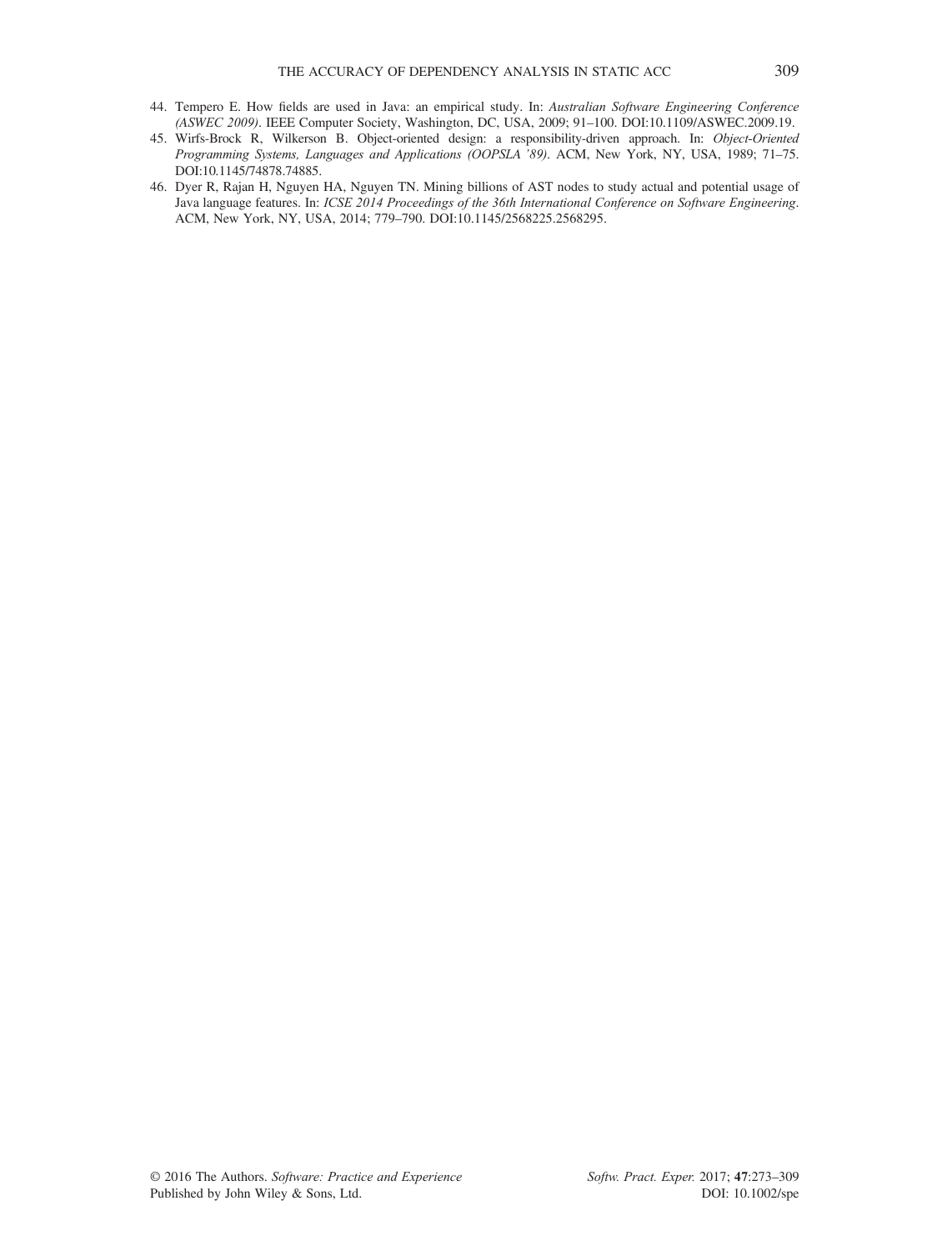44. Tempero E. How fields are used in Java: an empirical study. In: *Australian Software Engineering Conference (ASWEC 2009)*. IEEE Computer Society, Washington, DC, USA, 2009; 91–100. DOI:10.1109/ASWEC.2009.19.
45. Wirfs-Brock R, Wilkerson B. Object-oriented design: a responsibility-driven approach. In: *Object-Oriented Programming Systems, Languages and Applications (OOPSLA '89)*. ACM, New York, NY, USA, 1989; 71–75. DOI:10.1145/74878.74885.
46. Dyer R, Rajan H, Nguyen HA, Nguyen TN. Mining billions of AST nodes to study actual and potential usage of Java language features. In: *ICSE 2014 Proceedings of the 36th International Conference on Software Engineering*. ACM, New York, NY, USA, 2014; 779–790. DOI:10.1145/2568225.2568295.